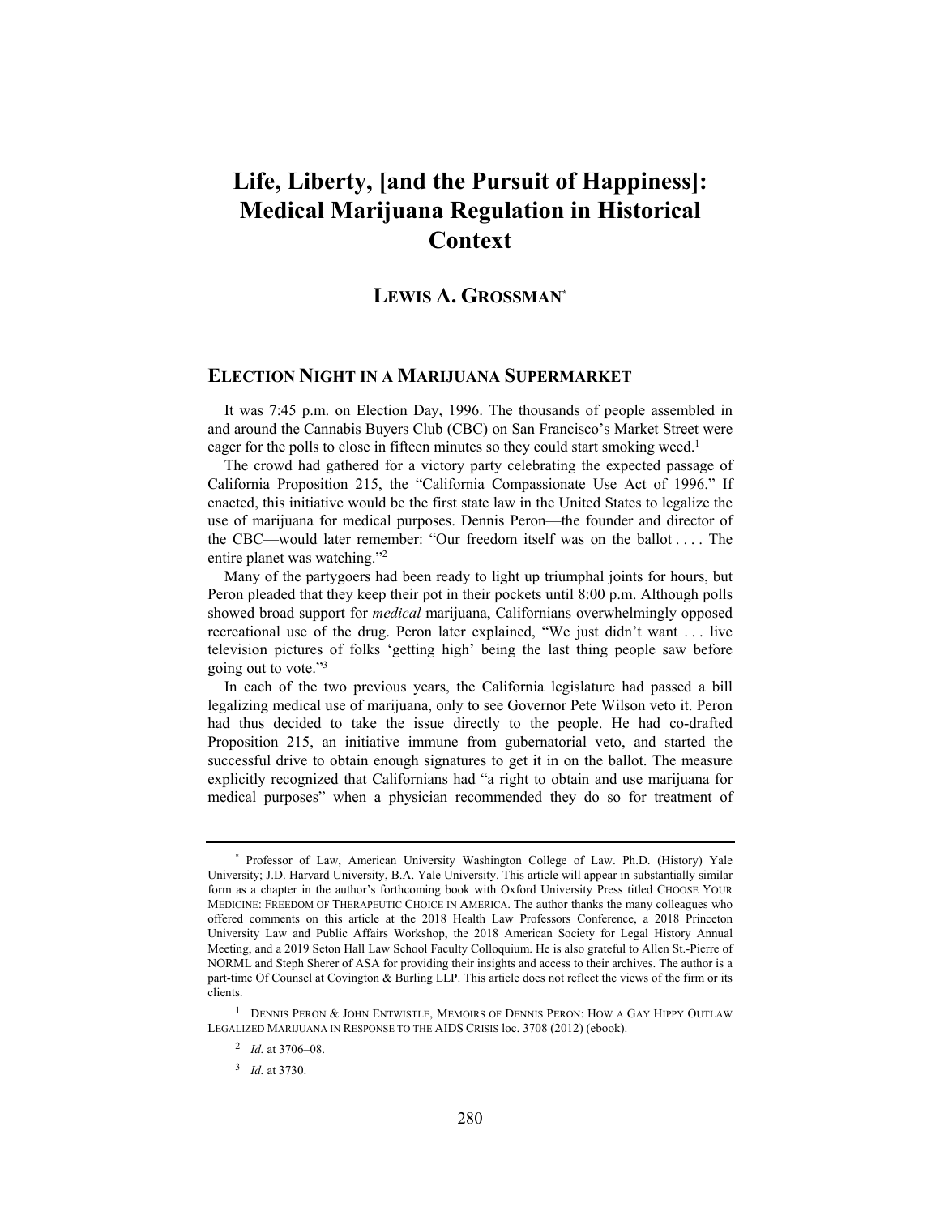# Life, Liberty, [and the Pursuit of Happiness]: Medical Marijuana Regulation in Historical Context

**LEWIS A. GROSSMAN**[*]

## ELECTION NIGHT IN A MARIJUANA SUPERMARKET

It was 7:45 p.m. on Election Day, 1996. The thousands of people assembled in and around the Cannabis Buyers Club (CBC) on San Francisco's Market Street were eager for the polls to close in fifteen minutes so they could start smoking weed.[1]

The crowd had gathered for a victory party celebrating the expected passage of California Proposition 215, the "California Compassionate Use Act of 1996." If enacted, this initiative would be the first state law in the United States to legalize the use of marijuana for medical purposes. Dennis Peron—the founder and director of the CBC—would later remember: "Our freedom itself was on the ballot . . . . The entire planet was watching."[2]

Many of the partygoers had been ready to light up triumphal joints for hours, but Peron pleaded that they keep their pot in their pockets until 8:00 p.m. Although polls showed broad support for *medical* marijuana, Californians overwhelmingly opposed recreational use of the drug. Peron later explained, "We just didn't want . . . live television pictures of folks 'getting high' being the last thing people saw before going out to vote."[3]

In each of the two previous years, the California legislature had passed a bill legalizing medical use of marijuana, only to see Governor Pete Wilson veto it. Peron had thus decided to take the issue directly to the people. He had co-drafted Proposition 215, an initiative immune from gubernatorial veto, and started the successful drive to obtain enough signatures to get it in on the ballot. The measure explicitly recognized that Californians had "a right to obtain and use marijuana for medical purposes" when a physician recommended they do so for treatment of

---

[*] Professor of Law, American University Washington College of Law. Ph.D. (History) Yale University; J.D. Harvard University, B.A. Yale University. This article will appear in substantially similar form as a chapter in the author's forthcoming book with Oxford University Press titled CHOOSE YOUR MEDICINE: FREEDOM OF THERAPEUTIC CHOICE IN AMERICA. The author thanks the many colleagues who offered comments on this article at the 2018 Health Law Professors Conference, a 2018 Princeton University Law and Public Affairs Workshop, the 2018 American Society for Legal History Annual Meeting, and a 2019 Seton Hall Law School Faculty Colloquium. He is also grateful to Allen St.-Pierre of NORML and Steph Sherer of ASA for providing their insights and access to their archives. The author is a part-time Of Counsel at Covington & Burling LLP. This article does not reflect the views of the firm or its clients.

[1] DENNIS PERON & JOHN ENTWISTLE, MEMOIRS OF DENNIS PERON: HOW A GAY HIPPY OUTLAW LEGALIZED MARIJUANA IN RESPONSE TO THE AIDS CRISIS loc. 3708 (2012) (ebook).

[2] *Id.* at 3706–08.

[3] *Id.* at 3730.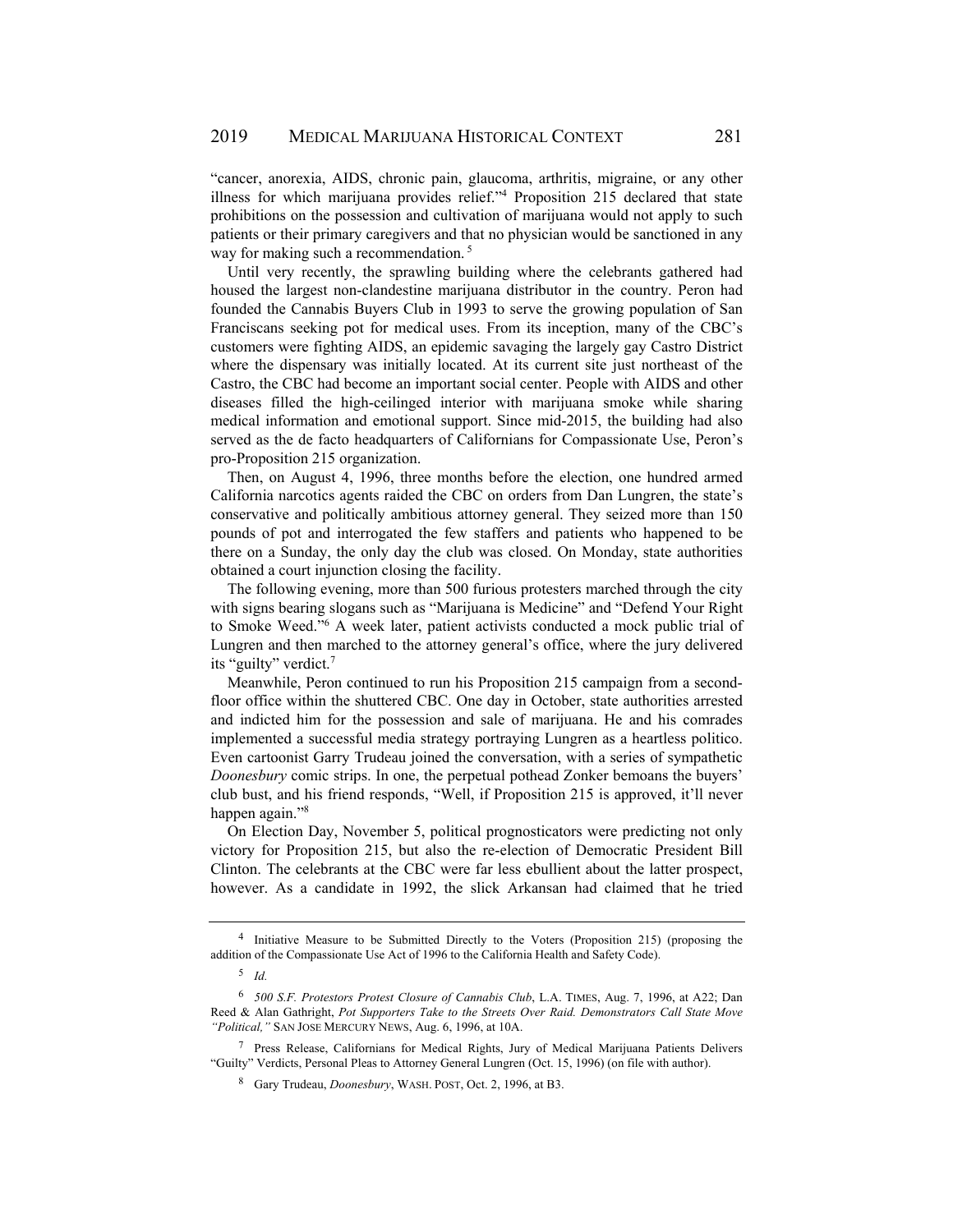"cancer, anorexia, AIDS, chronic pain, glaucoma, arthritis, migraine, or any other illness for which marijuana provides relief."[4] Proposition 215 declared that state prohibitions on the possession and cultivation of marijuana would not apply to such patients or their primary caregivers and that no physician would be sanctioned in any way for making such a recommendation.[5]

Until very recently, the sprawling building where the celebrants gathered had housed the largest non-clandestine marijuana distributor in the country. Peron had founded the Cannabis Buyers Club in 1993 to serve the growing population of San Franciscans seeking pot for medical uses. From its inception, many of the CBC's customers were fighting AIDS, an epidemic savaging the largely gay Castro District where the dispensary was initially located. At its current site just northeast of the Castro, the CBC had become an important social center. People with AIDS and other diseases filled the high-ceilinged interior with marijuana smoke while sharing medical information and emotional support. Since mid-2015, the building had also served as the de facto headquarters of Californians for Compassionate Use, Peron's pro-Proposition 215 organization.

Then, on August 4, 1996, three months before the election, one hundred armed California narcotics agents raided the CBC on orders from Dan Lungren, the state's conservative and politically ambitious attorney general. They seized more than 150 pounds of pot and interrogated the few staffers and patients who happened to be there on a Sunday, the only day the club was closed. On Monday, state authorities obtained a court injunction closing the facility.

The following evening, more than 500 furious protesters marched through the city with signs bearing slogans such as "Marijuana is Medicine" and "Defend Your Right to Smoke Weed."[6] A week later, patient activists conducted a mock public trial of Lungren and then marched to the attorney general's office, where the jury delivered its "guilty" verdict.[7]

Meanwhile, Peron continued to run his Proposition 215 campaign from a second-floor office within the shuttered CBC. One day in October, state authorities arrested and indicted him for the possession and sale of marijuana. He and his comrades implemented a successful media strategy portraying Lungren as a heartless politico. Even cartoonist Garry Trudeau joined the conversation, with a series of sympathetic *Doonesbury* comic strips. In one, the perpetual pothead Zonker bemoans the buyers' club bust, and his friend responds, "Well, if Proposition 215 is approved, it'll never happen again."[8]

On Election Day, November 5, political prognosticators were predicting not only victory for Proposition 215, but also the re-election of Democratic President Bill Clinton. The celebrants at the CBC were far less ebullient about the latter prospect, however. As a candidate in 1992, the slick Arkansan had claimed that he tried

---

[4] Initiative Measure to be Submitted Directly to the Voters (Proposition 215) (proposing the addition of the Compassionate Use Act of 1996 to the California Health and Safety Code).

[5] *Id.*

[6] *500 S.F. Protestors Protest Closure of Cannabis Club*, L.A. TIMES, Aug. 7, 1996, at A22; Dan Reed & Alan Gathright, *Pot Supporters Take to the Streets Over Raid. Demonstrators Call State Move "Political,"* SAN JOSE MERCURY NEWS, Aug. 6, 1996, at 10A.

[7] Press Release, Californians for Medical Rights, Jury of Medical Marijuana Patients Delivers "Guilty" Verdicts, Personal Pleas to Attorney General Lungren (Oct. 15, 1996) (on file with author).

[8] Gary Trudeau, *Doonesbury*, WASH. POST, Oct. 2, 1996, at B3.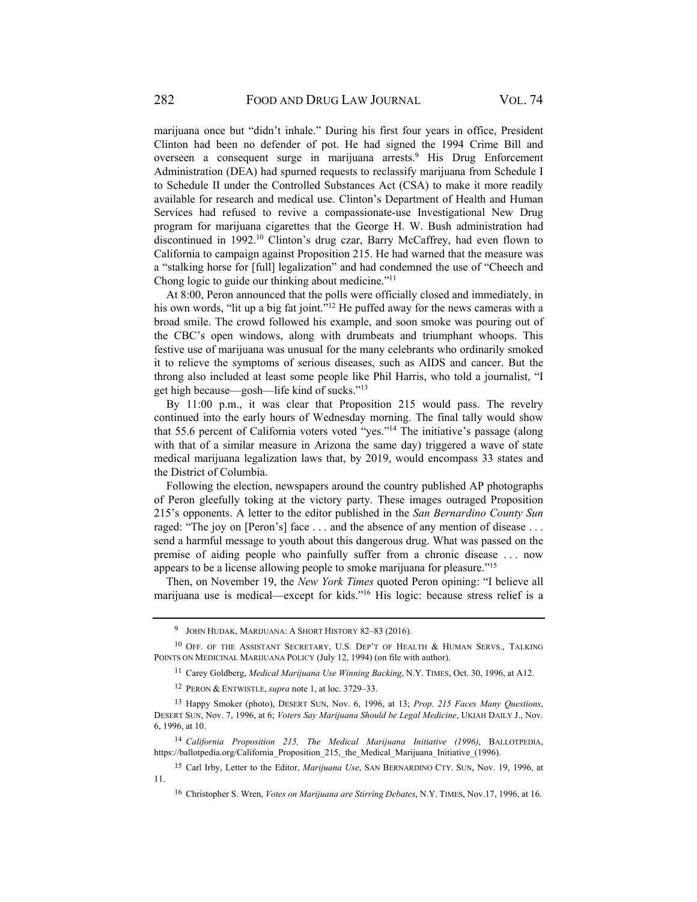marijuana once but "didn't inhale." During his first four years in office, President Clinton had been no defender of pot. He had signed the 1994 Crime Bill and overseen a consequent surge in marijuana arrests.[9] His Drug Enforcement Administration (DEA) had spurned requests to reclassify marijuana from Schedule I to Schedule II under the Controlled Substances Act (CSA) to make it more readily available for research and medical use. Clinton's Department of Health and Human Services had refused to revive a compassionate-use Investigational New Drug program for marijuana cigarettes that the George H. W. Bush administration had discontinued in 1992.[10] Clinton's drug czar, Barry McCaffrey, had even flown to California to campaign against Proposition 215. He had warned that the measure was a "stalking horse for [full] legalization" and had condemned the use of "Cheech and Chong logic to guide our thinking about medicine."[11]

At 8:00, Peron announced that the polls were officially closed and immediately, in his own words, "lit up a big fat joint."[12] He puffed away for the news cameras with a broad smile. The crowd followed his example, and soon smoke was pouring out of the CBC's open windows, along with drumbeats and triumphant whoops. This festive use of marijuana was unusual for the many celebrants who ordinarily smoked it to relieve the symptoms of serious diseases, such as AIDS and cancer. But the throng also included at least some people like Phil Harris, who told a journalist, "I get high because—gosh—life kind of sucks."[13]

By 11:00 p.m., it was clear that Proposition 215 would pass. The revelry continued into the early hours of Wednesday morning. The final tally would show that 55.6 percent of California voters voted "yes."[14] The initiative's passage (along with that of a similar measure in Arizona the same day) triggered a wave of state medical marijuana legalization laws that, by 2019, would encompass 33 states and the District of Columbia.

Following the election, newspapers around the country published AP photographs of Peron gleefully toking at the victory party. These images outraged Proposition 215's opponents. A letter to the editor published in the *San Bernardino County Sun* raged: "The joy on [Peron's] face . . . and the absence of any mention of disease . . . send a harmful message to youth about this dangerous drug. What was passed on the premise of aiding people who painfully suffer from a chronic disease . . . now appears to be a license allowing people to smoke marijuana for pleasure."[15]

Then, on November 19, the *New York Times* quoted Peron opining: "I believe all marijuana use is medical—except for kids."[16] His logic: because stress relief is a

---

[9] JOHN HUDAK, MARIJUANA: A SHORT HISTORY 82–83 (2016).

[10] OFF. OF THE ASSISTANT SECRETARY, U.S. DEP'T OF HEALTH & HUMAN SERVS., TALKING POINTS ON MEDICINAL MARIJUANA POLICY (July 12, 1994) (on file with author).

[11] Carey Goldberg, *Medical Marijuana Use Winning Backing*, N.Y. TIMES, Oct. 30, 1996, at A12.

[12] PERON & ENTWISTLE, *supra* note 1, at loc. 3729–33.

[13] Happy Smoker (photo), DESERT SUN, Nov. 6, 1996, at 13; *Prop. 215 Faces Many Questions*, DESERT SUN, Nov. 7, 1996, at 6; *Voters Say Marijuana Should be Legal Medicine*, UKIAH DAILY J., Nov. 6, 1996, at 10.

[14] *California Proposition 215, The Medical Marijuana Initiative (1996)*, BALLOTPEDIA, https://ballotpedia.org/California_Proposition_215,_the_Medical_Marijuana_Initiative_(1996).

[15] Carl Irby, Letter to the Editor, *Marijuana Use*, SAN BERNARDINO CTY. SUN, Nov. 19, 1996, at 11.

[16] Christopher S. Wren, *Votes on Marijuana are Stirring Debates*, N.Y. TIMES, Nov.17, 1996, at 16.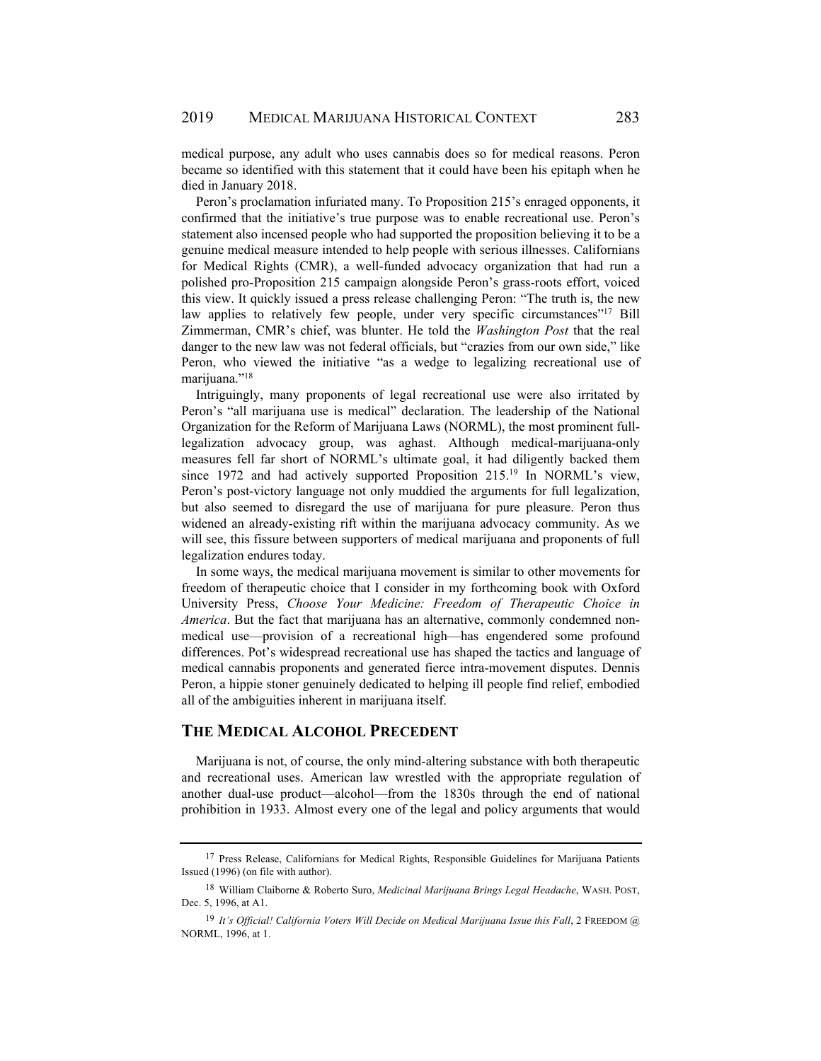medical purpose, any adult who uses cannabis does so for medical reasons. Peron became so identified with this statement that it could have been his epitaph when he died in January 2018.

Peron's proclamation infuriated many. To Proposition 215's enraged opponents, it confirmed that the initiative's true purpose was to enable recreational use. Peron's statement also incensed people who had supported the proposition believing it to be a genuine medical measure intended to help people with serious illnesses. Californians for Medical Rights (CMR), a well-funded advocacy organization that had run a polished pro-Proposition 215 campaign alongside Peron's grass-roots effort, voiced this view. It quickly issued a press release challenging Peron: "The truth is, the new law applies to relatively few people, under very specific circumstances"[17] Bill Zimmerman, CMR's chief, was blunter. He told the *Washington Post* that the real danger to the new law was not federal officials, but "crazies from our own side," like Peron, who viewed the initiative "as a wedge to legalizing recreational use of marijuana."[18]

Intriguingly, many proponents of legal recreational use were also irritated by Peron's "all marijuana use is medical" declaration. The leadership of the National Organization for the Reform of Marijuana Laws (NORML), the most prominent full-legalization advocacy group, was aghast. Although medical-marijuana-only measures fell far short of NORML's ultimate goal, it had diligently backed them since 1972 and had actively supported Proposition 215.[19] In NORML's view, Peron's post-victory language not only muddied the arguments for full legalization, but also seemed to disregard the use of marijuana for pure pleasure. Peron thus widened an already-existing rift within the marijuana advocacy community. As we will see, this fissure between supporters of medical marijuana and proponents of full legalization endures today.

In some ways, the medical marijuana movement is similar to other movements for freedom of therapeutic choice that I consider in my forthcoming book with Oxford University Press, *Choose Your Medicine: Freedom of Therapeutic Choice in America*. But the fact that marijuana has an alternative, commonly condemned non-medical use—provision of a recreational high—has engendered some profound differences. Pot's widespread recreational use has shaped the tactics and language of medical cannabis proponents and generated fierce intra-movement disputes. Dennis Peron, a hippie stoner genuinely dedicated to helping ill people find relief, embodied all of the ambiguities inherent in marijuana itself.

## THE MEDICAL ALCOHOL PRECEDENT

Marijuana is not, of course, the only mind-altering substance with both therapeutic and recreational uses. American law wrestled with the appropriate regulation of another dual-use product—alcohol—from the 1830s through the end of national prohibition in 1933. Almost every one of the legal and policy arguments that would

---

[17] Press Release, Californians for Medical Rights, Responsible Guidelines for Marijuana Patients Issued (1996) (on file with author).

[18] William Claiborne & Roberto Suro, *Medicinal Marijuana Brings Legal Headache*, WASH. POST, Dec. 5, 1996, at A1.

[19] *It's Official! California Voters Will Decide on Medical Marijuana Issue this Fall*, 2 FREEDOM @ NORML, 1996, at 1.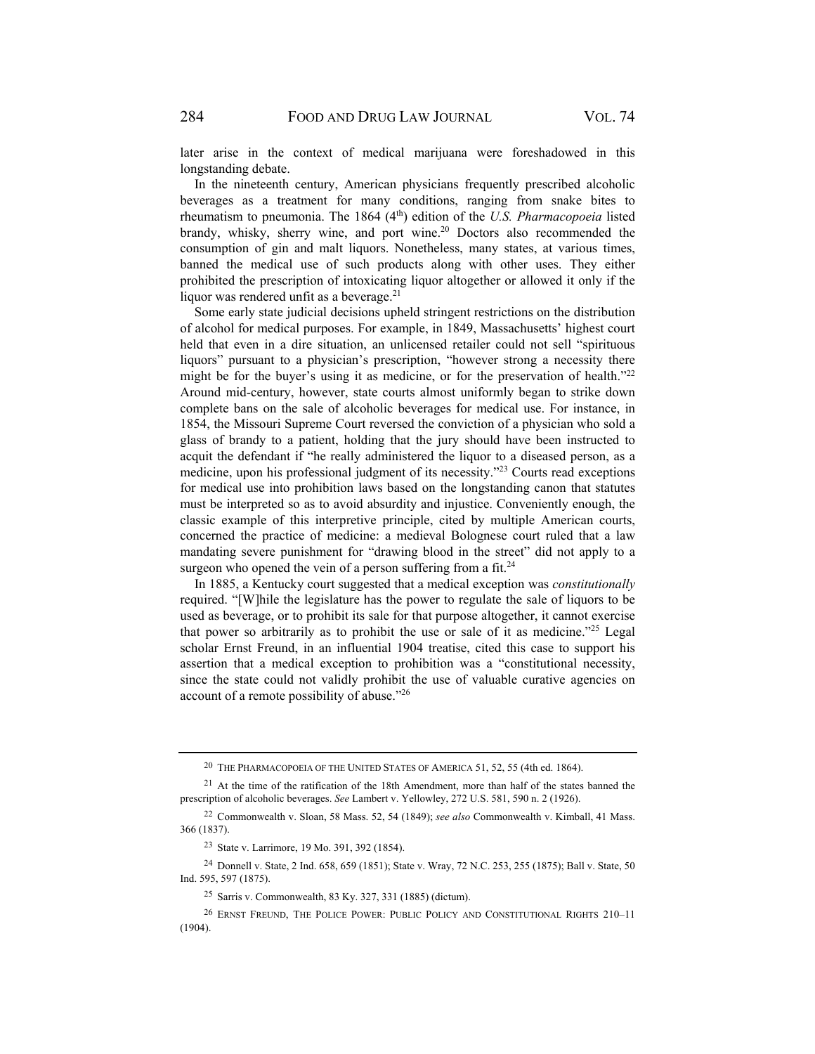later arise in the context of medical marijuana were foreshadowed in this longstanding debate.

In the nineteenth century, American physicians frequently prescribed alcoholic beverages as a treatment for many conditions, ranging from snake bites to rheumatism to pneumonia. The 1864 (4th) edition of the *U.S. Pharmacopoeia* listed brandy, whisky, sherry wine, and port wine.[20] Doctors also recommended the consumption of gin and malt liquors. Nonetheless, many states, at various times, banned the medical use of such products along with other uses. They either prohibited the prescription of intoxicating liquor altogether or allowed it only if the liquor was rendered unfit as a beverage.[21]

Some early state judicial decisions upheld stringent restrictions on the distribution of alcohol for medical purposes. For example, in 1849, Massachusetts' highest court held that even in a dire situation, an unlicensed retailer could not sell "spirituous liquors" pursuant to a physician's prescription, "however strong a necessity there might be for the buyer's using it as medicine, or for the preservation of health."[22] Around mid-century, however, state courts almost uniformly began to strike down complete bans on the sale of alcoholic beverages for medical use. For instance, in 1854, the Missouri Supreme Court reversed the conviction of a physician who sold a glass of brandy to a patient, holding that the jury should have been instructed to acquit the defendant if "he really administered the liquor to a diseased person, as a medicine, upon his professional judgment of its necessity."[23] Courts read exceptions for medical use into prohibition laws based on the longstanding canon that statutes must be interpreted so as to avoid absurdity and injustice. Conveniently enough, the classic example of this interpretive principle, cited by multiple American courts, concerned the practice of medicine: a medieval Bolognese court ruled that a law mandating severe punishment for "drawing blood in the street" did not apply to a surgeon who opened the vein of a person suffering from a fit.[24]

In 1885, a Kentucky court suggested that a medical exception was *constitutionally* required. "[W]hile the legislature has the power to regulate the sale of liquors to be used as beverage, or to prohibit its sale for that purpose altogether, it cannot exercise that power so arbitrarily as to prohibit the use or sale of it as medicine."[25] Legal scholar Ernst Freund, in an influential 1904 treatise, cited this case to support his assertion that a medical exception to prohibition was a "constitutional necessity, since the state could not validly prohibit the use of valuable curative agencies on account of a remote possibility of abuse."[26]

---

[20] THE PHARMACOPOEIA OF THE UNITED STATES OF AMERICA 51, 52, 55 (4th ed. 1864).

[21] At the time of the ratification of the 18th Amendment, more than half of the states banned the prescription of alcoholic beverages. *See* Lambert v. Yellowley, 272 U.S. 581, 590 n. 2 (1926).

[22] Commonwealth v. Sloan, 58 Mass. 52, 54 (1849); *see also* Commonwealth v. Kimball, 41 Mass. 366 (1837).

[23] State v. Larrimore, 19 Mo. 391, 392 (1854).

[24] Donnell v. State, 2 Ind. 658, 659 (1851); State v. Wray, 72 N.C. 253, 255 (1875); Ball v. State, 50 Ind. 595, 597 (1875).

[25] Sarris v. Commonwealth, 83 Ky. 327, 331 (1885) (dictum).

[26] ERNST FREUND, THE POLICE POWER: PUBLIC POLICY AND CONSTITUTIONAL RIGHTS 210–11 (1904).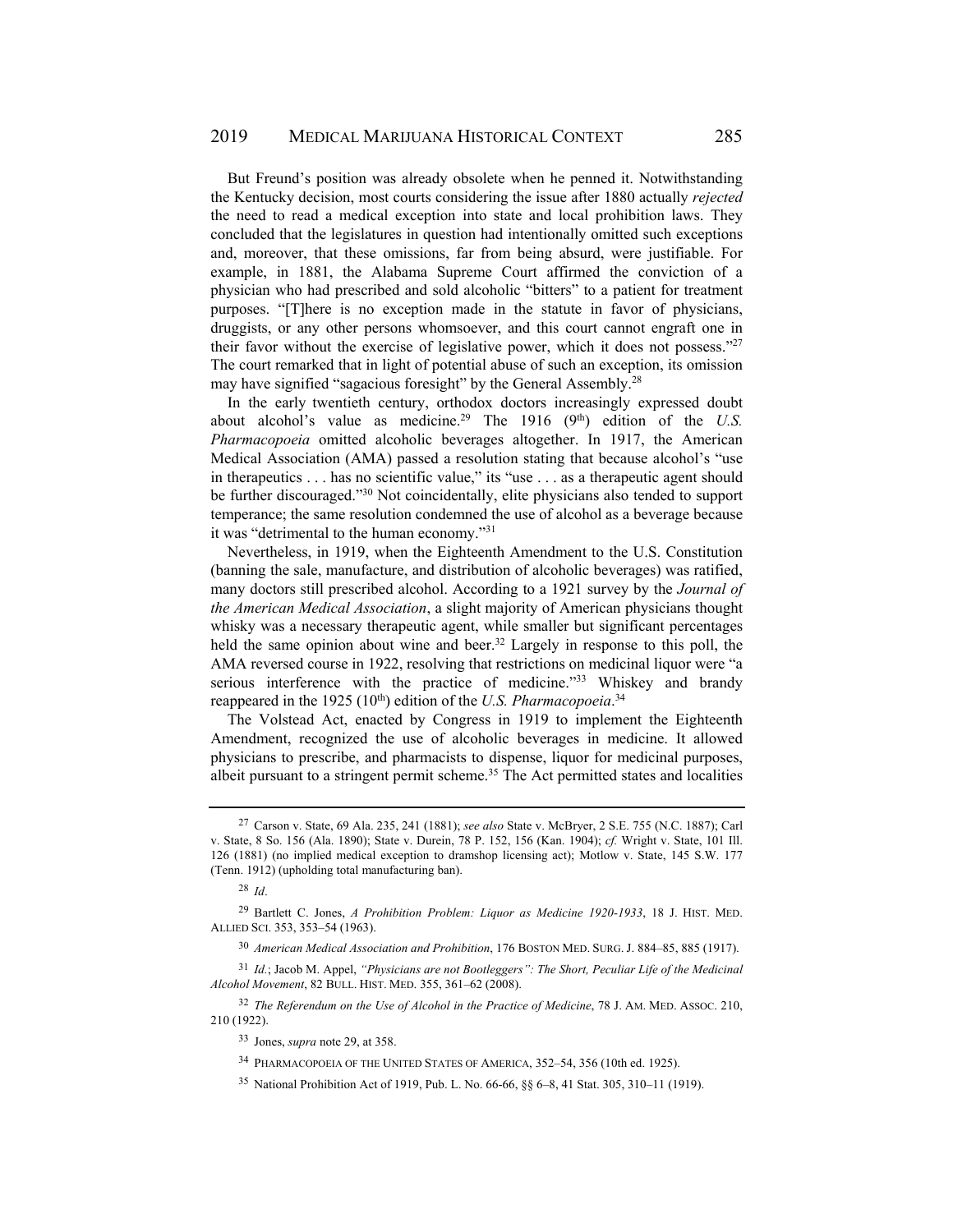But Freund's position was already obsolete when he penned it. Notwithstanding the Kentucky decision, most courts considering the issue after 1880 actually *rejected* the need to read a medical exception into state and local prohibition laws. They concluded that the legislatures in question had intentionally omitted such exceptions and, moreover, that these omissions, far from being absurd, were justifiable. For example, in 1881, the Alabama Supreme Court affirmed the conviction of a physician who had prescribed and sold alcoholic "bitters" to a patient for treatment purposes. "[T]here is no exception made in the statute in favor of physicians, druggists, or any other persons whomsoever, and this court cannot engraft one in their favor without the exercise of legislative power, which it does not possess."[27] The court remarked that in light of potential abuse of such an exception, its omission may have signified "sagacious foresight" by the General Assembly.[28]

In the early twentieth century, orthodox doctors increasingly expressed doubt about alcohol's value as medicine.[29] The 1916 (9th) edition of the *U.S. Pharmacopoeia* omitted alcoholic beverages altogether. In 1917, the American Medical Association (AMA) passed a resolution stating that because alcohol's "use in therapeutics . . . has no scientific value," its "use . . . as a therapeutic agent should be further discouraged."[30] Not coincidentally, elite physicians also tended to support temperance; the same resolution condemned the use of alcohol as a beverage because it was "detrimental to the human economy."[31]

Nevertheless, in 1919, when the Eighteenth Amendment to the U.S. Constitution (banning the sale, manufacture, and distribution of alcoholic beverages) was ratified, many doctors still prescribed alcohol. According to a 1921 survey by the *Journal of the American Medical Association*, a slight majority of American physicians thought whisky was a necessary therapeutic agent, while smaller but significant percentages held the same opinion about wine and beer.[32] Largely in response to this poll, the AMA reversed course in 1922, resolving that restrictions on medicinal liquor were "a serious interference with the practice of medicine."[33] Whiskey and brandy reappeared in the 1925 (10th) edition of the *U.S. Pharmacopoeia*.[34]

The Volstead Act, enacted by Congress in 1919 to implement the Eighteenth Amendment, recognized the use of alcoholic beverages in medicine. It allowed physicians to prescribe, and pharmacists to dispense, liquor for medicinal purposes, albeit pursuant to a stringent permit scheme.[35] The Act permitted states and localities

---

[27] Carson v. State, 69 Ala. 235, 241 (1881); *see also* State v. McBryer, 2 S.E. 755 (N.C. 1887); Carl v. State, 8 So. 156 (Ala. 1890); State v. Durein, 78 P. 152, 156 (Kan. 1904); *cf.* Wright v. State, 101 Ill. 126 (1881) (no implied medical exception to dramshop licensing act); Motlow v. State, 145 S.W. 177 (Tenn. 1912) (upholding total manufacturing ban).

[28] *Id*.

[29] Bartlett C. Jones, *A Prohibition Problem: Liquor as Medicine 1920-1933*, 18 J. HIST. MED. ALLIED SCI. 353, 353–54 (1963).

[30] *American Medical Association and Prohibition*, 176 BOSTON MED. SURG. J. 884–85, 885 (1917).

[31] *Id.*; Jacob M. Appel, *"Physicians are not Bootleggers": The Short, Peculiar Life of the Medicinal Alcohol Movement*, 82 BULL. HIST. MED. 355, 361–62 (2008).

[32] *The Referendum on the Use of Alcohol in the Practice of Medicine*, 78 J. AM. MED. ASSOC. 210, 210 (1922).

[33] Jones, *supra* note 29, at 358.

[34] PHARMACOPOEIA OF THE UNITED STATES OF AMERICA, 352–54, 356 (10th ed. 1925).

[35] National Prohibition Act of 1919, Pub. L. No. 66-66, §§ 6–8, 41 Stat. 305, 310–11 (1919).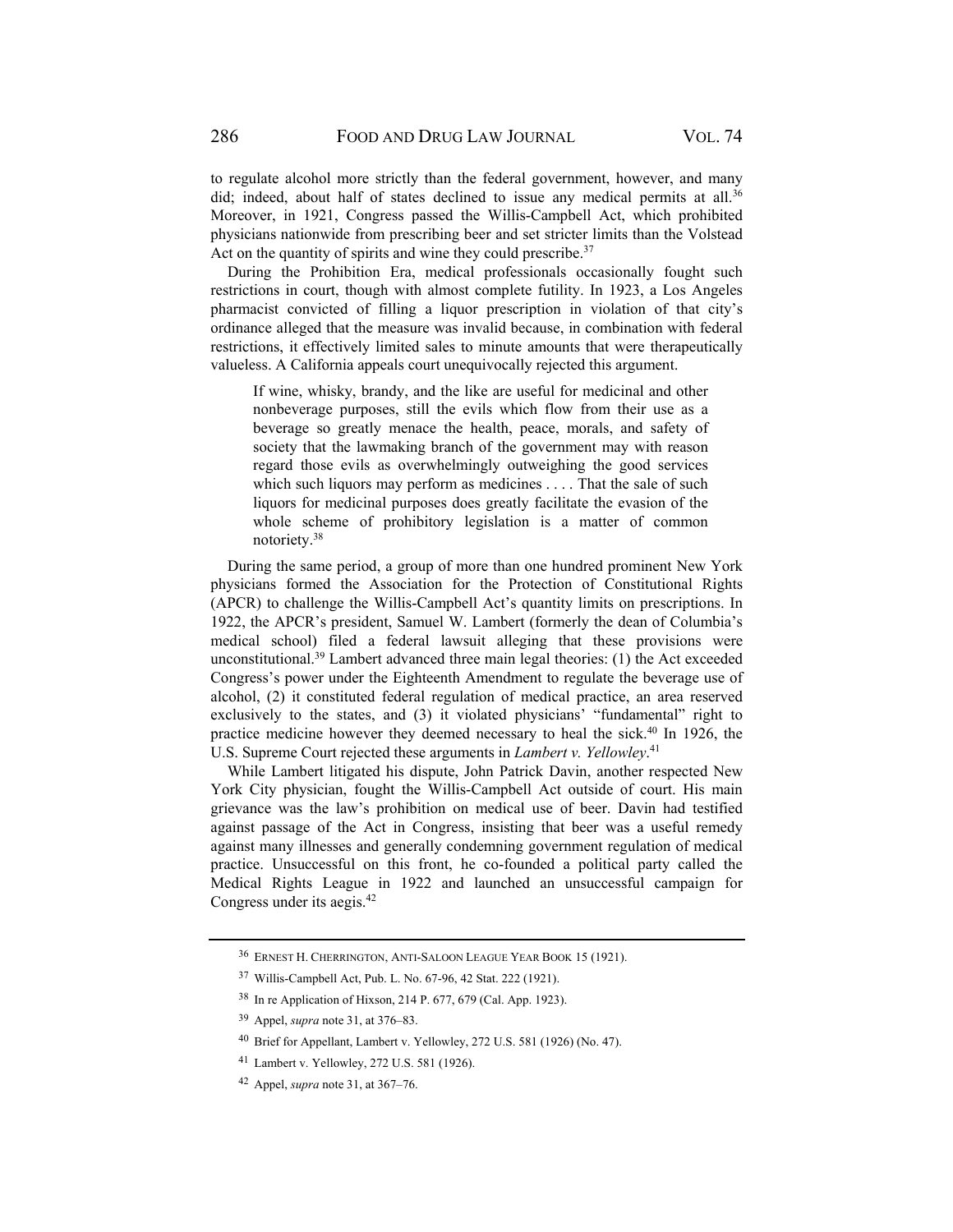to regulate alcohol more strictly than the federal government, however, and many did; indeed, about half of states declined to issue any medical permits at all.[36] Moreover, in 1921, Congress passed the Willis-Campbell Act, which prohibited physicians nationwide from prescribing beer and set stricter limits than the Volstead Act on the quantity of spirits and wine they could prescribe.[37]

During the Prohibition Era, medical professionals occasionally fought such restrictions in court, though with almost complete futility. In 1923, a Los Angeles pharmacist convicted of filling a liquor prescription in violation of that city's ordinance alleged that the measure was invalid because, in combination with federal restrictions, it effectively limited sales to minute amounts that were therapeutically valueless. A California appeals court unequivocally rejected this argument.

> If wine, whisky, brandy, and the like are useful for medicinal and other nonbeverage purposes, still the evils which flow from their use as a beverage so greatly menace the health, peace, morals, and safety of society that the lawmaking branch of the government may with reason regard those evils as overwhelmingly outweighing the good services which such liquors may perform as medicines . . . . That the sale of such liquors for medicinal purposes does greatly facilitate the evasion of the whole scheme of prohibitory legislation is a matter of common notoriety.[38]

During the same period, a group of more than one hundred prominent New York physicians formed the Association for the Protection of Constitutional Rights (APCR) to challenge the Willis-Campbell Act's quantity limits on prescriptions. In 1922, the APCR's president, Samuel W. Lambert (formerly the dean of Columbia's medical school) filed a federal lawsuit alleging that these provisions were unconstitutional.[39] Lambert advanced three main legal theories: (1) the Act exceeded Congress's power under the Eighteenth Amendment to regulate the beverage use of alcohol, (2) it constituted federal regulation of medical practice, an area reserved exclusively to the states, and (3) it violated physicians' "fundamental" right to practice medicine however they deemed necessary to heal the sick.[40] In 1926, the U.S. Supreme Court rejected these arguments in *Lambert v. Yellowley*.[41]

While Lambert litigated his dispute, John Patrick Davin, another respected New York City physician, fought the Willis-Campbell Act outside of court. His main grievance was the law's prohibition on medical use of beer. Davin had testified against passage of the Act in Congress, insisting that beer was a useful remedy against many illnesses and generally condemning government regulation of medical practice. Unsuccessful on this front, he co-founded a political party called the Medical Rights League in 1922 and launched an unsuccessful campaign for Congress under its aegis.[42]

---

36 ERNEST H. CHERRINGTON, ANTI-SALOON LEAGUE YEAR BOOK 15 (1921).

37 Willis-Campbell Act, Pub. L. No. 67-96, 42 Stat. 222 (1921).

38 In re Application of Hixson, 214 P. 677, 679 (Cal. App. 1923).

39 Appel, *supra* note 31, at 376–83.

40 Brief for Appellant, Lambert v. Yellowley, 272 U.S. 581 (1926) (No. 47).

41 Lambert v. Yellowley, 272 U.S. 581 (1926).

42 Appel, *supra* note 31, at 367–76.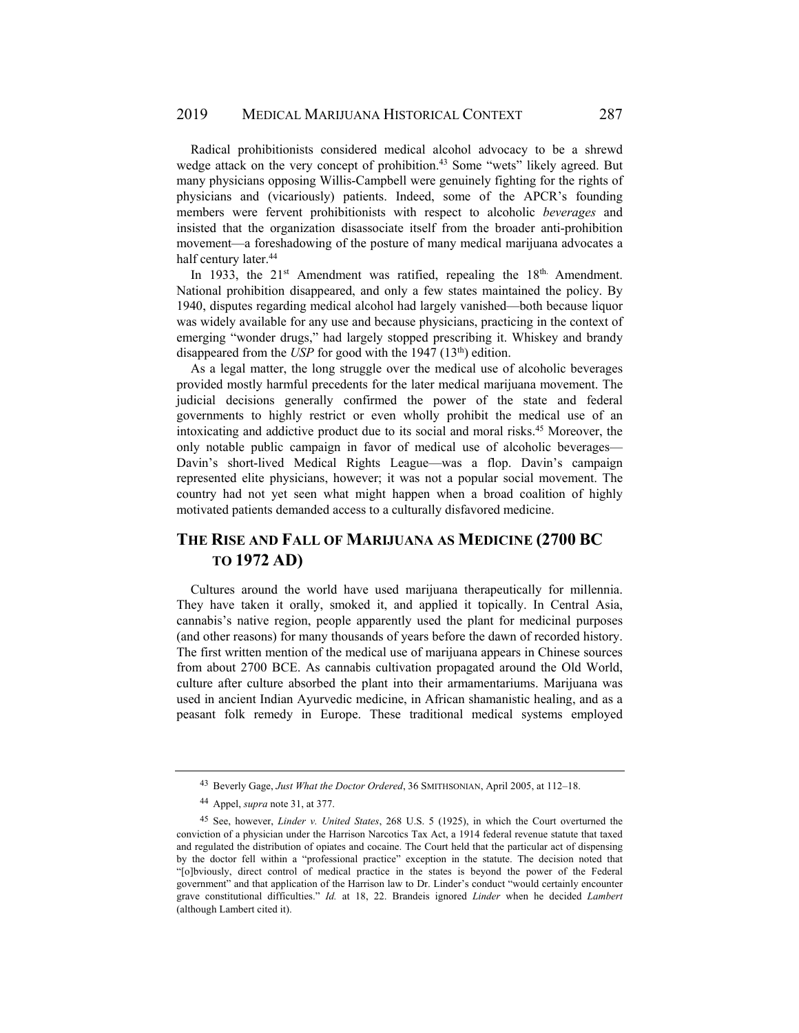Radical prohibitionists considered medical alcohol advocacy to be a shrewd wedge attack on the very concept of prohibition.[43] Some "wets" likely agreed. But many physicians opposing Willis-Campbell were genuinely fighting for the rights of physicians and (vicariously) patients. Indeed, some of the APCR's founding members were fervent prohibitionists with respect to alcoholic *beverages* and insisted that the organization disassociate itself from the broader anti-prohibition movement—a foreshadowing of the posture of many medical marijuana advocates a half century later.[44]

In 1933, the 21st Amendment was ratified, repealing the 18th. Amendment. National prohibition disappeared, and only a few states maintained the policy. By 1940, disputes regarding medical alcohol had largely vanished—both because liquor was widely available for any use and because physicians, practicing in the context of emerging "wonder drugs," had largely stopped prescribing it. Whiskey and brandy disappeared from the *USP* for good with the 1947 (13th) edition.

As a legal matter, the long struggle over the medical use of alcoholic beverages provided mostly harmful precedents for the later medical marijuana movement. The judicial decisions generally confirmed the power of the state and federal governments to highly restrict or even wholly prohibit the medical use of an intoxicating and addictive product due to its social and moral risks.[45] Moreover, the only notable public campaign in favor of medical use of alcoholic beverages—Davin's short-lived Medical Rights League—was a flop. Davin's campaign represented elite physicians, however; it was not a popular social movement. The country had not yet seen what might happen when a broad coalition of highly motivated patients demanded access to a culturally disfavored medicine.

## THE RISE AND FALL OF MARIJUANA AS MEDICINE (2700 BC TO 1972 AD)

Cultures around the world have used marijuana therapeutically for millennia. They have taken it orally, smoked it, and applied it topically. In Central Asia, cannabis's native region, people apparently used the plant for medicinal purposes (and other reasons) for many thousands of years before the dawn of recorded history. The first written mention of the medical use of marijuana appears in Chinese sources from about 2700 BCE. As cannabis cultivation propagated around the Old World, culture after culture absorbed the plant into their armamentariums. Marijuana was used in ancient Indian Ayurvedic medicine, in African shamanistic healing, and as a peasant folk remedy in Europe. These traditional medical systems employed

---

43 Beverly Gage, *Just What the Doctor Ordered*, 36 SMITHSONIAN, April 2005, at 112–18.

44 Appel, *supra* note 31, at 377.

45 See, however, *Linder v. United States*, 268 U.S. 5 (1925), in which the Court overturned the conviction of a physician under the Harrison Narcotics Tax Act, a 1914 federal revenue statute that taxed and regulated the distribution of opiates and cocaine. The Court held that the particular act of dispensing by the doctor fell within a "professional practice" exception in the statute. The decision noted that "[o]bviously, direct control of medical practice in the states is beyond the power of the Federal government" and that application of the Harrison law to Dr. Linder's conduct "would certainly encounter grave constitutional difficulties." *Id.* at 18, 22. Brandeis ignored *Linder* when he decided *Lambert* (although Lambert cited it).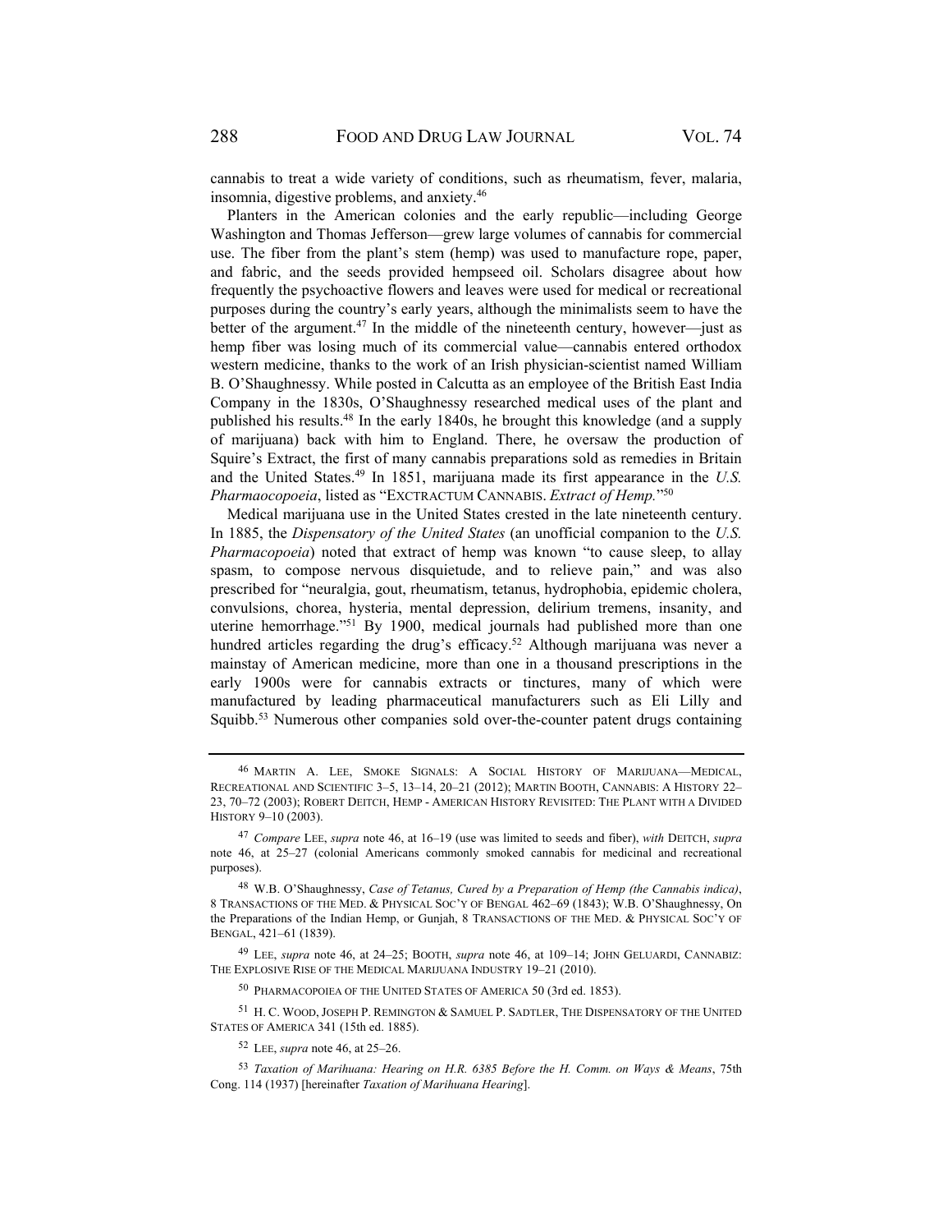cannabis to treat a wide variety of conditions, such as rheumatism, fever, malaria, insomnia, digestive problems, and anxiety.[46]

Planters in the American colonies and the early republic—including George Washington and Thomas Jefferson—grew large volumes of cannabis for commercial use. The fiber from the plant's stem (hemp) was used to manufacture rope, paper, and fabric, and the seeds provided hempseed oil. Scholars disagree about how frequently the psychoactive flowers and leaves were used for medical or recreational purposes during the country's early years, although the minimalists seem to have the better of the argument.[47] In the middle of the nineteenth century, however—just as hemp fiber was losing much of its commercial value—cannabis entered orthodox western medicine, thanks to the work of an Irish physician-scientist named William B. O'Shaughnessy. While posted in Calcutta as an employee of the British East India Company in the 1830s, O'Shaughnessy researched medical uses of the plant and published his results.[48] In the early 1840s, he brought this knowledge (and a supply of marijuana) back with him to England. There, he oversaw the production of Squire's Extract, the first of many cannabis preparations sold as remedies in Britain and the United States.[49] In 1851, marijuana made its first appearance in the *U.S. Pharmaocopoeia*, listed as "EXCTRACTUM CANNABIS. *Extract of Hemp.*"[50]

Medical marijuana use in the United States crested in the late nineteenth century. In 1885, the *Dispensatory of the United States* (an unofficial companion to the *U.S. Pharmacopoeia*) noted that extract of hemp was known "to cause sleep, to allay spasm, to compose nervous disquietude, and to relieve pain," and was also prescribed for "neuralgia, gout, rheumatism, tetanus, hydrophobia, epidemic cholera, convulsions, chorea, hysteria, mental depression, delirium tremens, insanity, and uterine hemorrhage."[51] By 1900, medical journals had published more than one hundred articles regarding the drug's efficacy.[52] Although marijuana was never a mainstay of American medicine, more than one in a thousand prescriptions in the early 1900s were for cannabis extracts or tinctures, many of which were manufactured by leading pharmaceutical manufacturers such as Eli Lilly and Squibb.[53] Numerous other companies sold over-the-counter patent drugs containing

---

[46] MARTIN A. LEE, SMOKE SIGNALS: A SOCIAL HISTORY OF MARIJUANA—MEDICAL, RECREATIONAL AND SCIENTIFIC 3–5, 13–14, 20–21 (2012); MARTIN BOOTH, CANNABIS: A HISTORY 22–23, 70–72 (2003); ROBERT DEITCH, HEMP - AMERICAN HISTORY REVISITED: THE PLANT WITH A DIVIDED HISTORY 9–10 (2003).

[47] *Compare* LEE, *supra* note 46, at 16–19 (use was limited to seeds and fiber), *with* DEITCH, *supra* note 46, at 25–27 (colonial Americans commonly smoked cannabis for medicinal and recreational purposes).

[48] W.B. O'Shaughnessy, *Case of Tetanus, Cured by a Preparation of Hemp (the Cannabis indica)*, 8 TRANSACTIONS OF THE MED. & PHYSICAL SOC'Y OF BENGAL 462–69 (1843); W.B. O'Shaughnessy, On the Preparations of the Indian Hemp, or Gunjah, 8 TRANSACTIONS OF THE MED. & PHYSICAL SOC'Y OF BENGAL, 421–61 (1839).

[49] LEE, *supra* note 46, at 24–25; BOOTH, *supra* note 46, at 109–14; JOHN GELUARDI, CANNABIZ: THE EXPLOSIVE RISE OF THE MEDICAL MARIJUANA INDUSTRY 19–21 (2010).

[50] PHARMACOPOIEA OF THE UNITED STATES OF AMERICA 50 (3rd ed. 1853).

[51] H. C. WOOD, JOSEPH P. REMINGTON & SAMUEL P. SADTLER, THE DISPENSATORY OF THE UNITED STATES OF AMERICA 341 (15th ed. 1885).

[52] LEE, *supra* note 46, at 25–26.

[53] *Taxation of Marihuana: Hearing on H.R. 6385 Before the H. Comm. on Ways & Means*, 75th Cong. 114 (1937) [hereinafter *Taxation of Marihuana Hearing*].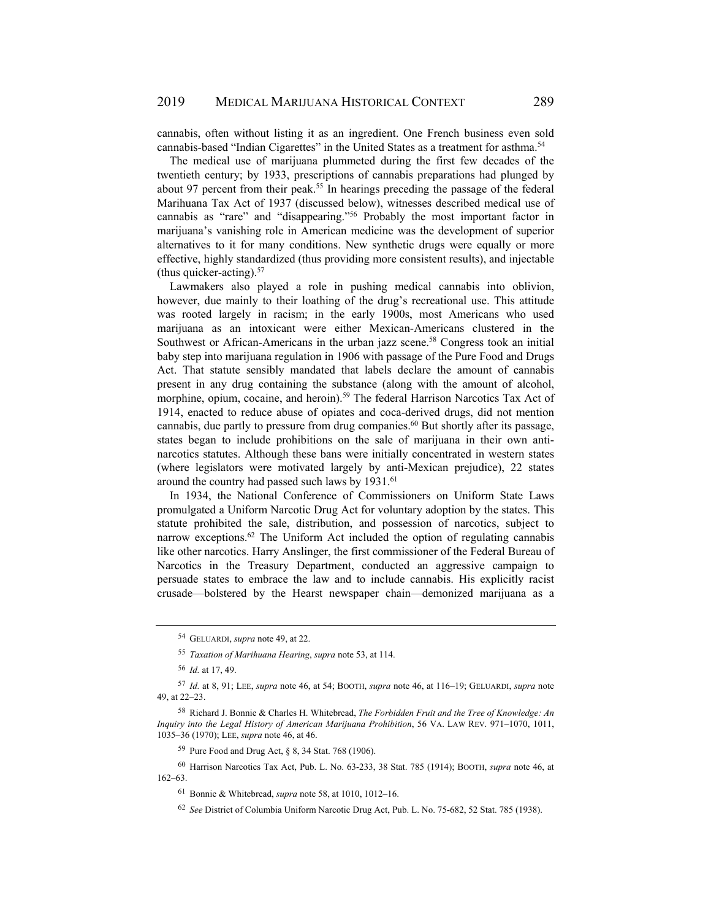cannabis, often without listing it as an ingredient. One French business even sold cannabis-based "Indian Cigarettes" in the United States as a treatment for asthma.[54]

The medical use of marijuana plummeted during the first few decades of the twentieth century; by 1933, prescriptions of cannabis preparations had plunged by about 97 percent from their peak.[55] In hearings preceding the passage of the federal Marihuana Tax Act of 1937 (discussed below), witnesses described medical use of cannabis as "rare" and "disappearing."[56] Probably the most important factor in marijuana's vanishing role in American medicine was the development of superior alternatives to it for many conditions. New synthetic drugs were equally or more effective, highly standardized (thus providing more consistent results), and injectable (thus quicker-acting).[57]

Lawmakers also played a role in pushing medical cannabis into oblivion, however, due mainly to their loathing of the drug's recreational use. This attitude was rooted largely in racism; in the early 1900s, most Americans who used marijuana as an intoxicant were either Mexican-Americans clustered in the Southwest or African-Americans in the urban jazz scene.[58] Congress took an initial baby step into marijuana regulation in 1906 with passage of the Pure Food and Drugs Act. That statute sensibly mandated that labels declare the amount of cannabis present in any drug containing the substance (along with the amount of alcohol, morphine, opium, cocaine, and heroin).[59] The federal Harrison Narcotics Tax Act of 1914, enacted to reduce abuse of opiates and coca-derived drugs, did not mention cannabis, due partly to pressure from drug companies.[60] But shortly after its passage, states began to include prohibitions on the sale of marijuana in their own anti-narcotics statutes. Although these bans were initially concentrated in western states (where legislators were motivated largely by anti-Mexican prejudice), 22 states around the country had passed such laws by 1931.[61]

In 1934, the National Conference of Commissioners on Uniform State Laws promulgated a Uniform Narcotic Drug Act for voluntary adoption by the states. This statute prohibited the sale, distribution, and possession of narcotics, subject to narrow exceptions.[62] The Uniform Act included the option of regulating cannabis like other narcotics. Harry Anslinger, the first commissioner of the Federal Bureau of Narcotics in the Treasury Department, conducted an aggressive campaign to persuade states to embrace the law and to include cannabis. His explicitly racist crusade—bolstered by the Hearst newspaper chain—demonized marijuana as a

---

[54] GELUARDI, *supra* note 49, at 22.

[55] *Taxation of Marihuana Hearing*, *supra* note 53, at 114.

[56] *Id.* at 17, 49.

[57] *Id.* at 8, 91; LEE, *supra* note 46, at 54; BOOTH, *supra* note 46, at 116–19; GELUARDI, *supra* note 49, at 22–23.

[58] Richard J. Bonnie & Charles H. Whitebread, *The Forbidden Fruit and the Tree of Knowledge: An Inquiry into the Legal History of American Marijuana Prohibition*, 56 VA. LAW REV. 971–1070, 1011, 1035–36 (1970); LEE, *supra* note 46, at 46.

[59] Pure Food and Drug Act, § 8, 34 Stat. 768 (1906).

[60] Harrison Narcotics Tax Act, Pub. L. No. 63-233, 38 Stat. 785 (1914); BOOTH, *supra* note 46, at 162–63.

[61] Bonnie & Whitebread, *supra* note 58, at 1010, 1012–16.

[62] *See* District of Columbia Uniform Narcotic Drug Act, Pub. L. No. 75-682, 52 Stat. 785 (1938).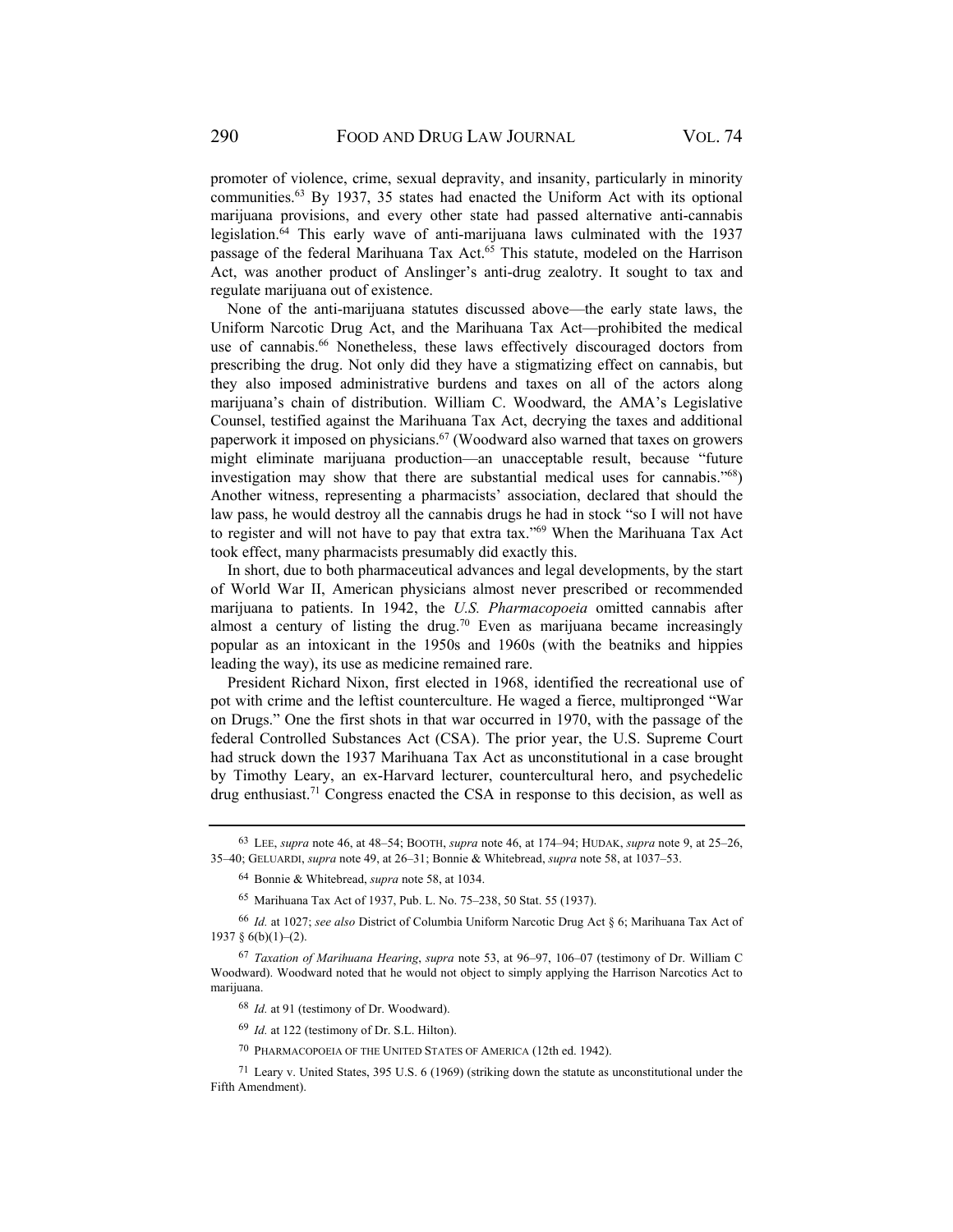promoter of violence, crime, sexual depravity, and insanity, particularly in minority communities.[63] By 1937, 35 states had enacted the Uniform Act with its optional marijuana provisions, and every other state had passed alternative anti-cannabis legislation.[64] This early wave of anti-marijuana laws culminated with the 1937 passage of the federal Marihuana Tax Act.[65] This statute, modeled on the Harrison Act, was another product of Anslinger's anti-drug zealotry. It sought to tax and regulate marijuana out of existence.

None of the anti-marijuana statutes discussed above—the early state laws, the Uniform Narcotic Drug Act, and the Marihuana Tax Act—prohibited the medical use of cannabis.[66] Nonetheless, these laws effectively discouraged doctors from prescribing the drug. Not only did they have a stigmatizing effect on cannabis, but they also imposed administrative burdens and taxes on all of the actors along marijuana's chain of distribution. William C. Woodward, the AMA's Legislative Counsel, testified against the Marihuana Tax Act, decrying the taxes and additional paperwork it imposed on physicians.[67] (Woodward also warned that taxes on growers might eliminate marijuana production—an unacceptable result, because "future investigation may show that there are substantial medical uses for cannabis."[68]) Another witness, representing a pharmacists' association, declared that should the law pass, he would destroy all the cannabis drugs he had in stock "so I will not have to register and will not have to pay that extra tax."[69] When the Marihuana Tax Act took effect, many pharmacists presumably did exactly this.

In short, due to both pharmaceutical advances and legal developments, by the start of World War II, American physicians almost never prescribed or recommended marijuana to patients. In 1942, the *U.S. Pharmacopoeia* omitted cannabis after almost a century of listing the drug.[70] Even as marijuana became increasingly popular as an intoxicant in the 1950s and 1960s (with the beatniks and hippies leading the way), its use as medicine remained rare.

President Richard Nixon, first elected in 1968, identified the recreational use of pot with crime and the leftist counterculture. He waged a fierce, multipronged "War on Drugs." One the first shots in that war occurred in 1970, with the passage of the federal Controlled Substances Act (CSA). The prior year, the U.S. Supreme Court had struck down the 1937 Marihuana Tax Act as unconstitutional in a case brought by Timothy Leary, an ex-Harvard lecturer, countercultural hero, and psychedelic drug enthusiast.[71] Congress enacted the CSA in response to this decision, as well as

---

[63] LEE, *supra* note 46, at 48–54; BOOTH, *supra* note 46, at 174–94; HUDAK, *supra* note 9, at 25–26, 35–40; GELUARDI, *supra* note 49, at 26–31; Bonnie & Whitebread, *supra* note 58, at 1037–53.

[64] Bonnie & Whitebread, *supra* note 58, at 1034.

[65] Marihuana Tax Act of 1937, Pub. L. No. 75–238, 50 Stat. 55 (1937).

[66] *Id.* at 1027; *see also* District of Columbia Uniform Narcotic Drug Act § 6; Marihuana Tax Act of 1937 § 6(b)(1)–(2).

[67] *Taxation of Marihuana Hearing*, *supra* note 53, at 96–97, 106–07 (testimony of Dr. William C Woodward). Woodward noted that he would not object to simply applying the Harrison Narcotics Act to marijuana.

[68] *Id.* at 91 (testimony of Dr. Woodward).

[69] *Id.* at 122 (testimony of Dr. S.L. Hilton).

[70] PHARMACOPOEIA OF THE UNITED STATES OF AMERICA (12th ed. 1942).

[71] Leary v. United States, 395 U.S. 6 (1969) (striking down the statute as unconstitutional under the Fifth Amendment).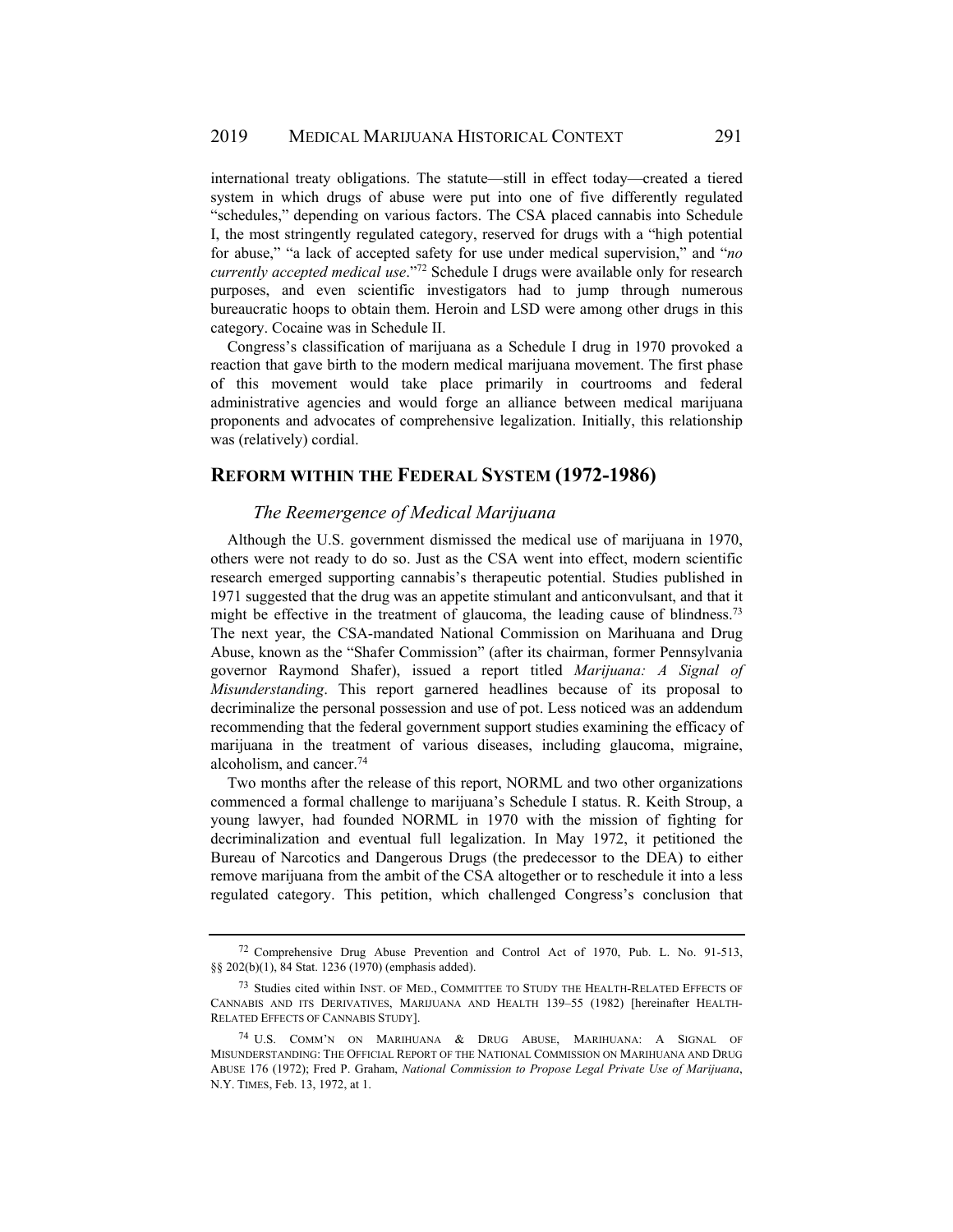international treaty obligations. The statute—still in effect today—created a tiered system in which drugs of abuse were put into one of five differently regulated "schedules," depending on various factors. The CSA placed cannabis into Schedule I, the most stringently regulated category, reserved for drugs with a "high potential for abuse," "a lack of accepted safety for use under medical supervision," and "*no currently accepted medical use*."[72] Schedule I drugs were available only for research purposes, and even scientific investigators had to jump through numerous bureaucratic hoops to obtain them. Heroin and LSD were among other drugs in this category. Cocaine was in Schedule II.

Congress's classification of marijuana as a Schedule I drug in 1970 provoked a reaction that gave birth to the modern medical marijuana movement. The first phase of this movement would take place primarily in courtrooms and federal administrative agencies and would forge an alliance between medical marijuana proponents and advocates of comprehensive legalization. Initially, this relationship was (relatively) cordial.

## REFORM WITHIN THE FEDERAL SYSTEM (1972-1986)

### *The Reemergence of Medical Marijuana*

Although the U.S. government dismissed the medical use of marijuana in 1970, others were not ready to do so. Just as the CSA went into effect, modern scientific research emerged supporting cannabis's therapeutic potential. Studies published in 1971 suggested that the drug was an appetite stimulant and anticonvulsant, and that it might be effective in the treatment of glaucoma, the leading cause of blindness.[73] The next year, the CSA-mandated National Commission on Marihuana and Drug Abuse, known as the "Shafer Commission" (after its chairman, former Pennsylvania governor Raymond Shafer), issued a report titled *Marijuana: A Signal of Misunderstanding*. This report garnered headlines because of its proposal to decriminalize the personal possession and use of pot. Less noticed was an addendum recommending that the federal government support studies examining the efficacy of marijuana in the treatment of various diseases, including glaucoma, migraine, alcoholism, and cancer.[74]

Two months after the release of this report, NORML and two other organizations commenced a formal challenge to marijuana's Schedule I status. R. Keith Stroup, a young lawyer, had founded NORML in 1970 with the mission of fighting for decriminalization and eventual full legalization. In May 1972, it petitioned the Bureau of Narcotics and Dangerous Drugs (the predecessor to the DEA) to either remove marijuana from the ambit of the CSA altogether or to reschedule it into a less regulated category. This petition, which challenged Congress's conclusion that

---

[72] Comprehensive Drug Abuse Prevention and Control Act of 1970, Pub. L. No. 91-513, §§ 202(b)(1), 84 Stat. 1236 (1970) (emphasis added).

[73] Studies cited within INST. OF MED., COMMITTEE TO STUDY THE HEALTH-RELATED EFFECTS OF CANNABIS AND ITS DERIVATIVES, MARIJUANA AND HEALTH 139–55 (1982) [hereinafter HEALTH-RELATED EFFECTS OF CANNABIS STUDY].

[74] U.S. COMM'N ON MARIHUANA & DRUG ABUSE, MARIHUANA: A SIGNAL OF MISUNDERSTANDING: THE OFFICIAL REPORT OF THE NATIONAL COMMISSION ON MARIHUANA AND DRUG ABUSE 176 (1972); Fred P. Graham, *National Commission to Propose Legal Private Use of Marijuana*, N.Y. TIMES, Feb. 13, 1972, at 1.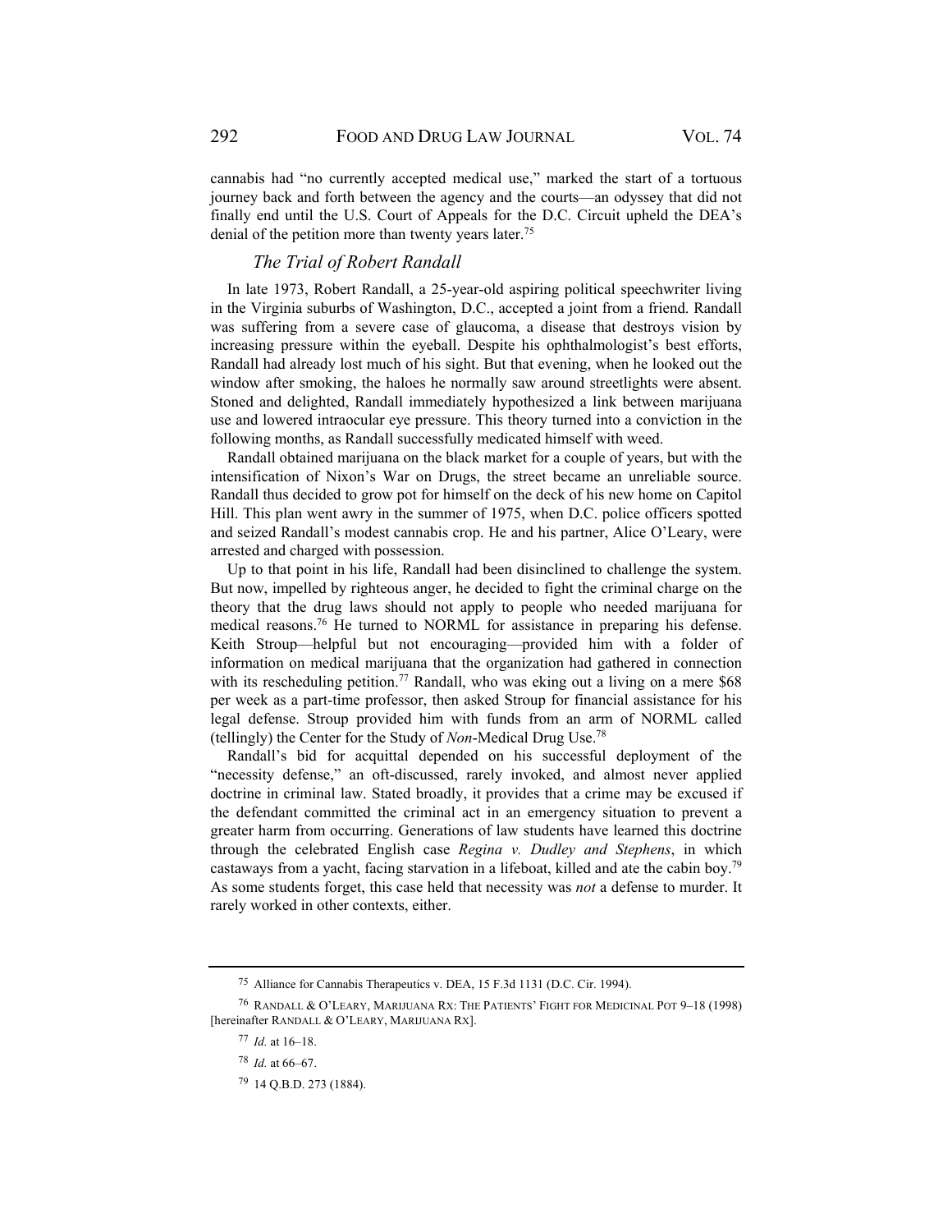cannabis had "no currently accepted medical use," marked the start of a tortuous journey back and forth between the agency and the courts—an odyssey that did not finally end until the U.S. Court of Appeals for the D.C. Circuit upheld the DEA's denial of the petition more than twenty years later.[75]

### *The Trial of Robert Randall*

In late 1973, Robert Randall, a 25-year-old aspiring political speechwriter living in the Virginia suburbs of Washington, D.C., accepted a joint from a friend. Randall was suffering from a severe case of glaucoma, a disease that destroys vision by increasing pressure within the eyeball. Despite his ophthalmologist's best efforts, Randall had already lost much of his sight. But that evening, when he looked out the window after smoking, the haloes he normally saw around streetlights were absent. Stoned and delighted, Randall immediately hypothesized a link between marijuana use and lowered intraocular eye pressure. This theory turned into a conviction in the following months, as Randall successfully medicated himself with weed.

Randall obtained marijuana on the black market for a couple of years, but with the intensification of Nixon's War on Drugs, the street became an unreliable source. Randall thus decided to grow pot for himself on the deck of his new home on Capitol Hill. This plan went awry in the summer of 1975, when D.C. police officers spotted and seized Randall's modest cannabis crop. He and his partner, Alice O'Leary, were arrested and charged with possession.

Up to that point in his life, Randall had been disinclined to challenge the system. But now, impelled by righteous anger, he decided to fight the criminal charge on the theory that the drug laws should not apply to people who needed marijuana for medical reasons.[76] He turned to NORML for assistance in preparing his defense. Keith Stroup—helpful but not encouraging—provided him with a folder of information on medical marijuana that the organization had gathered in connection with its rescheduling petition.[77] Randall, who was eking out a living on a mere $68 per week as a part-time professor, then asked Stroup for financial assistance for his legal defense. Stroup provided him with funds from an arm of NORML called (tellingly) the Center for the Study of *Non*-Medical Drug Use.[78]

Randall's bid for acquittal depended on his successful deployment of the "necessity defense," an oft-discussed, rarely invoked, and almost never applied doctrine in criminal law. Stated broadly, it provides that a crime may be excused if the defendant committed the criminal act in an emergency situation to prevent a greater harm from occurring. Generations of law students have learned this doctrine through the celebrated English case *Regina v. Dudley and Stephens*, in which castaways from a yacht, facing starvation in a lifeboat, killed and ate the cabin boy.[79] As some students forget, this case held that necessity was *not* a defense to murder. It rarely worked in other contexts, either.

---

[75] Alliance for Cannabis Therapeutics v. DEA, 15 F.3d 1131 (D.C. Cir. 1994).

[76] RANDALL & O'LEARY, MARIJUANA RX: THE PATIENTS' FIGHT FOR MEDICINAL POT 9–18 (1998) [hereinafter RANDALL & O'LEARY, MARIJUANA RX].

[77] *Id.* at 16–18.

[78] *Id.* at 66–67.

[79] 14 Q.B.D. 273 (1884).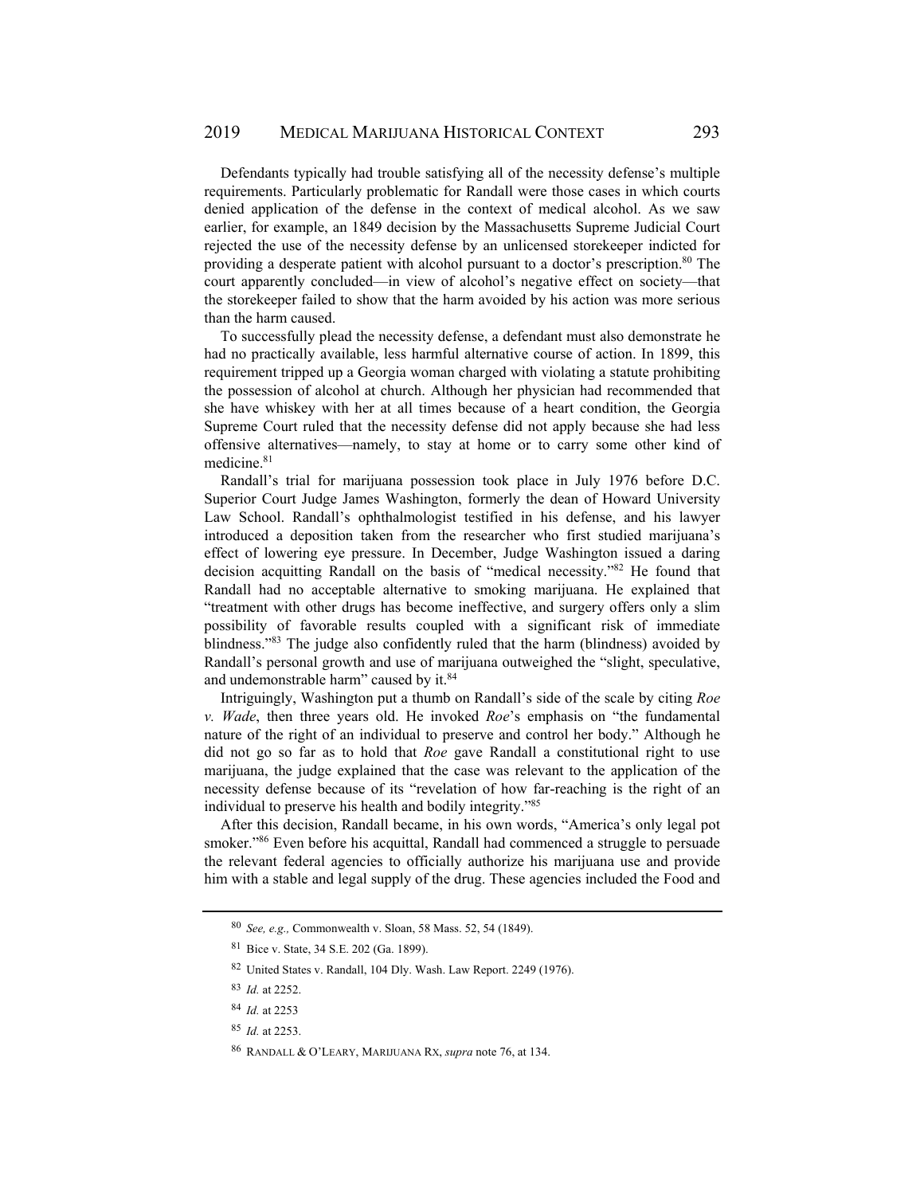Defendants typically had trouble satisfying all of the necessity defense's multiple requirements. Particularly problematic for Randall were those cases in which courts denied application of the defense in the context of medical alcohol. As we saw earlier, for example, an 1849 decision by the Massachusetts Supreme Judicial Court rejected the use of the necessity defense by an unlicensed storekeeper indicted for providing a desperate patient with alcohol pursuant to a doctor's prescription.[80] The court apparently concluded—in view of alcohol's negative effect on society—that the storekeeper failed to show that the harm avoided by his action was more serious than the harm caused.

To successfully plead the necessity defense, a defendant must also demonstrate he had no practically available, less harmful alternative course of action. In 1899, this requirement tripped up a Georgia woman charged with violating a statute prohibiting the possession of alcohol at church. Although her physician had recommended that she have whiskey with her at all times because of a heart condition, the Georgia Supreme Court ruled that the necessity defense did not apply because she had less offensive alternatives—namely, to stay at home or to carry some other kind of medicine.[81]

Randall's trial for marijuana possession took place in July 1976 before D.C. Superior Court Judge James Washington, formerly the dean of Howard University Law School. Randall's ophthalmologist testified in his defense, and his lawyer introduced a deposition taken from the researcher who first studied marijuana's effect of lowering eye pressure. In December, Judge Washington issued a daring decision acquitting Randall on the basis of "medical necessity."[82] He found that Randall had no acceptable alternative to smoking marijuana. He explained that "treatment with other drugs has become ineffective, and surgery offers only a slim possibility of favorable results coupled with a significant risk of immediate blindness."[83] The judge also confidently ruled that the harm (blindness) avoided by Randall's personal growth and use of marijuana outweighed the "slight, speculative, and undemonstrable harm" caused by it.[84]

Intriguingly, Washington put a thumb on Randall's side of the scale by citing *Roe v. Wade*, then three years old. He invoked *Roe*'s emphasis on "the fundamental nature of the right of an individual to preserve and control her body." Although he did not go so far as to hold that *Roe* gave Randall a constitutional right to use marijuana, the judge explained that the case was relevant to the application of the necessity defense because of its "revelation of how far-reaching is the right of an individual to preserve his health and bodily integrity."[85]

After this decision, Randall became, in his own words, "America's only legal pot smoker."[86] Even before his acquittal, Randall had commenced a struggle to persuade the relevant federal agencies to officially authorize his marijuana use and provide him with a stable and legal supply of the drug. These agencies included the Food and

---

[80] *See, e.g.,* Commonwealth v. Sloan, 58 Mass. 52, 54 (1849).

[81] Bice v. State, 34 S.E. 202 (Ga. 1899).

[82] United States v. Randall, 104 Dly. Wash. Law Report. 2249 (1976).

[83] *Id.* at 2252.

[84] *Id.* at 2253

[85] *Id.* at 2253.

[86] RANDALL & O'LEARY, MARIJUANA RX, *supra* note 76, at 134.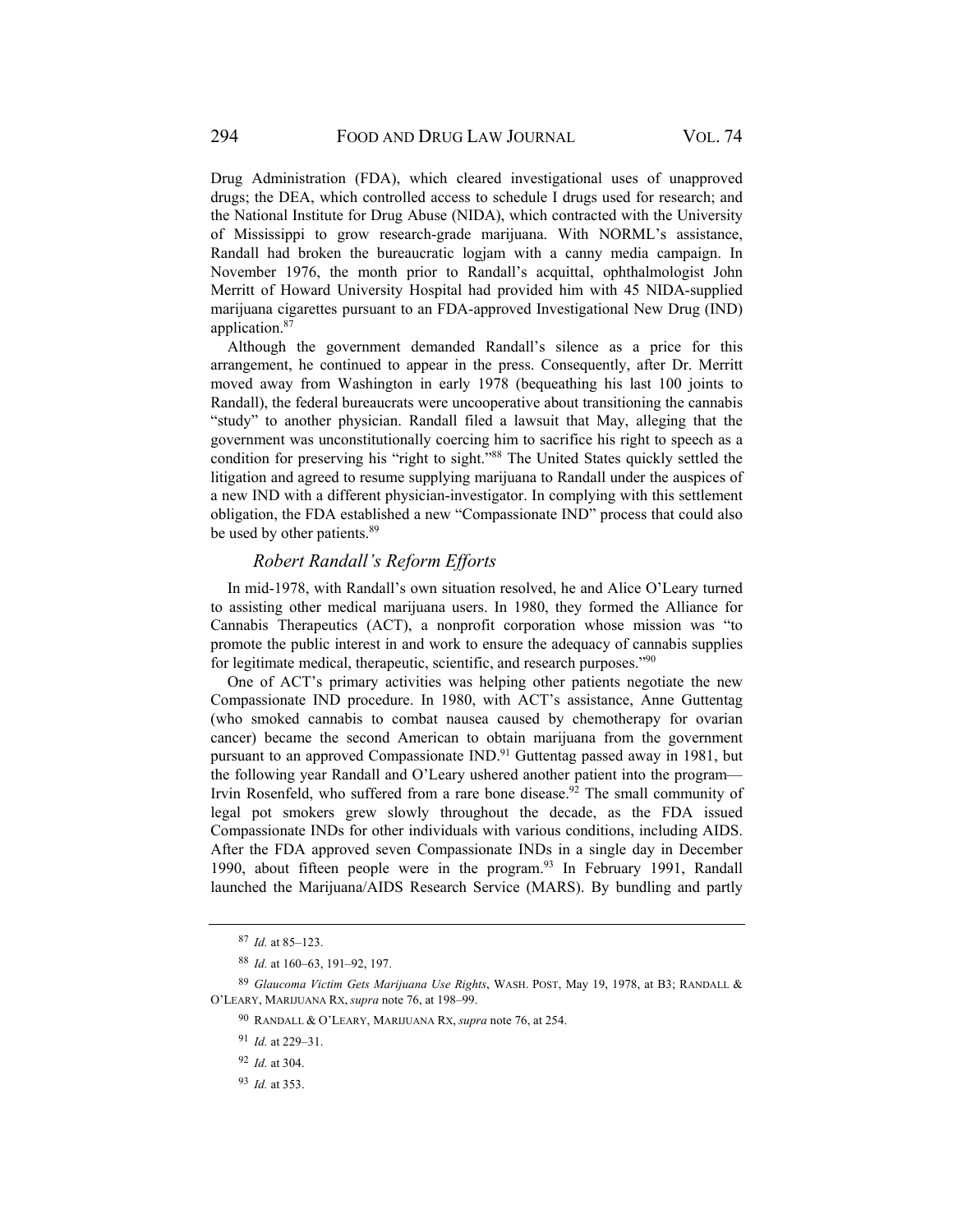Drug Administration (FDA), which cleared investigational uses of unapproved drugs; the DEA, which controlled access to schedule I drugs used for research; and the National Institute for Drug Abuse (NIDA), which contracted with the University of Mississippi to grow research-grade marijuana. With NORML's assistance, Randall had broken the bureaucratic logjam with a canny media campaign. In November 1976, the month prior to Randall's acquittal, ophthalmologist John Merritt of Howard University Hospital had provided him with 45 NIDA-supplied marijuana cigarettes pursuant to an FDA-approved Investigational New Drug (IND) application.[87]

Although the government demanded Randall's silence as a price for this arrangement, he continued to appear in the press. Consequently, after Dr. Merritt moved away from Washington in early 1978 (bequeathing his last 100 joints to Randall), the federal bureaucrats were uncooperative about transitioning the cannabis "study" to another physician. Randall filed a lawsuit that May, alleging that the government was unconstitutionally coercing him to sacrifice his right to speech as a condition for preserving his "right to sight."[88] The United States quickly settled the litigation and agreed to resume supplying marijuana to Randall under the auspices of a new IND with a different physician-investigator. In complying with this settlement obligation, the FDA established a new "Compassionate IND" process that could also be used by other patients.[89]

### *Robert Randall's Reform Efforts*

In mid-1978, with Randall's own situation resolved, he and Alice O'Leary turned to assisting other medical marijuana users. In 1980, they formed the Alliance for Cannabis Therapeutics (ACT), a nonprofit corporation whose mission was "to promote the public interest in and work to ensure the adequacy of cannabis supplies for legitimate medical, therapeutic, scientific, and research purposes."[90]

One of ACT's primary activities was helping other patients negotiate the new Compassionate IND procedure. In 1980, with ACT's assistance, Anne Guttentag (who smoked cannabis to combat nausea caused by chemotherapy for ovarian cancer) became the second American to obtain marijuana from the government pursuant to an approved Compassionate IND.[91] Guttentag passed away in 1981, but the following year Randall and O'Leary ushered another patient into the program—Irvin Rosenfeld, who suffered from a rare bone disease.[92] The small community of legal pot smokers grew slowly throughout the decade, as the FDA issued Compassionate INDs for other individuals with various conditions, including AIDS. After the FDA approved seven Compassionate INDs in a single day in December 1990, about fifteen people were in the program.[93] In February 1991, Randall launched the Marijuana/AIDS Research Service (MARS). By bundling and partly

---

[87] *Id.* at 85–123.

[88] *Id.* at 160–63, 191–92, 197.

[89] *Glaucoma Victim Gets Marijuana Use Rights*, WASH. POST, May 19, 1978, at B3; RANDALL & O'LEARY, MARIJUANA RX, *supra* note 76, at 198–99.

[90] RANDALL & O'LEARY, MARIJUANA RX, *supra* note 76, at 254.

[91] *Id.* at 229–31.

[92] *Id.* at 304.

[93] *Id.* at 353.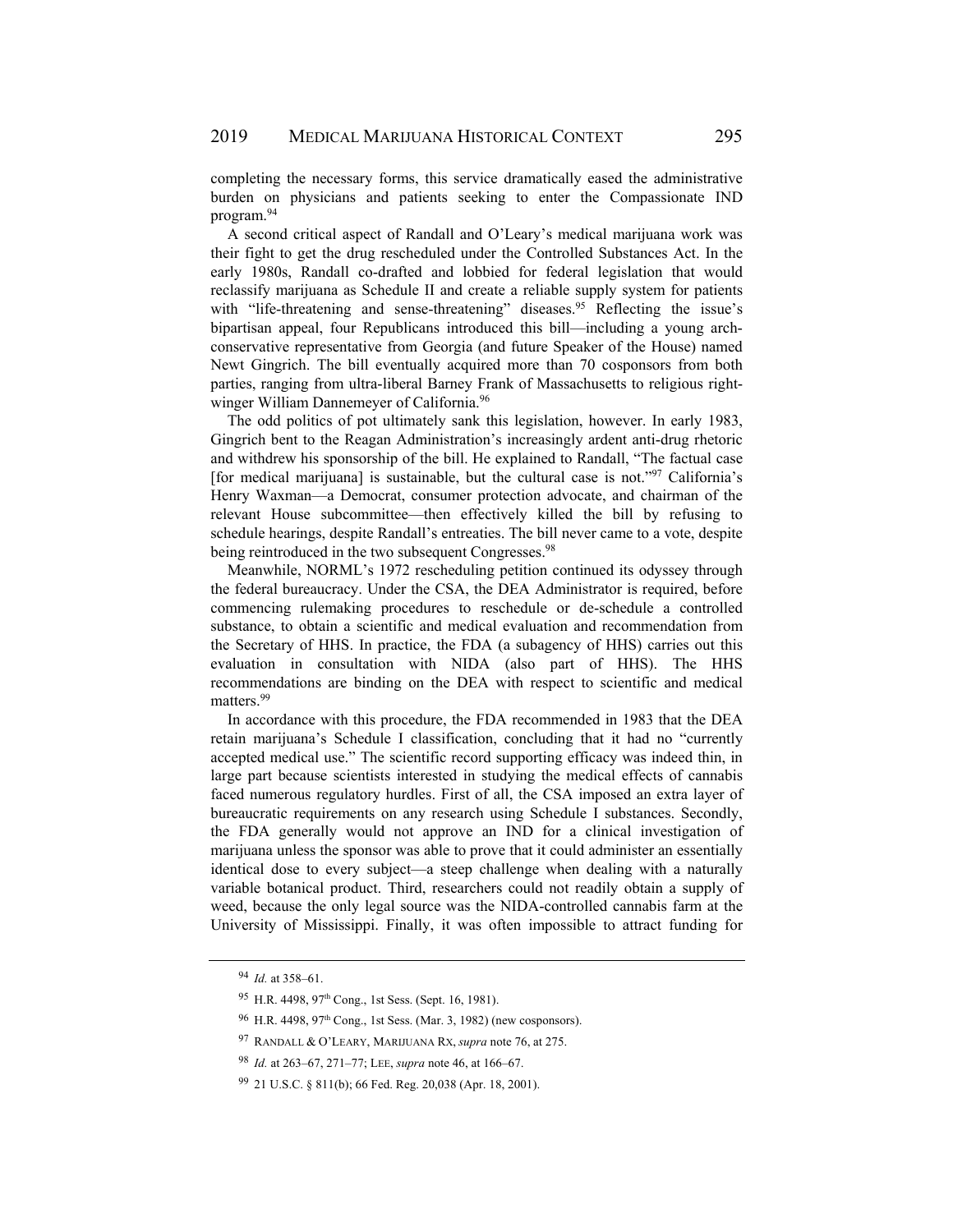completing the necessary forms, this service dramatically eased the administrative burden on physicians and patients seeking to enter the Compassionate IND program.[94]

A second critical aspect of Randall and O'Leary's medical marijuana work was their fight to get the drug rescheduled under the Controlled Substances Act. In the early 1980s, Randall co-drafted and lobbied for federal legislation that would reclassify marijuana as Schedule II and create a reliable supply system for patients with "life-threatening and sense-threatening" diseases.[95] Reflecting the issue's bipartisan appeal, four Republicans introduced this bill—including a young arch-conservative representative from Georgia (and future Speaker of the House) named Newt Gingrich. The bill eventually acquired more than 70 cosponsors from both parties, ranging from ultra-liberal Barney Frank of Massachusetts to religious right-winger William Dannemeyer of California.[96]

The odd politics of pot ultimately sank this legislation, however. In early 1983, Gingrich bent to the Reagan Administration's increasingly ardent anti-drug rhetoric and withdrew his sponsorship of the bill. He explained to Randall, "The factual case [for medical marijuana] is sustainable, but the cultural case is not."[97] California's Henry Waxman—a Democrat, consumer protection advocate, and chairman of the relevant House subcommittee—then effectively killed the bill by refusing to schedule hearings, despite Randall's entreaties. The bill never came to a vote, despite being reintroduced in the two subsequent Congresses.[98]

Meanwhile, NORML's 1972 rescheduling petition continued its odyssey through the federal bureaucracy. Under the CSA, the DEA Administrator is required, before commencing rulemaking procedures to reschedule or de-schedule a controlled substance, to obtain a scientific and medical evaluation and recommendation from the Secretary of HHS. In practice, the FDA (a subagency of HHS) carries out this evaluation in consultation with NIDA (also part of HHS). The HHS recommendations are binding on the DEA with respect to scientific and medical matters.[99]

In accordance with this procedure, the FDA recommended in 1983 that the DEA retain marijuana's Schedule I classification, concluding that it had no "currently accepted medical use." The scientific record supporting efficacy was indeed thin, in large part because scientists interested in studying the medical effects of cannabis faced numerous regulatory hurdles. First of all, the CSA imposed an extra layer of bureaucratic requirements on any research using Schedule I substances. Secondly, the FDA generally would not approve an IND for a clinical investigation of marijuana unless the sponsor was able to prove that it could administer an essentially identical dose to every subject—a steep challenge when dealing with a naturally variable botanical product. Third, researchers could not readily obtain a supply of weed, because the only legal source was the NIDA-controlled cannabis farm at the University of Mississippi. Finally, it was often impossible to attract funding for

---

[94] *Id.* at 358–61.

[95] H.R. 4498, 97th Cong., 1st Sess. (Sept. 16, 1981).

[96] H.R. 4498, 97th Cong., 1st Sess. (Mar. 3, 1982) (new cosponsors).

[97] RANDALL & O'LEARY, MARIJUANA RX, *supra* note 76, at 275.

[98] *Id.* at 263–67, 271–77; LEE, *supra* note 46, at 166–67.

[99] 21 U.S.C. § 811(b); 66 Fed. Reg. 20,038 (Apr. 18, 2001).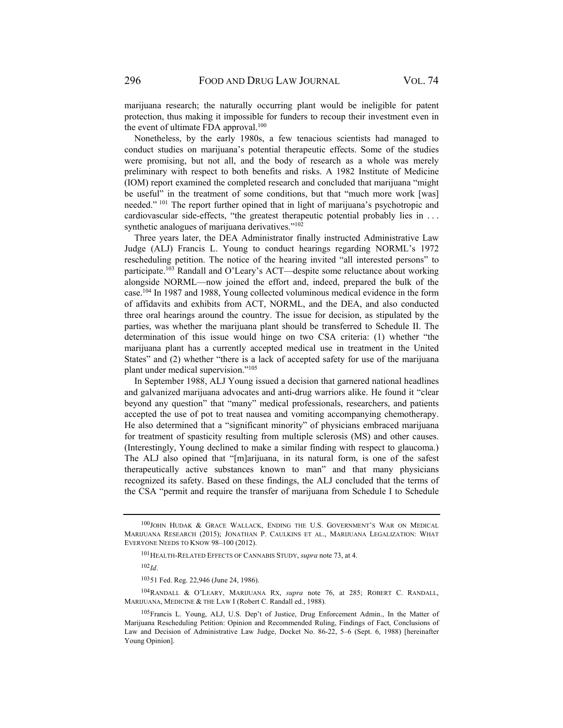marijuana research; the naturally occurring plant would be ineligible for patent protection, thus making it impossible for funders to recoup their investment even in the event of ultimate FDA approval.[100]

Nonetheless, by the early 1980s, a few tenacious scientists had managed to conduct studies on marijuana's potential therapeutic effects. Some of the studies were promising, but not all, and the body of research as a whole was merely preliminary with respect to both benefits and risks. A 1982 Institute of Medicine (IOM) report examined the completed research and concluded that marijuana "might be useful" in the treatment of some conditions, but that "much more work [was] needed."[101] The report further opined that in light of marijuana's psychotropic and cardiovascular side-effects, "the greatest therapeutic potential probably lies in . . . synthetic analogues of marijuana derivatives."[102]

Three years later, the DEA Administrator finally instructed Administrative Law Judge (ALJ) Francis L. Young to conduct hearings regarding NORML's 1972 rescheduling petition. The notice of the hearing invited "all interested persons" to participate.[103] Randall and O'Leary's ACT—despite some reluctance about working alongside NORML—now joined the effort and, indeed, prepared the bulk of the case.[104] In 1987 and 1988, Young collected voluminous medical evidence in the form of affidavits and exhibits from ACT, NORML, and the DEA, and also conducted three oral hearings around the country. The issue for decision, as stipulated by the parties, was whether the marijuana plant should be transferred to Schedule II. The determination of this issue would hinge on two CSA criteria: (1) whether "the marijuana plant has a currently accepted medical use in treatment in the United States" and (2) whether "there is a lack of accepted safety for use of the marijuana plant under medical supervision."[105]

In September 1988, ALJ Young issued a decision that garnered national headlines and galvanized marijuana advocates and anti-drug warriors alike. He found it "clear beyond any question" that "many" medical professionals, researchers, and patients accepted the use of pot to treat nausea and vomiting accompanying chemotherapy. He also determined that a "significant minority" of physicians embraced marijuana for treatment of spasticity resulting from multiple sclerosis (MS) and other causes. (Interestingly, Young declined to make a similar finding with respect to glaucoma.) The ALJ also opined that "[m]arijuana, in its natural form, is one of the safest therapeutically active substances known to man" and that many physicians recognized its safety. Based on these findings, the ALJ concluded that the terms of the CSA "permit and require the transfer of marijuana from Schedule I to Schedule

---

[100] JOHN HUDAK & GRACE WALLACK, ENDING THE U.S. GOVERNMENT'S WAR ON MEDICAL MARIJUANA RESEARCH (2015); JONATHAN P. CAULKINS ET AL., MARIJUANA LEGALIZATION: WHAT EVERYONE NEEDS TO KNOW 98–100 (2012).

[101] HEALTH-RELATED EFFECTS OF CANNABIS STUDY, *supra* note 73, at 4.

[102] *Id*.

[103] 51 Fed. Reg. 22,946 (June 24, 1986).

[104] RANDALL & O'LEARY, MARIJUANA RX, *supra* note 76, at 285; ROBERT C. RANDALL, MARIJUANA, MEDICINE & THE LAW I (Robert C. Randall ed., 1988).

[105] Francis L. Young, ALJ, U.S. Dep't of Justice, Drug Enforcement Admin., In the Matter of Marijuana Rescheduling Petition: Opinion and Recommended Ruling, Findings of Fact, Conclusions of Law and Decision of Administrative Law Judge, Docket No. 86-22, 5–6 (Sept. 6, 1988) [hereinafter Young Opinion].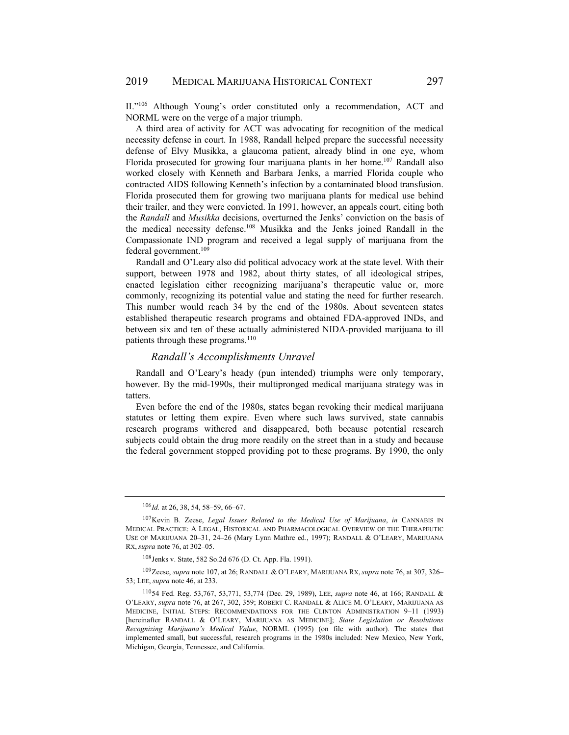II."[106] Although Young's order constituted only a recommendation, ACT and NORML were on the verge of a major triumph.

A third area of activity for ACT was advocating for recognition of the medical necessity defense in court. In 1988, Randall helped prepare the successful necessity defense of Elvy Musikka, a glaucoma patient, already blind in one eye, whom Florida prosecuted for growing four marijuana plants in her home.[107] Randall also worked closely with Kenneth and Barbara Jenks, a married Florida couple who contracted AIDS following Kenneth's infection by a contaminated blood transfusion. Florida prosecuted them for growing two marijuana plants for medical use behind their trailer, and they were convicted. In 1991, however, an appeals court, citing both the *Randall* and *Musikka* decisions, overturned the Jenks' conviction on the basis of the medical necessity defense.[108] Musikka and the Jenks joined Randall in the Compassionate IND program and received a legal supply of marijuana from the federal government.[109]

Randall and O'Leary also did political advocacy work at the state level. With their support, between 1978 and 1982, about thirty states, of all ideological stripes, enacted legislation either recognizing marijuana's therapeutic value or, more commonly, recognizing its potential value and stating the need for further research. This number would reach 34 by the end of the 1980s. About seventeen states established therapeutic research programs and obtained FDA-approved INDs, and between six and ten of these actually administered NIDA-provided marijuana to ill patients through these programs.[110]

### *Randall's Accomplishments Unravel*

Randall and O'Leary's heady (pun intended) triumphs were only temporary, however. By the mid-1990s, their multipronged medical marijuana strategy was in tatters.

Even before the end of the 1980s, states began revoking their medical marijuana statutes or letting them expire. Even where such laws survived, state cannabis research programs withered and disappeared, both because potential research subjects could obtain the drug more readily on the street than in a study and because the federal government stopped providing pot to these programs. By 1990, the only

---

[106] *Id.* at 26, 38, 54, 58–59, 66–67.

[107] Kevin B. Zeese, *Legal Issues Related to the Medical Use of Marijuana*, *in* CANNABIS IN MEDICAL PRACTICE: A LEGAL, HISTORICAL AND PHARMACOLOGICAL OVERVIEW OF THE THERAPEUTIC USE OF MARIJUANA 20–31, 24–26 (Mary Lynn Mathre ed., 1997); RANDALL & O'LEARY, MARIJUANA RX, *supra* note 76, at 302–05.

[108] Jenks v. State, 582 So.2d 676 (D. Ct. App. Fla. 1991).

[109] Zeese, *supra* note 107, at 26; RANDALL & O'LEARY, MARIJUANA RX, *supra* note 76, at 307, 326–53; LEE, *supra* note 46, at 233.

[110] 54 Fed. Reg. 53,767, 53,771, 53,774 (Dec. 29, 1989), LEE, *supra* note 46, at 166; RANDALL & O'LEARY, *supra* note 76, at 267, 302, 359; ROBERT C. RANDALL & ALICE M. O'LEARY, MARIJUANA AS MEDICINE, INITIAL STEPS: RECOMMENDATIONS FOR THE CLINTON ADMINISTRATION 9–11 (1993) [hereinafter RANDALL & O'LEARY, MARIJUANA AS MEDICINE]; *State Legislation or Resolutions Recognizing Marijuana's Medical Value*, NORML (1995) (on file with author). The states that implemented small, but successful, research programs in the 1980s included: New Mexico, New York, Michigan, Georgia, Tennessee, and California.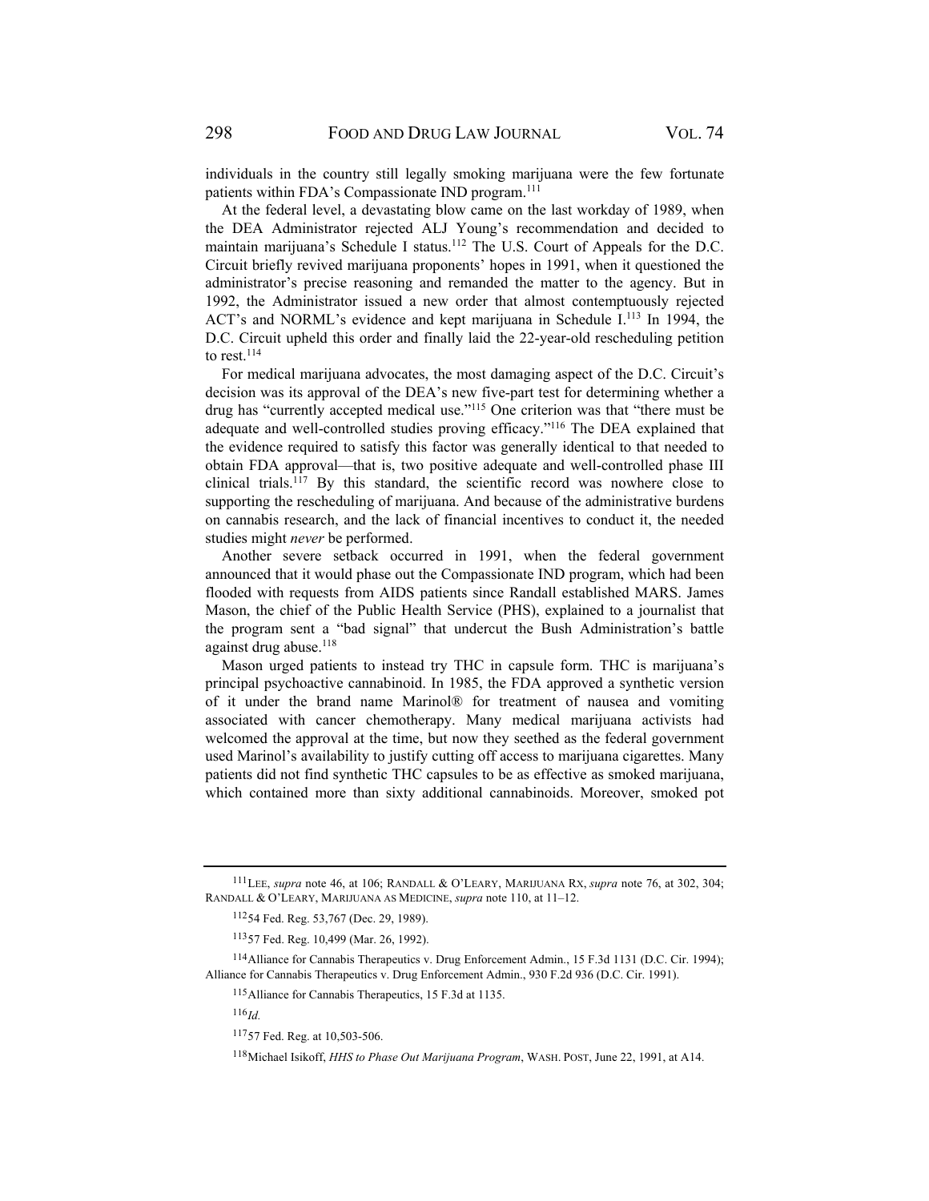individuals in the country still legally smoking marijuana were the few fortunate patients within FDA's Compassionate IND program.[111]

At the federal level, a devastating blow came on the last workday of 1989, when the DEA Administrator rejected ALJ Young's recommendation and decided to maintain marijuana's Schedule I status.[112] The U.S. Court of Appeals for the D.C. Circuit briefly revived marijuana proponents' hopes in 1991, when it questioned the administrator's precise reasoning and remanded the matter to the agency. But in 1992, the Administrator issued a new order that almost contemptuously rejected ACT's and NORML's evidence and kept marijuana in Schedule I.[113] In 1994, the D.C. Circuit upheld this order and finally laid the 22-year-old rescheduling petition to rest.[114]

For medical marijuana advocates, the most damaging aspect of the D.C. Circuit's decision was its approval of the DEA's new five-part test for determining whether a drug has "currently accepted medical use."[115] One criterion was that "there must be adequate and well-controlled studies proving efficacy."[116] The DEA explained that the evidence required to satisfy this factor was generally identical to that needed to obtain FDA approval—that is, two positive adequate and well-controlled phase III clinical trials.[117] By this standard, the scientific record was nowhere close to supporting the rescheduling of marijuana. And because of the administrative burdens on cannabis research, and the lack of financial incentives to conduct it, the needed studies might *never* be performed.

Another severe setback occurred in 1991, when the federal government announced that it would phase out the Compassionate IND program, which had been flooded with requests from AIDS patients since Randall established MARS. James Mason, the chief of the Public Health Service (PHS), explained to a journalist that the program sent a "bad signal" that undercut the Bush Administration's battle against drug abuse.[118]

Mason urged patients to instead try THC in capsule form. THC is marijuana's principal psychoactive cannabinoid. In 1985, the FDA approved a synthetic version of it under the brand name Marinol® for treatment of nausea and vomiting associated with cancer chemotherapy. Many medical marijuana activists had welcomed the approval at the time, but now they seethed as the federal government used Marinol's availability to justify cutting off access to marijuana cigarettes. Many patients did not find synthetic THC capsules to be as effective as smoked marijuana, which contained more than sixty additional cannabinoids. Moreover, smoked pot

---

[111] LEE, *supra* note 46, at 106; RANDALL & O'LEARY, MARIJUANA RX, *supra* note 76, at 302, 304; RANDALL & O'LEARY, MARIJUANA AS MEDICINE, *supra* note 110, at 11–12.

[112] 54 Fed. Reg. 53,767 (Dec. 29, 1989).

[113] 57 Fed. Reg. 10,499 (Mar. 26, 1992).

[114] Alliance for Cannabis Therapeutics v. Drug Enforcement Admin., 15 F.3d 1131 (D.C. Cir. 1994); Alliance for Cannabis Therapeutics v. Drug Enforcement Admin., 930 F.2d 936 (D.C. Cir. 1991).

[115] Alliance for Cannabis Therapeutics, 15 F.3d at 1135.

[116] *Id.*

[117] 57 Fed. Reg. at 10,503-506.

[118] Michael Isikoff, *HHS to Phase Out Marijuana Program*, WASH. POST, June 22, 1991, at A14.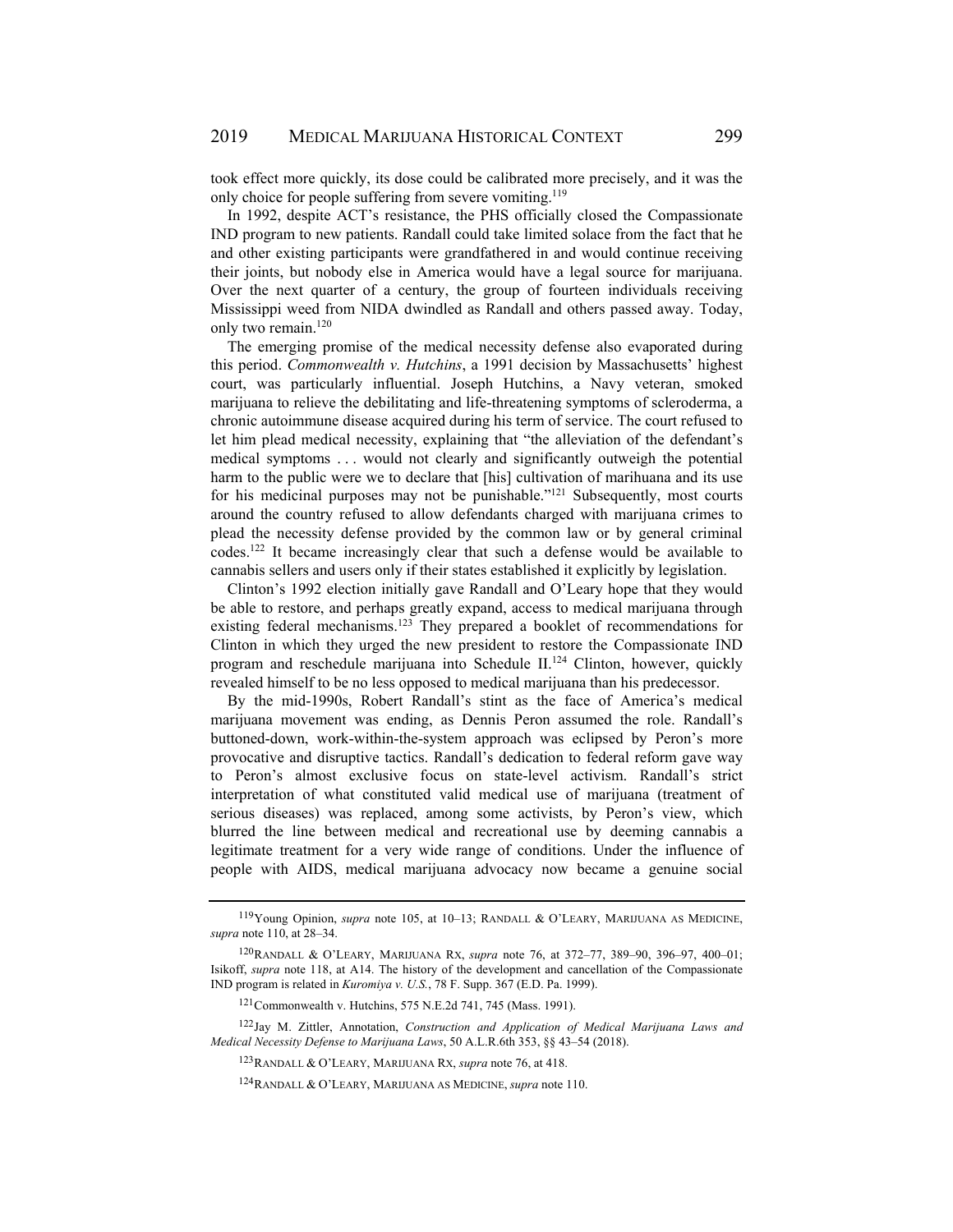took effect more quickly, its dose could be calibrated more precisely, and it was the only choice for people suffering from severe vomiting.[119]

In 1992, despite ACT's resistance, the PHS officially closed the Compassionate IND program to new patients. Randall could take limited solace from the fact that he and other existing participants were grandfathered in and would continue receiving their joints, but nobody else in America would have a legal source for marijuana. Over the next quarter of a century, the group of fourteen individuals receiving Mississippi weed from NIDA dwindled as Randall and others passed away. Today, only two remain.[120]

The emerging promise of the medical necessity defense also evaporated during this period. *Commonwealth v. Hutchins*, a 1991 decision by Massachusetts' highest court, was particularly influential. Joseph Hutchins, a Navy veteran, smoked marijuana to relieve the debilitating and life-threatening symptoms of scleroderma, a chronic autoimmune disease acquired during his term of service. The court refused to let him plead medical necessity, explaining that "the alleviation of the defendant's medical symptoms . . . would not clearly and significantly outweigh the potential harm to the public were we to declare that [his] cultivation of marihuana and its use for his medicinal purposes may not be punishable."[121] Subsequently, most courts around the country refused to allow defendants charged with marijuana crimes to plead the necessity defense provided by the common law or by general criminal codes.[122] It became increasingly clear that such a defense would be available to cannabis sellers and users only if their states established it explicitly by legislation.

Clinton's 1992 election initially gave Randall and O'Leary hope that they would be able to restore, and perhaps greatly expand, access to medical marijuana through existing federal mechanisms.[123] They prepared a booklet of recommendations for Clinton in which they urged the new president to restore the Compassionate IND program and reschedule marijuana into Schedule II.[124] Clinton, however, quickly revealed himself to be no less opposed to medical marijuana than his predecessor.

By the mid-1990s, Robert Randall's stint as the face of America's medical marijuana movement was ending, as Dennis Peron assumed the role. Randall's buttoned-down, work-within-the-system approach was eclipsed by Peron's more provocative and disruptive tactics. Randall's dedication to federal reform gave way to Peron's almost exclusive focus on state-level activism. Randall's strict interpretation of what constituted valid medical use of marijuana (treatment of serious diseases) was replaced, among some activists, by Peron's view, which blurred the line between medical and recreational use by deeming cannabis a legitimate treatment for a very wide range of conditions. Under the influence of people with AIDS, medical marijuana advocacy now became a genuine social

---

[119] Young Opinion, *supra* note 105, at 10–13; RANDALL & O'LEARY, MARIJUANA AS MEDICINE, *supra* note 110, at 28–34.

[120] RANDALL & O'LEARY, MARIJUANA RX, *supra* note 76, at 372–77, 389–90, 396–97, 400–01; Isikoff, *supra* note 118, at A14. The history of the development and cancellation of the Compassionate IND program is related in *Kuromiya v. U.S.*, 78 F. Supp. 367 (E.D. Pa. 1999).

[121] Commonwealth v. Hutchins, 575 N.E.2d 741, 745 (Mass. 1991).

[122] Jay M. Zittler, Annotation, *Construction and Application of Medical Marijuana Laws and Medical Necessity Defense to Marijuana Laws*, 50 A.L.R.6th 353, §§ 43–54 (2018).

[123] RANDALL & O'LEARY, MARIJUANA RX, *supra* note 76, at 418.

[124] RANDALL & O'LEARY, MARIJUANA AS MEDICINE, *supra* note 110.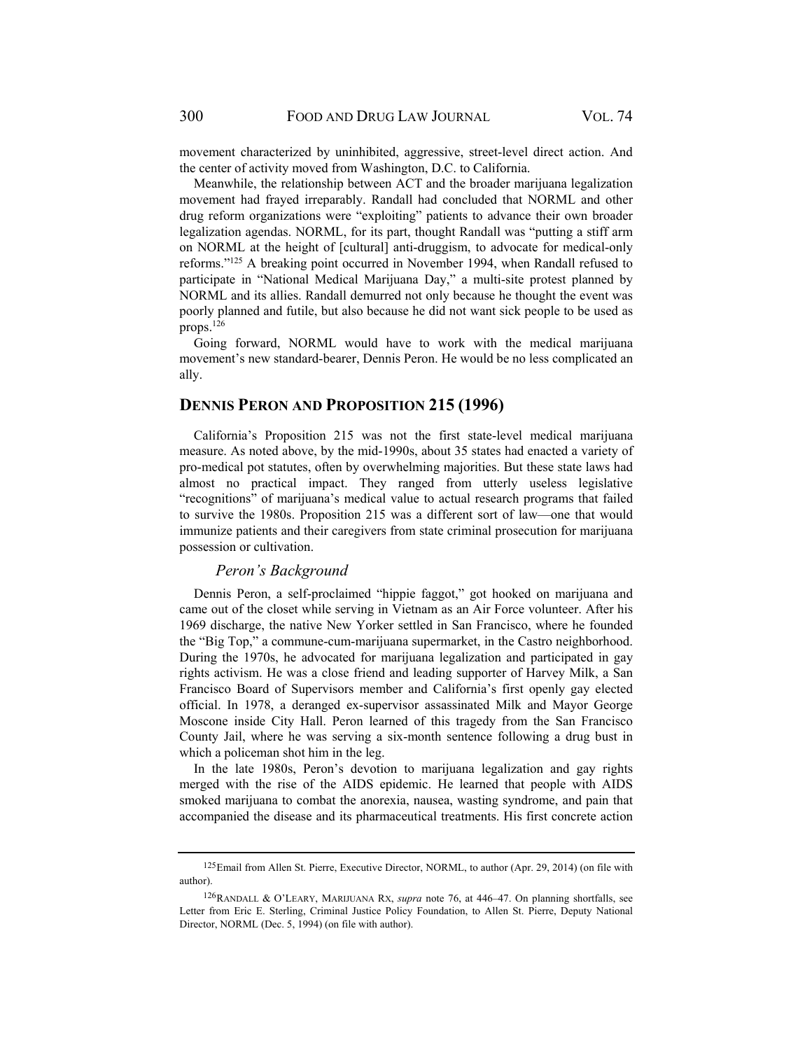movement characterized by uninhibited, aggressive, street-level direct action. And the center of activity moved from Washington, D.C. to California.

Meanwhile, the relationship between ACT and the broader marijuana legalization movement had frayed irreparably. Randall had concluded that NORML and other drug reform organizations were "exploiting" patients to advance their own broader legalization agendas. NORML, for its part, thought Randall was "putting a stiff arm on NORML at the height of [cultural] anti-druggism, to advocate for medical-only reforms."[125] A breaking point occurred in November 1994, when Randall refused to participate in "National Medical Marijuana Day," a multi-site protest planned by NORML and its allies. Randall demurred not only because he thought the event was poorly planned and futile, but also because he did not want sick people to be used as props.[126]

Going forward, NORML would have to work with the medical marijuana movement's new standard-bearer, Dennis Peron. He would be no less complicated an ally.

## DENNIS PERON AND PROPOSITION 215 (1996)

California's Proposition 215 was not the first state-level medical marijuana measure. As noted above, by the mid-1990s, about 35 states had enacted a variety of pro-medical pot statutes, often by overwhelming majorities. But these state laws had almost no practical impact. They ranged from utterly useless legislative "recognitions" of marijuana's medical value to actual research programs that failed to survive the 1980s. Proposition 215 was a different sort of law—one that would immunize patients and their caregivers from state criminal prosecution for marijuana possession or cultivation.

### *Peron's Background*

Dennis Peron, a self-proclaimed "hippie faggot," got hooked on marijuana and came out of the closet while serving in Vietnam as an Air Force volunteer. After his 1969 discharge, the native New Yorker settled in San Francisco, where he founded the "Big Top," a commune-cum-marijuana supermarket, in the Castro neighborhood. During the 1970s, he advocated for marijuana legalization and participated in gay rights activism. He was a close friend and leading supporter of Harvey Milk, a San Francisco Board of Supervisors member and California's first openly gay elected official. In 1978, a deranged ex-supervisor assassinated Milk and Mayor George Moscone inside City Hall. Peron learned of this tragedy from the San Francisco County Jail, where he was serving a six-month sentence following a drug bust in which a policeman shot him in the leg.

In the late 1980s, Peron's devotion to marijuana legalization and gay rights merged with the rise of the AIDS epidemic. He learned that people with AIDS smoked marijuana to combat the anorexia, nausea, wasting syndrome, and pain that accompanied the disease and its pharmaceutical treatments. His first concrete action

---

[125] Email from Allen St. Pierre, Executive Director, NORML, to author (Apr. 29, 2014) (on file with author).

[126] RANDALL & O'LEARY, MARIJUANA RX, *supra* note 76, at 446–47. On planning shortfalls, see Letter from Eric E. Sterling, Criminal Justice Policy Foundation, to Allen St. Pierre, Deputy National Director, NORML (Dec. 5, 1994) (on file with author).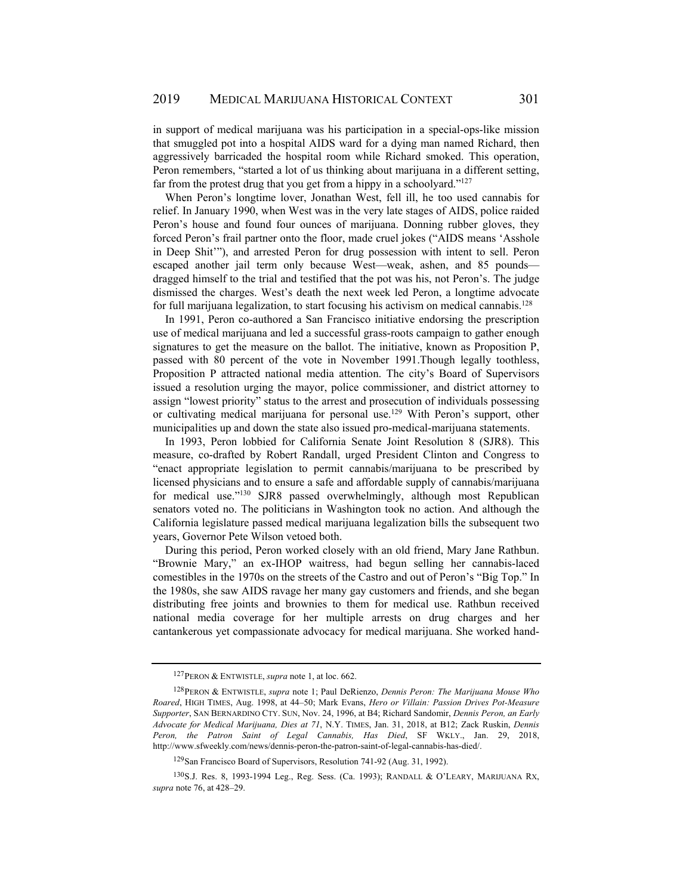in support of medical marijuana was his participation in a special-ops-like mission that smuggled pot into a hospital AIDS ward for a dying man named Richard, then aggressively barricaded the hospital room while Richard smoked. This operation, Peron remembers, "started a lot of us thinking about marijuana in a different setting, far from the protest drug that you get from a hippy in a schoolyard."[127]

When Peron's longtime lover, Jonathan West, fell ill, he too used cannabis for relief. In January 1990, when West was in the very late stages of AIDS, police raided Peron's house and found four ounces of marijuana. Donning rubber gloves, they forced Peron's frail partner onto the floor, made cruel jokes ("AIDS means 'Asshole in Deep Shit'"), and arrested Peron for drug possession with intent to sell. Peron escaped another jail term only because West—weak, ashen, and 85 pounds—dragged himself to the trial and testified that the pot was his, not Peron's. The judge dismissed the charges. West's death the next week led Peron, a longtime advocate for full marijuana legalization, to start focusing his activism on medical cannabis.[128]

In 1991, Peron co-authored a San Francisco initiative endorsing the prescription use of medical marijuana and led a successful grass-roots campaign to gather enough signatures to get the measure on the ballot. The initiative, known as Proposition P, passed with 80 percent of the vote in November 1991.Though legally toothless, Proposition P attracted national media attention. The city's Board of Supervisors issued a resolution urging the mayor, police commissioner, and district attorney to assign "lowest priority" status to the arrest and prosecution of individuals possessing or cultivating medical marijuana for personal use.[129] With Peron's support, other municipalities up and down the state also issued pro-medical-marijuana statements.

In 1993, Peron lobbied for California Senate Joint Resolution 8 (SJR8). This measure, co-drafted by Robert Randall, urged President Clinton and Congress to "enact appropriate legislation to permit cannabis/marijuana to be prescribed by licensed physicians and to ensure a safe and affordable supply of cannabis/marijuana for medical use."[130] SJR8 passed overwhelmingly, although most Republican senators voted no. The politicians in Washington took no action. And although the California legislature passed medical marijuana legalization bills the subsequent two years, Governor Pete Wilson vetoed both.

During this period, Peron worked closely with an old friend, Mary Jane Rathbun. "Brownie Mary," an ex-IHOP waitress, had begun selling her cannabis-laced comestibles in the 1970s on the streets of the Castro and out of Peron's "Big Top." In the 1980s, she saw AIDS ravage her many gay customers and friends, and she began distributing free joints and brownies to them for medical use. Rathbun received national media coverage for her multiple arrests on drug charges and her cantankerous yet compassionate advocacy for medical marijuana. She worked hand-

---

[127] PERON & ENTWISTLE, *supra* note 1, at loc. 662.

[128] PERON & ENTWISTLE, *supra* note 1; Paul DeRienzo, *Dennis Peron: The Marijuana Mouse Who Roared*, HIGH TIMES, Aug. 1998, at 44–50; Mark Evans, *Hero or Villain: Passion Drives Pot-Measure Supporter*, SAN BERNARDINO CTY. SUN, Nov. 24, 1996, at B4; Richard Sandomir, *Dennis Peron, an Early Advocate for Medical Marijuana, Dies at 71*, N.Y. TIMES, Jan. 31, 2018, at B12; Zack Ruskin, *Dennis Peron, the Patron Saint of Legal Cannabis, Has Died*, SF WKLY., Jan. 29, 2018, http://www.sfweekly.com/news/dennis-peron-the-patron-saint-of-legal-cannabis-has-died/.

[129] San Francisco Board of Supervisors, Resolution 741-92 (Aug. 31, 1992).

[130] S.J. Res. 8, 1993-1994 Leg., Reg. Sess. (Ca. 1993); RANDALL & O'LEARY, MARIJUANA RX, *supra* note 76, at 428–29.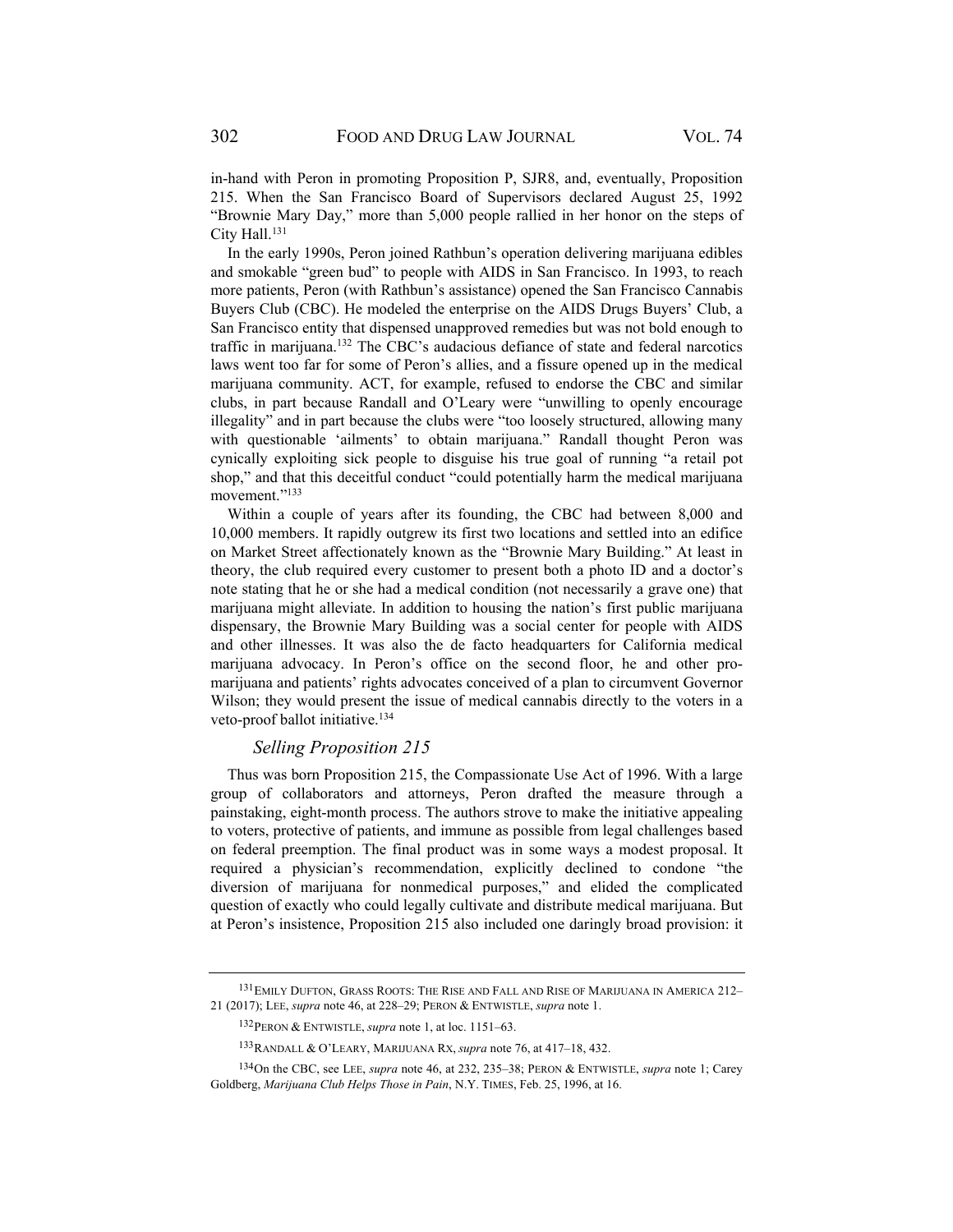in-hand with Peron in promoting Proposition P, SJR8, and, eventually, Proposition 215. When the San Francisco Board of Supervisors declared August 25, 1992 "Brownie Mary Day," more than 5,000 people rallied in her honor on the steps of City Hall.[131]

In the early 1990s, Peron joined Rathbun's operation delivering marijuana edibles and smokable "green bud" to people with AIDS in San Francisco. In 1993, to reach more patients, Peron (with Rathbun's assistance) opened the San Francisco Cannabis Buyers Club (CBC). He modeled the enterprise on the AIDS Drugs Buyers' Club, a San Francisco entity that dispensed unapproved remedies but was not bold enough to traffic in marijuana.[132] The CBC's audacious defiance of state and federal narcotics laws went too far for some of Peron's allies, and a fissure opened up in the medical marijuana community. ACT, for example, refused to endorse the CBC and similar clubs, in part because Randall and O'Leary were "unwilling to openly encourage illegality" and in part because the clubs were "too loosely structured, allowing many with questionable 'ailments' to obtain marijuana." Randall thought Peron was cynically exploiting sick people to disguise his true goal of running "a retail pot shop," and that this deceitful conduct "could potentially harm the medical marijuana movement."[133]

Within a couple of years after its founding, the CBC had between 8,000 and 10,000 members. It rapidly outgrew its first two locations and settled into an edifice on Market Street affectionately known as the "Brownie Mary Building." At least in theory, the club required every customer to present both a photo ID and a doctor's note stating that he or she had a medical condition (not necessarily a grave one) that marijuana might alleviate. In addition to housing the nation's first public marijuana dispensary, the Brownie Mary Building was a social center for people with AIDS and other illnesses. It was also the de facto headquarters for California medical marijuana advocacy. In Peron's office on the second floor, he and other pro-marijuana and patients' rights advocates conceived of a plan to circumvent Governor Wilson; they would present the issue of medical cannabis directly to the voters in a veto-proof ballot initiative.[134]

### *Selling Proposition 215*

Thus was born Proposition 215, the Compassionate Use Act of 1996. With a large group of collaborators and attorneys, Peron drafted the measure through a painstaking, eight-month process. The authors strove to make the initiative appealing to voters, protective of patients, and immune as possible from legal challenges based on federal preemption. The final product was in some ways a modest proposal. It required a physician's recommendation, explicitly declined to condone "the diversion of marijuana for nonmedical purposes," and elided the complicated question of exactly who could legally cultivate and distribute medical marijuana. But at Peron's insistence, Proposition 215 also included one daringly broad provision: it

---

[131] EMILY DUFTON, GRASS ROOTS: THE RISE AND FALL AND RISE OF MARIJUANA IN AMERICA 212–21 (2017); LEE, *supra* note 46, at 228–29; PERON & ENTWISTLE, *supra* note 1.

[132] PERON & ENTWISTLE, *supra* note 1, at loc. 1151–63.

[133] RANDALL & O'LEARY, MARIJUANA RX, *supra* note 76, at 417–18, 432.

[134] On the CBC, see LEE, *supra* note 46, at 232, 235–38; PERON & ENTWISTLE, *supra* note 1; Carey Goldberg, *Marijuana Club Helps Those in Pain*, N.Y. TIMES, Feb. 25, 1996, at 16.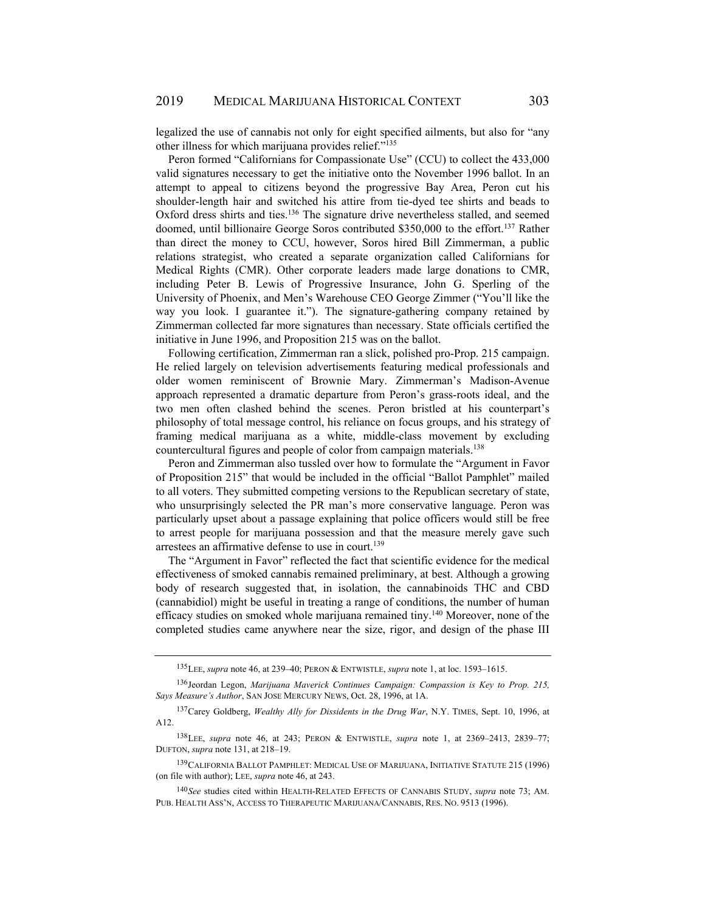legalized the use of cannabis not only for eight specified ailments, but also for "any other illness for which marijuana provides relief."[135]

Peron formed "Californians for Compassionate Use" (CCU) to collect the 433,000 valid signatures necessary to get the initiative onto the November 1996 ballot. In an attempt to appeal to citizens beyond the progressive Bay Area, Peron cut his shoulder-length hair and switched his attire from tie-dyed tee shirts and beads to Oxford dress shirts and ties.[136] The signature drive nevertheless stalled, and seemed doomed, until billionaire George Soros contributed $350,000 to the effort.[137] Rather than direct the money to CCU, however, Soros hired Bill Zimmerman, a public relations strategist, who created a separate organization called Californians for Medical Rights (CMR). Other corporate leaders made large donations to CMR, including Peter B. Lewis of Progressive Insurance, John G. Sperling of the University of Phoenix, and Men's Warehouse CEO George Zimmer ("You'll like the way you look. I guarantee it."). The signature-gathering company retained by Zimmerman collected far more signatures than necessary. State officials certified the initiative in June 1996, and Proposition 215 was on the ballot.

Following certification, Zimmerman ran a slick, polished pro-Prop. 215 campaign. He relied largely on television advertisements featuring medical professionals and older women reminiscent of Brownie Mary. Zimmerman's Madison-Avenue approach represented a dramatic departure from Peron's grass-roots ideal, and the two men often clashed behind the scenes. Peron bristled at his counterpart's philosophy of total message control, his reliance on focus groups, and his strategy of framing medical marijuana as a white, middle-class movement by excluding countercultural figures and people of color from campaign materials.[138]

Peron and Zimmerman also tussled over how to formulate the "Argument in Favor of Proposition 215" that would be included in the official "Ballot Pamphlet" mailed to all voters. They submitted competing versions to the Republican secretary of state, who unsurprisingly selected the PR man's more conservative language. Peron was particularly upset about a passage explaining that police officers would still be free to arrest people for marijuana possession and that the measure merely gave such arrestees an affirmative defense to use in court.[139]

The "Argument in Favor" reflected the fact that scientific evidence for the medical effectiveness of smoked cannabis remained preliminary, at best. Although a growing body of research suggested that, in isolation, the cannabinoids THC and CBD (cannabidiol) might be useful in treating a range of conditions, the number of human efficacy studies on smoked whole marijuana remained tiny.[140] Moreover, none of the completed studies came anywhere near the size, rigor, and design of the phase III

---

[135] LEE, *supra* note 46, at 239–40; PERON & ENTWISTLE, *supra* note 1, at loc. 1593–1615.

[136] Jeordan Legon, *Marijuana Maverick Continues Campaign: Compassion is Key to Prop. 215, Says Measure's Author*, SAN JOSE MERCURY NEWS, Oct. 28, 1996, at 1A.

[137] Carey Goldberg, *Wealthy Ally for Dissidents in the Drug War*, N.Y. TIMES, Sept. 10, 1996, at A12.

[138] LEE, *supra* note 46, at 243; PERON & ENTWISTLE, *supra* note 1, at 2369–2413, 2839–77; DUFTON, *supra* note 131, at 218–19.

[139] CALIFORNIA BALLOT PAMPHLET: MEDICAL USE OF MARIJUANA, INITIATIVE STATUTE 215 (1996) (on file with author); LEE, *supra* note 46, at 243.

[140] *See* studies cited within HEALTH-RELATED EFFECTS OF CANNABIS STUDY, *supra* note 73; AM. PUB. HEALTH ASS'N, ACCESS TO THERAPEUTIC MARIJUANA/CANNABIS, RES. NO. 9513 (1996).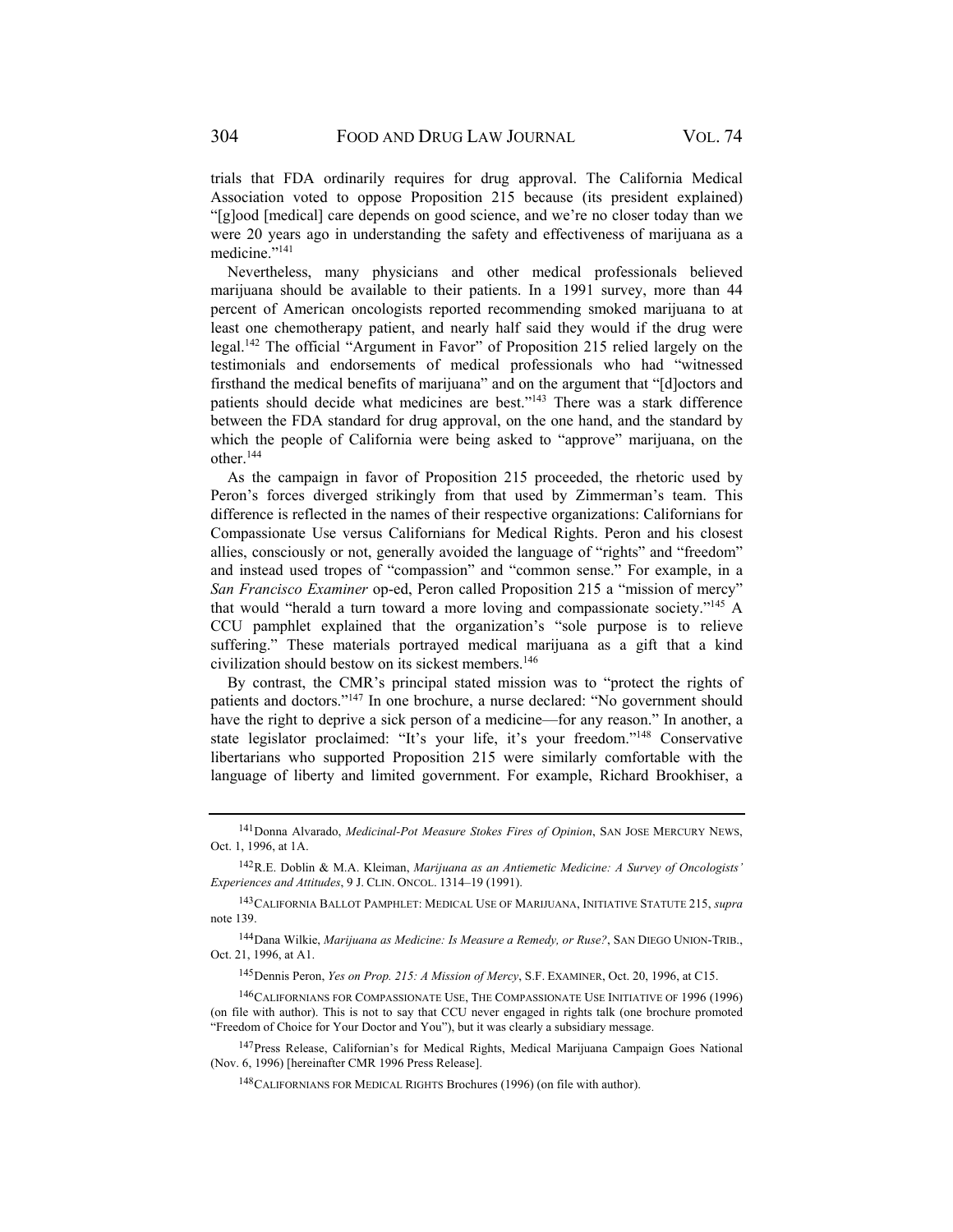trials that FDA ordinarily requires for drug approval. The California Medical Association voted to oppose Proposition 215 because (its president explained) "[g]ood [medical] care depends on good science, and we're no closer today than we were 20 years ago in understanding the safety and effectiveness of marijuana as a medicine."[141]

Nevertheless, many physicians and other medical professionals believed marijuana should be available to their patients. In a 1991 survey, more than 44 percent of American oncologists reported recommending smoked marijuana to at least one chemotherapy patient, and nearly half said they would if the drug were legal.[142] The official "Argument in Favor" of Proposition 215 relied largely on the testimonials and endorsements of medical professionals who had "witnessed firsthand the medical benefits of marijuana" and on the argument that "[d]octors and patients should decide what medicines are best."[143] There was a stark difference between the FDA standard for drug approval, on the one hand, and the standard by which the people of California were being asked to "approve" marijuana, on the other.[144]

As the campaign in favor of Proposition 215 proceeded, the rhetoric used by Peron's forces diverged strikingly from that used by Zimmerman's team. This difference is reflected in the names of their respective organizations: Californians for Compassionate Use versus Californians for Medical Rights. Peron and his closest allies, consciously or not, generally avoided the language of "rights" and "freedom" and instead used tropes of "compassion" and "common sense." For example, in a *San Francisco Examiner* op-ed, Peron called Proposition 215 a "mission of mercy" that would "herald a turn toward a more loving and compassionate society."[145] A CCU pamphlet explained that the organization's "sole purpose is to relieve suffering." These materials portrayed medical marijuana as a gift that a kind civilization should bestow on its sickest members.[146]

By contrast, the CMR's principal stated mission was to "protect the rights of patients and doctors."[147] In one brochure, a nurse declared: "No government should have the right to deprive a sick person of a medicine—for any reason." In another, a state legislator proclaimed: "It's your life, it's your freedom."[148] Conservative libertarians who supported Proposition 215 were similarly comfortable with the language of liberty and limited government. For example, Richard Brookhiser, a

---

[141] Donna Alvarado, *Medicinal-Pot Measure Stokes Fires of Opinion*, SAN JOSE MERCURY NEWS, Oct. 1, 1996, at 1A.

[142] R.E. Doblin & M.A. Kleiman, *Marijuana as an Antiemetic Medicine: A Survey of Oncologists' Experiences and Attitudes*, 9 J. CLIN. ONCOL. 1314–19 (1991).

[143] CALIFORNIA BALLOT PAMPHLET: MEDICAL USE OF MARIJUANA, INITIATIVE STATUTE 215, *supra* note 139.

[144] Dana Wilkie, *Marijuana as Medicine: Is Measure a Remedy, or Ruse?*, SAN DIEGO UNION-TRIB., Oct. 21, 1996, at A1.

[145] Dennis Peron, *Yes on Prop. 215: A Mission of Mercy*, S.F. EXAMINER, Oct. 20, 1996, at C15.

[146] CALIFORNIANS FOR COMPASSIONATE USE, THE COMPASSIONATE USE INITIATIVE OF 1996 (1996) (on file with author). This is not to say that CCU never engaged in rights talk (one brochure promoted "Freedom of Choice for Your Doctor and You"), but it was clearly a subsidiary message.

[147] Press Release, Californian's for Medical Rights, Medical Marijuana Campaign Goes National (Nov. 6, 1996) [hereinafter CMR 1996 Press Release].

[148] CALIFORNIANS FOR MEDICAL RIGHTS Brochures (1996) (on file with author).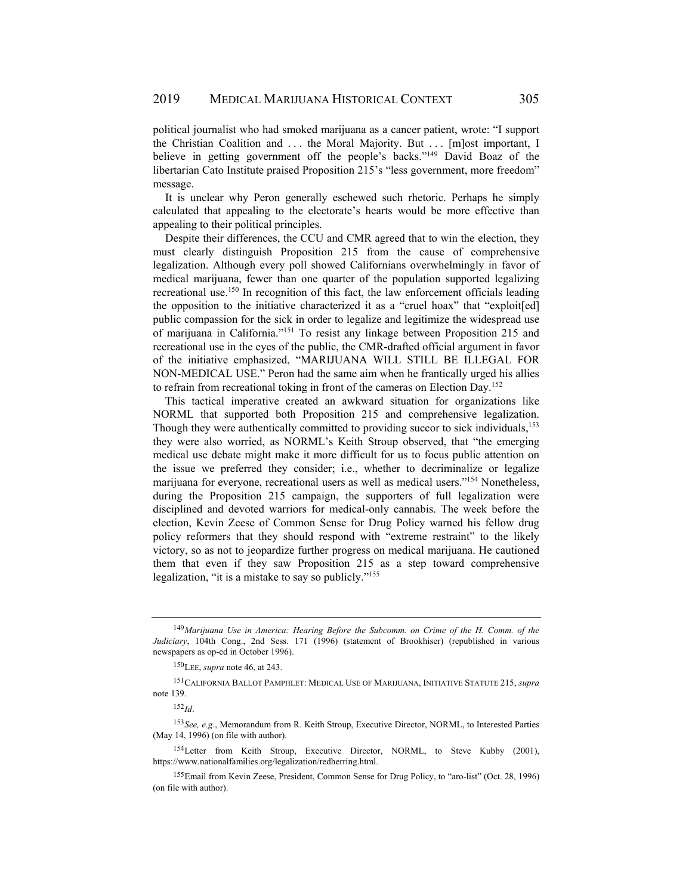political journalist who had smoked marijuana as a cancer patient, wrote: "I support the Christian Coalition and . . . the Moral Majority. But . . . [m]ost important, I believe in getting government off the people's backs."[149] David Boaz of the libertarian Cato Institute praised Proposition 215's "less government, more freedom" message.

It is unclear why Peron generally eschewed such rhetoric. Perhaps he simply calculated that appealing to the electorate's hearts would be more effective than appealing to their political principles.

Despite their differences, the CCU and CMR agreed that to win the election, they must clearly distinguish Proposition 215 from the cause of comprehensive legalization. Although every poll showed Californians overwhelmingly in favor of medical marijuana, fewer than one quarter of the population supported legalizing recreational use.[150] In recognition of this fact, the law enforcement officials leading the opposition to the initiative characterized it as a "cruel hoax" that "exploit[ed] public compassion for the sick in order to legalize and legitimize the widespread use of marijuana in California."[151] To resist any linkage between Proposition 215 and recreational use in the eyes of the public, the CMR-drafted official argument in favor of the initiative emphasized, "MARIJUANA WILL STILL BE ILLEGAL FOR NON-MEDICAL USE." Peron had the same aim when he frantically urged his allies to refrain from recreational toking in front of the cameras on Election Day.[152]

This tactical imperative created an awkward situation for organizations like NORML that supported both Proposition 215 and comprehensive legalization. Though they were authentically committed to providing succor to sick individuals,[153] they were also worried, as NORML's Keith Stroup observed, that "the emerging medical use debate might make it more difficult for us to focus public attention on the issue we preferred they consider; i.e., whether to decriminalize or legalize marijuana for everyone, recreational users as well as medical users."[154] Nonetheless, during the Proposition 215 campaign, the supporters of full legalization were disciplined and devoted warriors for medical-only cannabis. The week before the election, Kevin Zeese of Common Sense for Drug Policy warned his fellow drug policy reformers that they should respond with "extreme restraint" to the likely victory, so as not to jeopardize further progress on medical marijuana. He cautioned them that even if they saw Proposition 215 as a step toward comprehensive legalization, "it is a mistake to say so publicly."[155]

---

[149] *Marijuana Use in America: Hearing Before the Subcomm. on Crime of the H. Comm. of the Judiciary*, 104th Cong., 2nd Sess. 171 (1996) (statement of Brookhiser) (republished in various newspapers as op-ed in October 1996).

[150] LEE, *supra* note 46, at 243.

[151] CALIFORNIA BALLOT PAMPHLET: MEDICAL USE OF MARIJUANA, INITIATIVE STATUTE 215, *supra* note 139.

[152] *Id.*

[153] *See, e.g.*, Memorandum from R. Keith Stroup, Executive Director, NORML, to Interested Parties (May 14, 1996) (on file with author).

[154] Letter from Keith Stroup, Executive Director, NORML, to Steve Kubby (2001), https://www.nationalfamilies.org/legalization/redherring.html.

[155] Email from Kevin Zeese, President, Common Sense for Drug Policy, to "aro-list" (Oct. 28, 1996) (on file with author).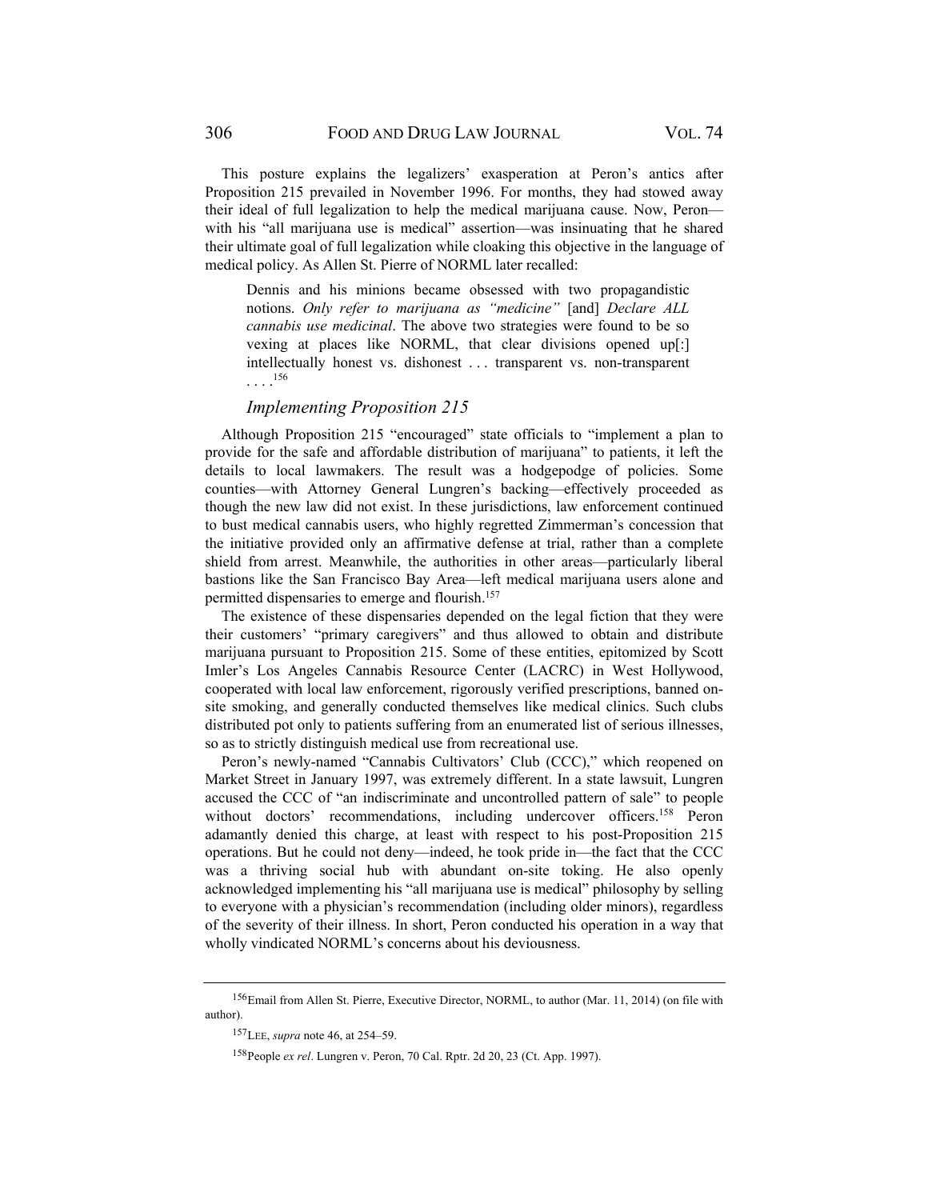This posture explains the legalizers' exasperation at Peron's antics after Proposition 215 prevailed in November 1996. For months, they had stowed away their ideal of full legalization to help the medical marijuana cause. Now, Peron—with his "all marijuana use is medical" assertion—was insinuating that he shared their ultimate goal of full legalization while cloaking this objective in the language of medical policy. As Allen St. Pierre of NORML later recalled:

> Dennis and his minions became obsessed with two propagandistic notions. *Only refer to marijuana as "medicine"* [and] *Declare ALL cannabis use medicinal*. The above two strategies were found to be so vexing at places like NORML, that clear divisions opened up[:] intellectually honest vs. dishonest . . . transparent vs. non-transparent . . . .[156]

### *Implementing Proposition 215*

Although Proposition 215 "encouraged" state officials to "implement a plan to provide for the safe and affordable distribution of marijuana" to patients, it left the details to local lawmakers. The result was a hodgepodge of policies. Some counties—with Attorney General Lungren's backing—effectively proceeded as though the new law did not exist. In these jurisdictions, law enforcement continued to bust medical cannabis users, who highly regretted Zimmerman's concession that the initiative provided only an affirmative defense at trial, rather than a complete shield from arrest. Meanwhile, the authorities in other areas—particularly liberal bastions like the San Francisco Bay Area—left medical marijuana users alone and permitted dispensaries to emerge and flourish.[157]

The existence of these dispensaries depended on the legal fiction that they were their customers' "primary caregivers" and thus allowed to obtain and distribute marijuana pursuant to Proposition 215. Some of these entities, epitomized by Scott Imler's Los Angeles Cannabis Resource Center (LACRC) in West Hollywood, cooperated with local law enforcement, rigorously verified prescriptions, banned on-site smoking, and generally conducted themselves like medical clinics. Such clubs distributed pot only to patients suffering from an enumerated list of serious illnesses, so as to strictly distinguish medical use from recreational use.

Peron's newly-named "Cannabis Cultivators' Club (CCC)," which reopened on Market Street in January 1997, was extremely different. In a state lawsuit, Lungren accused the CCC of "an indiscriminate and uncontrolled pattern of sale" to people without doctors' recommendations, including undercover officers.[158] Peron adamantly denied this charge, at least with respect to his post-Proposition 215 operations. But he could not deny—indeed, he took pride in—the fact that the CCC was a thriving social hub with abundant on-site toking. He also openly acknowledged implementing his "all marijuana use is medical" philosophy by selling to everyone with a physician's recommendation (including older minors), regardless of the severity of their illness. In short, Peron conducted his operation in a way that wholly vindicated NORML's concerns about his deviousness.

---

[156] Email from Allen St. Pierre, Executive Director, NORML, to author (Mar. 11, 2014) (on file with author).

[157] LEE, *supra* note 46, at 254–59.

[158] People *ex rel*. Lungren v. Peron, 70 Cal. Rptr. 2d 20, 23 (Ct. App. 1997).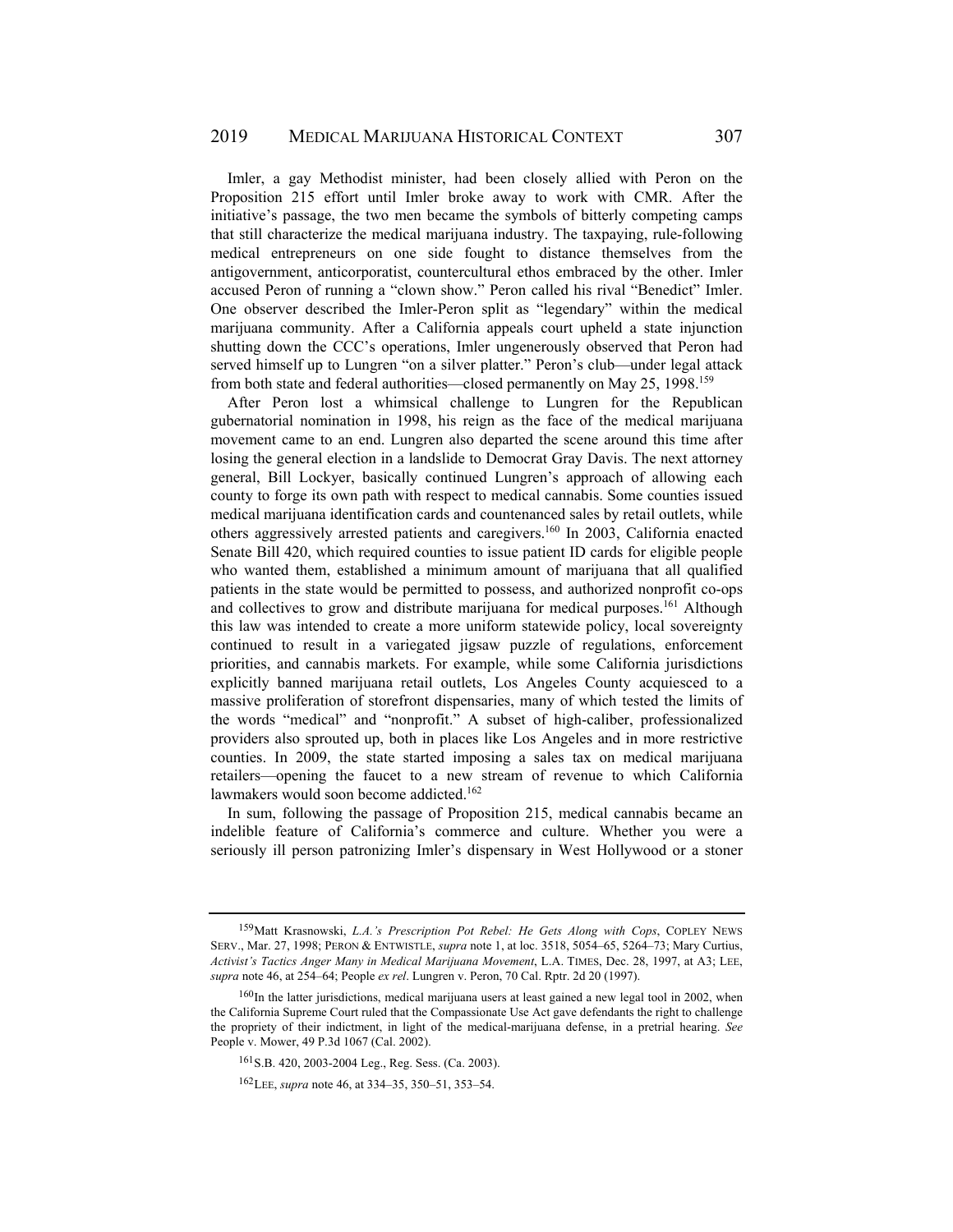Imler, a gay Methodist minister, had been closely allied with Peron on the Proposition 215 effort until Imler broke away to work with CMR. After the initiative's passage, the two men became the symbols of bitterly competing camps that still characterize the medical marijuana industry. The taxpaying, rule-following medical entrepreneurs on one side fought to distance themselves from the antigovernment, anticorporatist, countercultural ethos embraced by the other. Imler accused Peron of running a "clown show." Peron called his rival "Benedict" Imler. One observer described the Imler-Peron split as "legendary" within the medical marijuana community. After a California appeals court upheld a state injunction shutting down the CCC's operations, Imler ungenerously observed that Peron had served himself up to Lungren "on a silver platter." Peron's club—under legal attack from both state and federal authorities—closed permanently on May 25, 1998.[159]

After Peron lost a whimsical challenge to Lungren for the Republican gubernatorial nomination in 1998, his reign as the face of the medical marijuana movement came to an end. Lungren also departed the scene around this time after losing the general election in a landslide to Democrat Gray Davis. The next attorney general, Bill Lockyer, basically continued Lungren's approach of allowing each county to forge its own path with respect to medical cannabis. Some counties issued medical marijuana identification cards and countenanced sales by retail outlets, while others aggressively arrested patients and caregivers.[160] In 2003, California enacted Senate Bill 420, which required counties to issue patient ID cards for eligible people who wanted them, established a minimum amount of marijuana that all qualified patients in the state would be permitted to possess, and authorized nonprofit co-ops and collectives to grow and distribute marijuana for medical purposes.[161] Although this law was intended to create a more uniform statewide policy, local sovereignty continued to result in a variegated jigsaw puzzle of regulations, enforcement priorities, and cannabis markets. For example, while some California jurisdictions explicitly banned marijuana retail outlets, Los Angeles County acquiesced to a massive proliferation of storefront dispensaries, many of which tested the limits of the words "medical" and "nonprofit." A subset of high-caliber, professionalized providers also sprouted up, both in places like Los Angeles and in more restrictive counties. In 2009, the state started imposing a sales tax on medical marijuana retailers—opening the faucet to a new stream of revenue to which California lawmakers would soon become addicted.[162]

In sum, following the passage of Proposition 215, medical cannabis became an indelible feature of California's commerce and culture. Whether you were a seriously ill person patronizing Imler's dispensary in West Hollywood or a stoner

---

[159] Matt Krasnowski, *L.A.'s Prescription Pot Rebel: He Gets Along with Cops*, COPLEY NEWS SERV., Mar. 27, 1998; PERON & ENTWISTLE, *supra* note 1, at loc. 3518, 5054–65, 5264–73; Mary Curtius, *Activist's Tactics Anger Many in Medical Marijuana Movement*, L.A. TIMES, Dec. 28, 1997, at A3; LEE, *supra* note 46, at 254–64; People *ex rel*. Lungren v. Peron, 70 Cal. Rptr. 2d 20 (1997).

[160] In the latter jurisdictions, medical marijuana users at least gained a new legal tool in 2002, when the California Supreme Court ruled that the Compassionate Use Act gave defendants the right to challenge the propriety of their indictment, in light of the medical-marijuana defense, in a pretrial hearing. *See* People v. Mower, 49 P.3d 1067 (Cal. 2002).

[161] S.B. 420, 2003-2004 Leg., Reg. Sess. (Ca. 2003).

[162] LEE, *supra* note 46, at 334–35, 350–51, 353–54.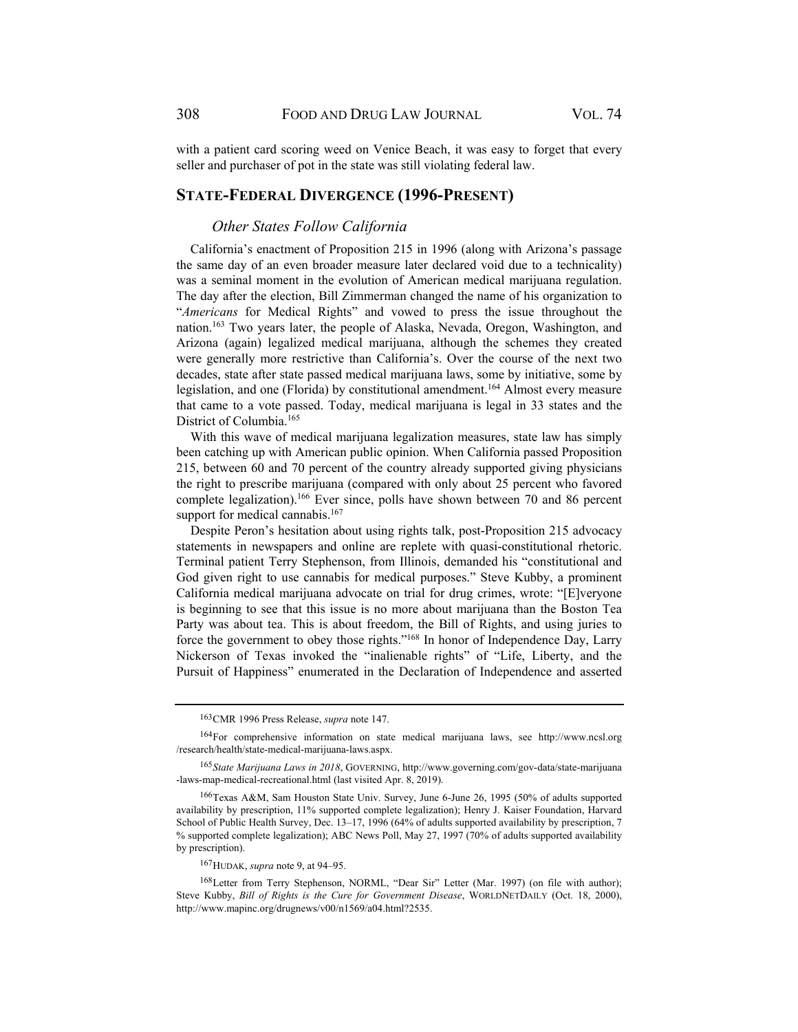with a patient card scoring weed on Venice Beach, it was easy to forget that every seller and purchaser of pot in the state was still violating federal law.

## STATE-FEDERAL DIVERGENCE (1996-PRESENT)

### *Other States Follow California*

California's enactment of Proposition 215 in 1996 (along with Arizona's passage the same day of an even broader measure later declared void due to a technicality) was a seminal moment in the evolution of American medical marijuana regulation. The day after the election, Bill Zimmerman changed the name of his organization to "*Americans* for Medical Rights" and vowed to press the issue throughout the nation.[163] Two years later, the people of Alaska, Nevada, Oregon, Washington, and Arizona (again) legalized medical marijuana, although the schemes they created were generally more restrictive than California's. Over the course of the next two decades, state after state passed medical marijuana laws, some by initiative, some by legislation, and one (Florida) by constitutional amendment.[164] Almost every measure that came to a vote passed. Today, medical marijuana is legal in 33 states and the District of Columbia.[165]

With this wave of medical marijuana legalization measures, state law has simply been catching up with American public opinion. When California passed Proposition 215, between 60 and 70 percent of the country already supported giving physicians the right to prescribe marijuana (compared with only about 25 percent who favored complete legalization).[166] Ever since, polls have shown between 70 and 86 percent support for medical cannabis.[167]

Despite Peron's hesitation about using rights talk, post-Proposition 215 advocacy statements in newspapers and online are replete with quasi-constitutional rhetoric. Terminal patient Terry Stephenson, from Illinois, demanded his "constitutional and God given right to use cannabis for medical purposes." Steve Kubby, a prominent California medical marijuana advocate on trial for drug crimes, wrote: "[E]veryone is beginning to see that this issue is no more about marijuana than the Boston Tea Party was about tea. This is about freedom, the Bill of Rights, and using juries to force the government to obey those rights."[168] In honor of Independence Day, Larry Nickerson of Texas invoked the "inalienable rights" of "Life, Liberty, and the Pursuit of Happiness" enumerated in the Declaration of Independence and asserted

---

[163] CMR 1996 Press Release, *supra* note 147.

[164] For comprehensive information on state medical marijuana laws, see http://www.ncsl.org /research/health/state-medical-marijuana-laws.aspx.

[165] *State Marijuana Laws in 2018*, GOVERNING, http://www.governing.com/gov-data/state-marijuana -laws-map-medical-recreational.html (last visited Apr. 8, 2019).

[166] Texas A&M, Sam Houston State Univ. Survey, June 6-June 26, 1995 (50% of adults supported availability by prescription, 11% supported complete legalization); Henry J. Kaiser Foundation, Harvard School of Public Health Survey, Dec. 13–17, 1996 (64% of adults supported availability by prescription, 7 % supported complete legalization); ABC News Poll, May 27, 1997 (70% of adults supported availability by prescription).

[167] HUDAK, *supra* note 9, at 94–95.

[168] Letter from Terry Stephenson, NORML, "Dear Sir" Letter (Mar. 1997) (on file with author); Steve Kubby, *Bill of Rights is the Cure for Government Disease*, WORLDNETDAILY (Oct. 18, 2000), http://www.mapinc.org/drugnews/v00/n1569/a04.html?2535.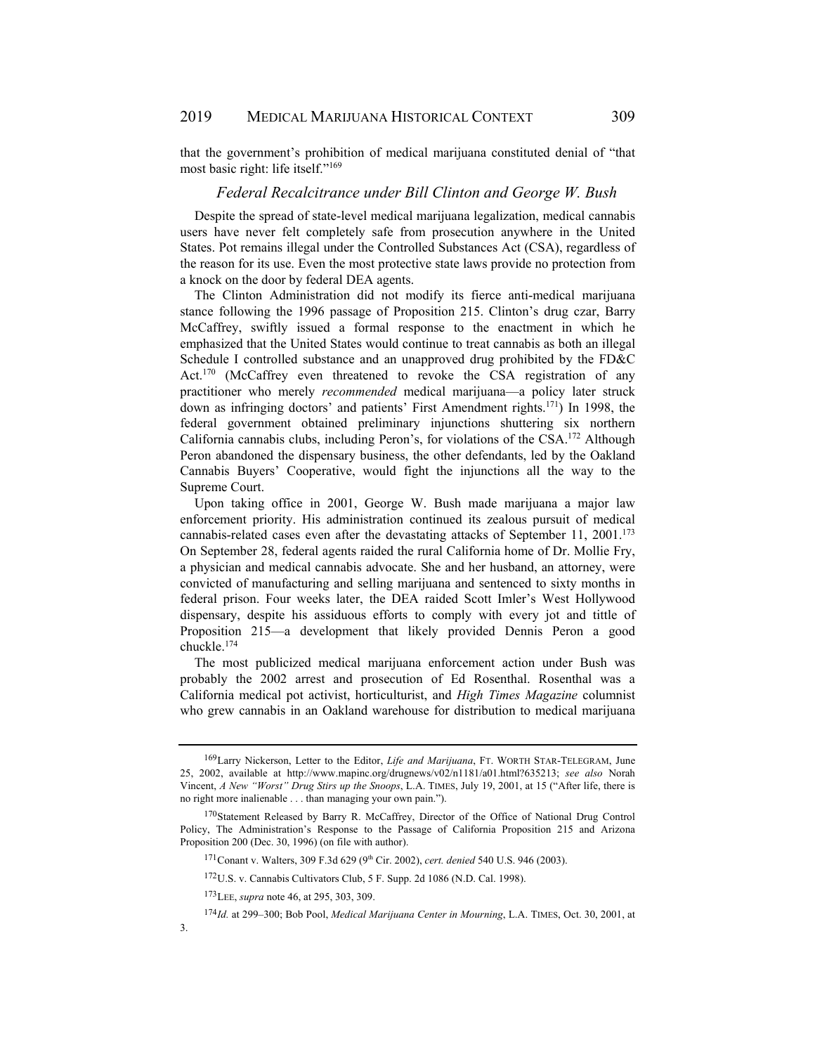that the government's prohibition of medical marijuana constituted denial of "that most basic right: life itself."[169]

### *Federal Recalcitrance under Bill Clinton and George W. Bush*

Despite the spread of state-level medical marijuana legalization, medical cannabis users have never felt completely safe from prosecution anywhere in the United States. Pot remains illegal under the Controlled Substances Act (CSA), regardless of the reason for its use. Even the most protective state laws provide no protection from a knock on the door by federal DEA agents.

The Clinton Administration did not modify its fierce anti-medical marijuana stance following the 1996 passage of Proposition 215. Clinton's drug czar, Barry McCaffrey, swiftly issued a formal response to the enactment in which he emphasized that the United States would continue to treat cannabis as both an illegal Schedule I controlled substance and an unapproved drug prohibited by the FD&C Act.[170] (McCaffrey even threatened to revoke the CSA registration of any practitioner who merely *recommended* medical marijuana—a policy later struck down as infringing doctors' and patients' First Amendment rights.[171]) In 1998, the federal government obtained preliminary injunctions shuttering six northern California cannabis clubs, including Peron's, for violations of the CSA.[172] Although Peron abandoned the dispensary business, the other defendants, led by the Oakland Cannabis Buyers' Cooperative, would fight the injunctions all the way to the Supreme Court.

Upon taking office in 2001, George W. Bush made marijuana a major law enforcement priority. His administration continued its zealous pursuit of medical cannabis-related cases even after the devastating attacks of September 11, 2001.[173] On September 28, federal agents raided the rural California home of Dr. Mollie Fry, a physician and medical cannabis advocate. She and her husband, an attorney, were convicted of manufacturing and selling marijuana and sentenced to sixty months in federal prison. Four weeks later, the DEA raided Scott Imler's West Hollywood dispensary, despite his assiduous efforts to comply with every jot and tittle of Proposition 215—a development that likely provided Dennis Peron a good chuckle.[174]

The most publicized medical marijuana enforcement action under Bush was probably the 2002 arrest and prosecution of Ed Rosenthal. Rosenthal was a California medical pot activist, horticulturist, and *High Times Magazine* columnist who grew cannabis in an Oakland warehouse for distribution to medical marijuana

---

[169] Larry Nickerson, Letter to the Editor, *Life and Marijuana*, FT. WORTH STAR-TELEGRAM, June 25, 2002, available at http://www.mapinc.org/drugnews/v02/n1181/a01.html?635213; *see also* Norah Vincent, *A New "Worst" Drug Stirs up the Snoops*, L.A. TIMES, July 19, 2001, at 15 ("After life, there is no right more inalienable . . . than managing your own pain.").

[170] Statement Released by Barry R. McCaffrey, Director of the Office of National Drug Control Policy, The Administration's Response to the Passage of California Proposition 215 and Arizona Proposition 200 (Dec. 30, 1996) (on file with author).

[171] Conant v. Walters, 309 F.3d 629 (9th Cir. 2002), *cert. denied* 540 U.S. 946 (2003).

[172] U.S. v. Cannabis Cultivators Club, 5 F. Supp. 2d 1086 (N.D. Cal. 1998).

[173] LEE, *supra* note 46, at 295, 303, 309.

[174] *Id.* at 299–300; Bob Pool, *Medical Marijuana Center in Mourning*, L.A. TIMES, Oct. 30, 2001, at 3.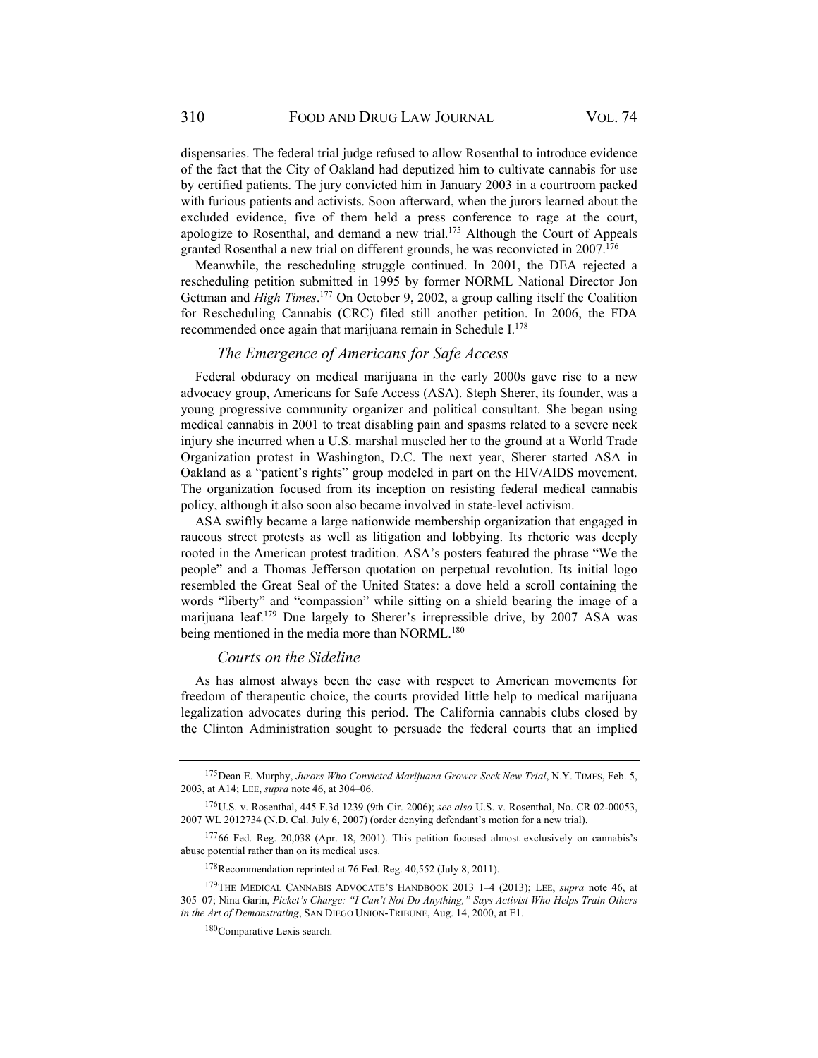dispensaries. The federal trial judge refused to allow Rosenthal to introduce evidence of the fact that the City of Oakland had deputized him to cultivate cannabis for use by certified patients. The jury convicted him in January 2003 in a courtroom packed with furious patients and activists. Soon afterward, when the jurors learned about the excluded evidence, five of them held a press conference to rage at the court, apologize to Rosenthal, and demand a new trial.[175] Although the Court of Appeals granted Rosenthal a new trial on different grounds, he was reconvicted in 2007.[176]

Meanwhile, the rescheduling struggle continued. In 2001, the DEA rejected a rescheduling petition submitted in 1995 by former NORML National Director Jon Gettman and *High Times*.[177] On October 9, 2002, a group calling itself the Coalition for Rescheduling Cannabis (CRC) filed still another petition. In 2006, the FDA recommended once again that marijuana remain in Schedule I.[178]

### *The Emergence of Americans for Safe Access*

Federal obduracy on medical marijuana in the early 2000s gave rise to a new advocacy group, Americans for Safe Access (ASA). Steph Sherer, its founder, was a young progressive community organizer and political consultant. She began using medical cannabis in 2001 to treat disabling pain and spasms related to a severe neck injury she incurred when a U.S. marshal muscled her to the ground at a World Trade Organization protest in Washington, D.C. The next year, Sherer started ASA in Oakland as a "patient's rights" group modeled in part on the HIV/AIDS movement. The organization focused from its inception on resisting federal medical cannabis policy, although it also soon also became involved in state-level activism.

ASA swiftly became a large nationwide membership organization that engaged in raucous street protests as well as litigation and lobbying. Its rhetoric was deeply rooted in the American protest tradition. ASA's posters featured the phrase "We the people" and a Thomas Jefferson quotation on perpetual revolution. Its initial logo resembled the Great Seal of the United States: a dove held a scroll containing the words "liberty" and "compassion" while sitting on a shield bearing the image of a marijuana leaf.[179] Due largely to Sherer's irrepressible drive, by 2007 ASA was being mentioned in the media more than NORML.[180]

### *Courts on the Sideline*

As has almost always been the case with respect to American movements for freedom of therapeutic choice, the courts provided little help to medical marijuana legalization advocates during this period. The California cannabis clubs closed by the Clinton Administration sought to persuade the federal courts that an implied

---

[175] Dean E. Murphy, *Jurors Who Convicted Marijuana Grower Seek New Trial*, N.Y. TIMES, Feb. 5, 2003, at A14; LEE, *supra* note 46, at 304–06.

[176] U.S. v. Rosenthal, 445 F.3d 1239 (9th Cir. 2006); *see also* U.S. v. Rosenthal, No. CR 02-00053, 2007 WL 2012734 (N.D. Cal. July 6, 2007) (order denying defendant's motion for a new trial).

[177] 66 Fed. Reg. 20,038 (Apr. 18, 2001). This petition focused almost exclusively on cannabis's abuse potential rather than on its medical uses.

[178] Recommendation reprinted at 76 Fed. Reg. 40,552 (July 8, 2011).

[179] THE MEDICAL CANNABIS ADVOCATE'S HANDBOOK 2013 1–4 (2013); LEE, *supra* note 46, at 305–07; Nina Garin, *Picket's Charge: "I Can't Not Do Anything," Says Activist Who Helps Train Others in the Art of Demonstrating*, SAN DIEGO UNION-TRIBUNE, Aug. 14, 2000, at E1.

[180] Comparative Lexis search.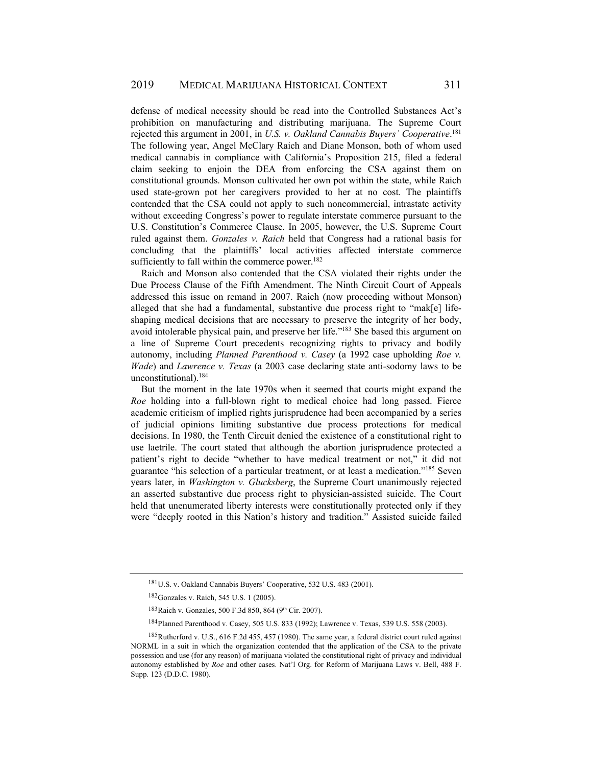defense of medical necessity should be read into the Controlled Substances Act's prohibition on manufacturing and distributing marijuana. The Supreme Court rejected this argument in 2001, in *U.S. v. Oakland Cannabis Buyers' Cooperative*.[181] The following year, Angel McClary Raich and Diane Monson, both of whom used medical cannabis in compliance with California's Proposition 215, filed a federal claim seeking to enjoin the DEA from enforcing the CSA against them on constitutional grounds. Monson cultivated her own pot within the state, while Raich used state-grown pot her caregivers provided to her at no cost. The plaintiffs contended that the CSA could not apply to such noncommercial, intrastate activity without exceeding Congress's power to regulate interstate commerce pursuant to the U.S. Constitution's Commerce Clause. In 2005, however, the U.S. Supreme Court ruled against them. *Gonzales v. Raich* held that Congress had a rational basis for concluding that the plaintiffs' local activities affected interstate commerce sufficiently to fall within the commerce power.[182]

Raich and Monson also contended that the CSA violated their rights under the Due Process Clause of the Fifth Amendment. The Ninth Circuit Court of Appeals addressed this issue on remand in 2007. Raich (now proceeding without Monson) alleged that she had a fundamental, substantive due process right to "mak[e] life-shaping medical decisions that are necessary to preserve the integrity of her body, avoid intolerable physical pain, and preserve her life."[183] She based this argument on a line of Supreme Court precedents recognizing rights to privacy and bodily autonomy, including *Planned Parenthood v. Casey* (a 1992 case upholding *Roe v. Wade*) and *Lawrence v. Texas* (a 2003 case declaring state anti-sodomy laws to be unconstitutional).[184]

But the moment in the late 1970s when it seemed that courts might expand the *Roe* holding into a full-blown right to medical choice had long passed. Fierce academic criticism of implied rights jurisprudence had been accompanied by a series of judicial opinions limiting substantive due process protections for medical decisions. In 1980, the Tenth Circuit denied the existence of a constitutional right to use laetrile. The court stated that although the abortion jurisprudence protected a patient's right to decide "whether to have medical treatment or not," it did not guarantee "his selection of a particular treatment, or at least a medication."[185] Seven years later, in *Washington v. Glucksberg*, the Supreme Court unanimously rejected an asserted substantive due process right to physician-assisted suicide. The Court held that unenumerated liberty interests were constitutionally protected only if they were "deeply rooted in this Nation's history and tradition." Assisted suicide failed

---

[181] U.S. v. Oakland Cannabis Buyers' Cooperative, 532 U.S. 483 (2001).

[182] Gonzales v. Raich, 545 U.S. 1 (2005).

[183] Raich v. Gonzales, 500 F.3d 850, 864 (9th Cir. 2007).

[184] Planned Parenthood v. Casey, 505 U.S. 833 (1992); Lawrence v. Texas, 539 U.S. 558 (2003).

[185] Rutherford v. U.S., 616 F.2d 455, 457 (1980). The same year, a federal district court ruled against NORML in a suit in which the organization contended that the application of the CSA to the private possession and use (for any reason) of marijuana violated the constitutional right of privacy and individual autonomy established by *Roe* and other cases. Nat'l Org. for Reform of Marijuana Laws v. Bell, 488 F. Supp. 123 (D.D.C. 1980).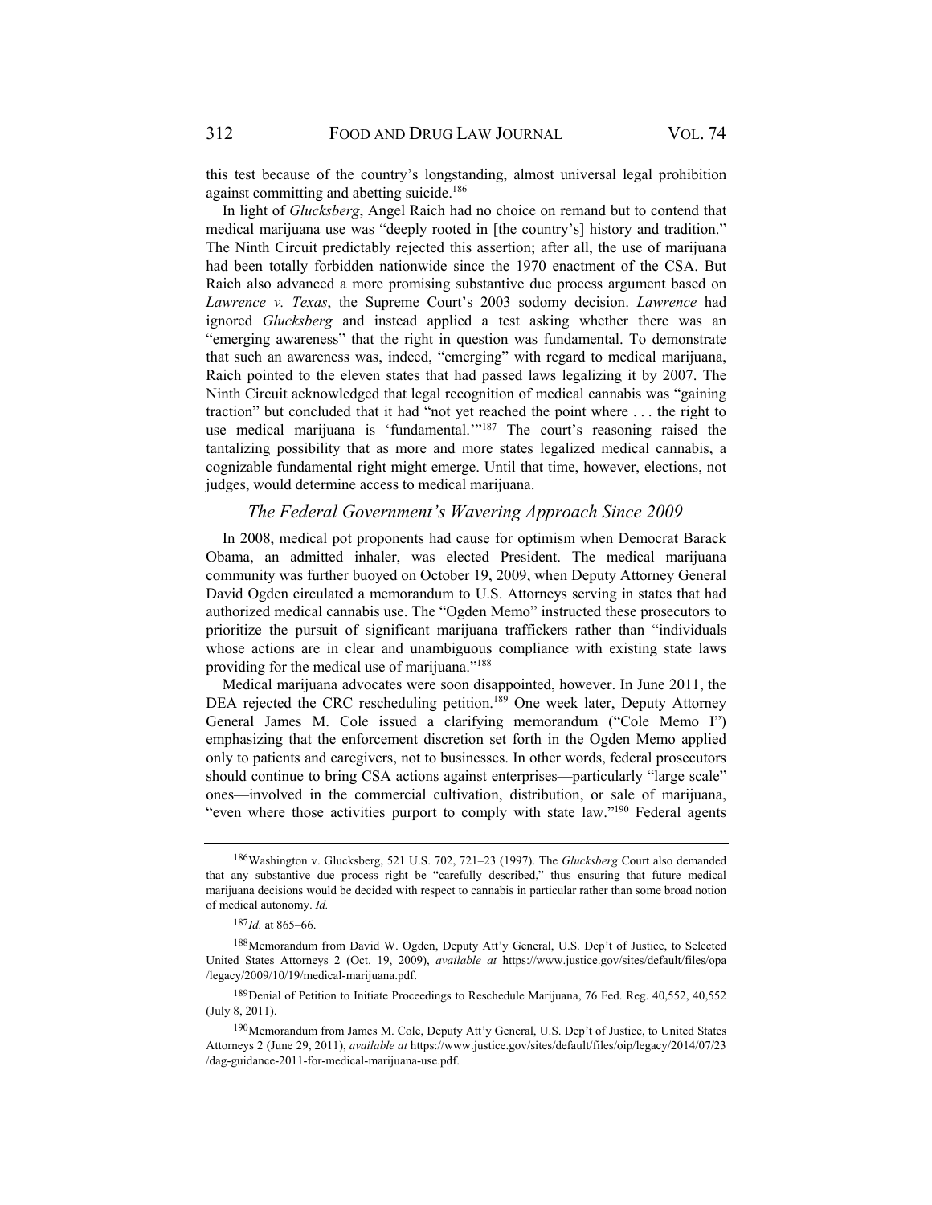this test because of the country's longstanding, almost universal legal prohibition against committing and abetting suicide.[186]

In light of *Glucksberg*, Angel Raich had no choice on remand but to contend that medical marijuana use was "deeply rooted in [the country's] history and tradition." The Ninth Circuit predictably rejected this assertion; after all, the use of marijuana had been totally forbidden nationwide since the 1970 enactment of the CSA. But Raich also advanced a more promising substantive due process argument based on *Lawrence v. Texas*, the Supreme Court's 2003 sodomy decision. *Lawrence* had ignored *Glucksberg* and instead applied a test asking whether there was an "emerging awareness" that the right in question was fundamental. To demonstrate that such an awareness was, indeed, "emerging" with regard to medical marijuana, Raich pointed to the eleven states that had passed laws legalizing it by 2007. The Ninth Circuit acknowledged that legal recognition of medical cannabis was "gaining traction" but concluded that it had "not yet reached the point where . . . the right to use medical marijuana is 'fundamental.'"[187] The court's reasoning raised the tantalizing possibility that as more and more states legalized medical cannabis, a cognizable fundamental right might emerge. Until that time, however, elections, not judges, would determine access to medical marijuana.

### *The Federal Government's Wavering Approach Since 2009*

In 2008, medical pot proponents had cause for optimism when Democrat Barack Obama, an admitted inhaler, was elected President. The medical marijuana community was further buoyed on October 19, 2009, when Deputy Attorney General David Ogden circulated a memorandum to U.S. Attorneys serving in states that had authorized medical cannabis use. The "Ogden Memo" instructed these prosecutors to prioritize the pursuit of significant marijuana traffickers rather than "individuals whose actions are in clear and unambiguous compliance with existing state laws providing for the medical use of marijuana."[188]

Medical marijuana advocates were soon disappointed, however. In June 2011, the DEA rejected the CRC rescheduling petition.[189] One week later, Deputy Attorney General James M. Cole issued a clarifying memorandum ("Cole Memo I") emphasizing that the enforcement discretion set forth in the Ogden Memo applied only to patients and caregivers, not to businesses. In other words, federal prosecutors should continue to bring CSA actions against enterprises—particularly "large scale" ones—involved in the commercial cultivation, distribution, or sale of marijuana, "even where those activities purport to comply with state law."[190] Federal agents

---

[186] Washington v. Glucksberg, 521 U.S. 702, 721–23 (1997). The *Glucksberg* Court also demanded that any substantive due process right be "carefully described," thus ensuring that future medical marijuana decisions would be decided with respect to cannabis in particular rather than some broad notion of medical autonomy. *Id.*

[187] *Id.* at 865–66.

[188] Memorandum from David W. Ogden, Deputy Att'y General, U.S. Dep't of Justice, to Selected United States Attorneys 2 (Oct. 19, 2009), *available at* https://www.justice.gov/sites/default/files/opa/legacy/2009/10/19/medical-marijuana.pdf.

[189] Denial of Petition to Initiate Proceedings to Reschedule Marijuana, 76 Fed. Reg. 40,552, 40,552 (July 8, 2011).

[190] Memorandum from James M. Cole, Deputy Att'y General, U.S. Dep't of Justice, to United States Attorneys 2 (June 29, 2011), *available at* https://www.justice.gov/sites/default/files/oip/legacy/2014/07/23/dag-guidance-2011-for-medical-marijuana-use.pdf.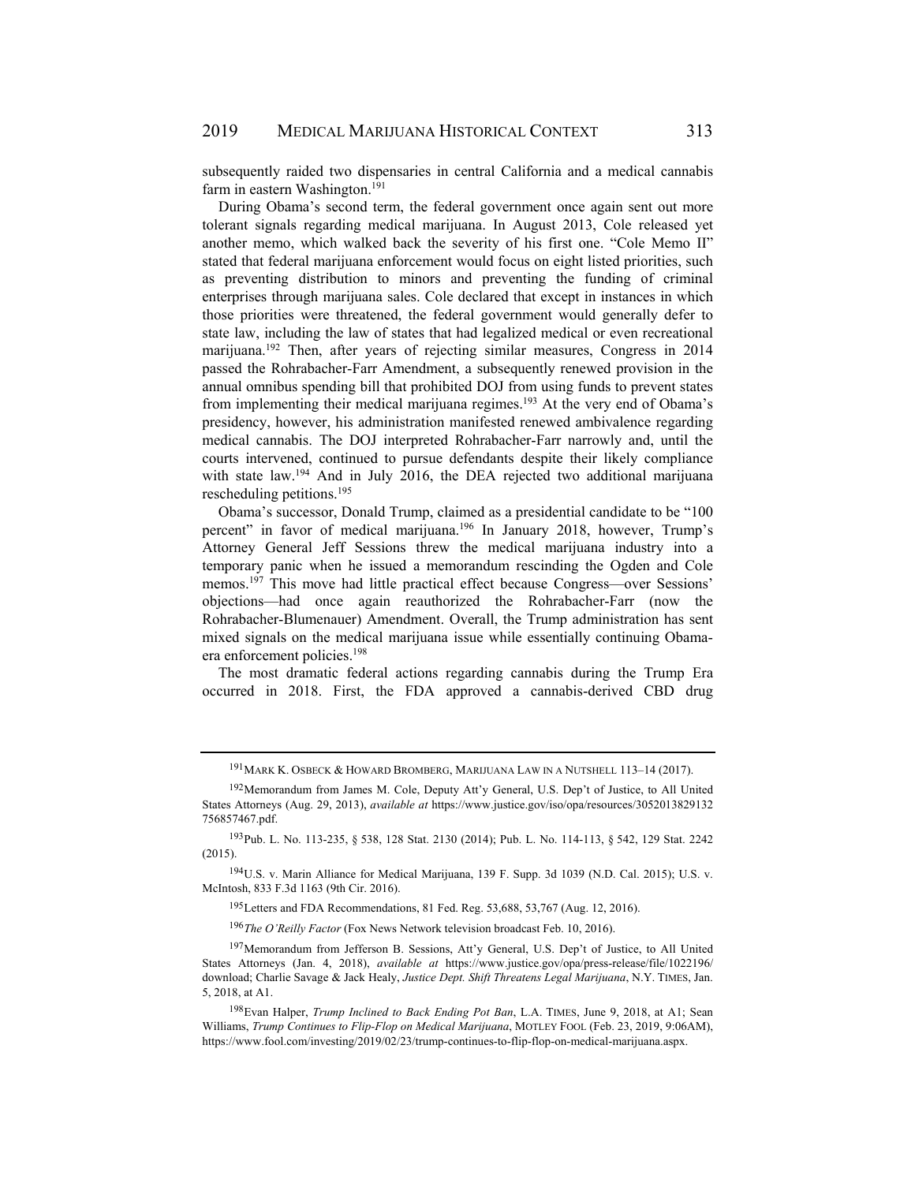subsequently raided two dispensaries in central California and a medical cannabis farm in eastern Washington.[191]

During Obama's second term, the federal government once again sent out more tolerant signals regarding medical marijuana. In August 2013, Cole released yet another memo, which walked back the severity of his first one. "Cole Memo II" stated that federal marijuana enforcement would focus on eight listed priorities, such as preventing distribution to minors and preventing the funding of criminal enterprises through marijuana sales. Cole declared that except in instances in which those priorities were threatened, the federal government would generally defer to state law, including the law of states that had legalized medical or even recreational marijuana.[192] Then, after years of rejecting similar measures, Congress in 2014 passed the Rohrabacher-Farr Amendment, a subsequently renewed provision in the annual omnibus spending bill that prohibited DOJ from using funds to prevent states from implementing their medical marijuana regimes.[193] At the very end of Obama's presidency, however, his administration manifested renewed ambivalence regarding medical cannabis. The DOJ interpreted Rohrabacher-Farr narrowly and, until the courts intervened, continued to pursue defendants despite their likely compliance with state law.[194] And in July 2016, the DEA rejected two additional marijuana rescheduling petitions.[195]

Obama's successor, Donald Trump, claimed as a presidential candidate to be "100 percent" in favor of medical marijuana.[196] In January 2018, however, Trump's Attorney General Jeff Sessions threw the medical marijuana industry into a temporary panic when he issued a memorandum rescinding the Ogden and Cole memos.[197] This move had little practical effect because Congress—over Sessions' objections—had once again reauthorized the Rohrabacher-Farr (now the Rohrabacher-Blumenauer) Amendment. Overall, the Trump administration has sent mixed signals on the medical marijuana issue while essentially continuing Obama-era enforcement policies.[198]

The most dramatic federal actions regarding cannabis during the Trump Era occurred in 2018. First, the FDA approved a cannabis-derived CBD drug

---

[191] MARK K. OSBECK & HOWARD BROMBERG, MARIJUANA LAW IN A NUTSHELL 113–14 (2017).

[192] Memorandum from James M. Cole, Deputy Att'y General, U.S. Dep't of Justice, to All United States Attorneys (Aug. 29, 2013), *available at* https://www.justice.gov/iso/opa/resources/3052013829132756857467.pdf.

[193] Pub. L. No. 113-235, § 538, 128 Stat. 2130 (2014); Pub. L. No. 114-113, § 542, 129 Stat. 2242 (2015).

[194] U.S. v. Marin Alliance for Medical Marijuana, 139 F. Supp. 3d 1039 (N.D. Cal. 2015); U.S. v. McIntosh, 833 F.3d 1163 (9th Cir. 2016).

[195] Letters and FDA Recommendations, 81 Fed. Reg. 53,688, 53,767 (Aug. 12, 2016).

[196] *The O'Reilly Factor* (Fox News Network television broadcast Feb. 10, 2016).

[197] Memorandum from Jefferson B. Sessions, Att'y General, U.S. Dep't of Justice, to All United States Attorneys (Jan. 4, 2018), *available at* https://www.justice.gov/opa/press-release/file/1022196/download; Charlie Savage & Jack Healy, *Justice Dept. Shift Threatens Legal Marijuana*, N.Y. TIMES, Jan. 5, 2018, at A1.

[198] Evan Halper, *Trump Inclined to Back Ending Pot Ban*, L.A. TIMES, June 9, 2018, at A1; Sean Williams, *Trump Continues to Flip-Flop on Medical Marijuana*, MOTLEY FOOL (Feb. 23, 2019, 9:06AM), https://www.fool.com/investing/2019/02/23/trump-continues-to-flip-flop-on-medical-marijuana.aspx.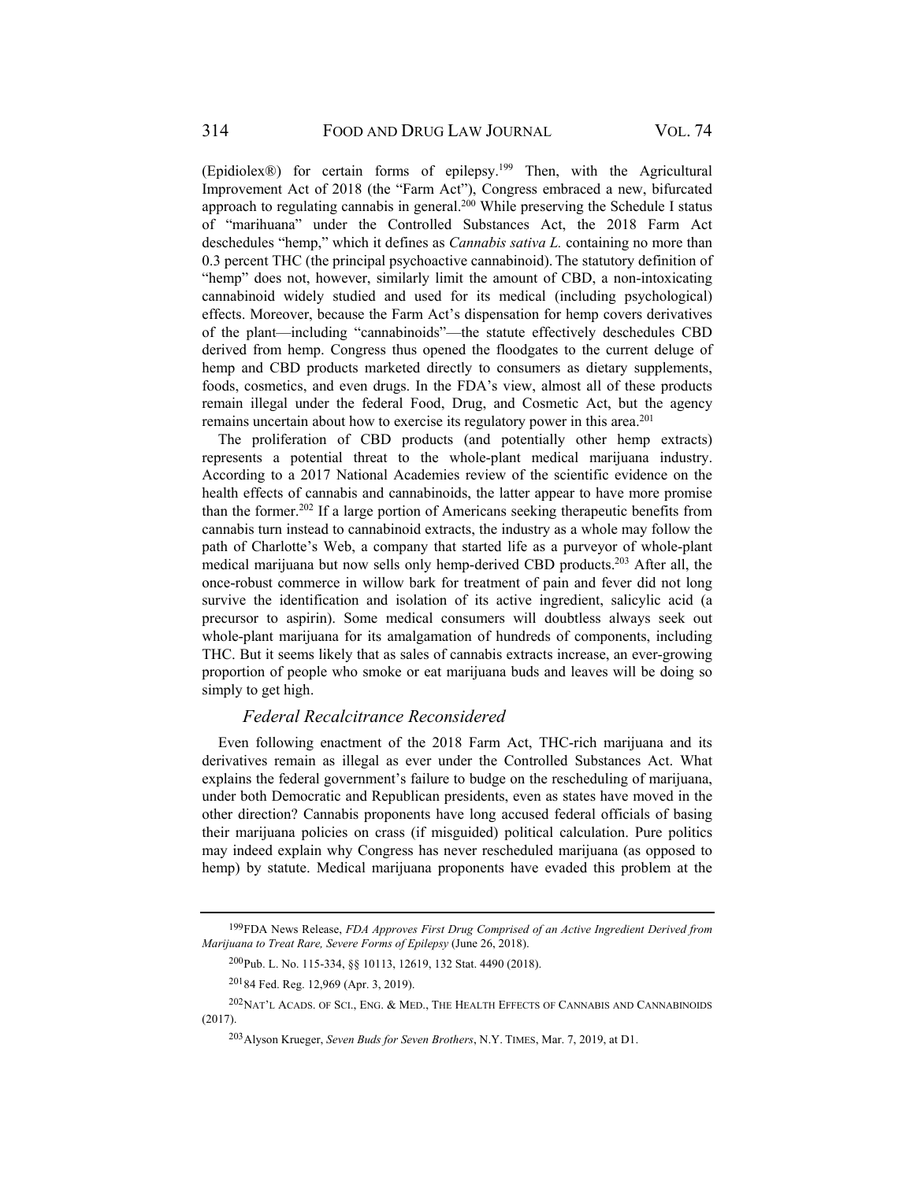(Epidiolex®) for certain forms of epilepsy.[199] Then, with the Agricultural Improvement Act of 2018 (the "Farm Act"), Congress embraced a new, bifurcated approach to regulating cannabis in general.[200] While preserving the Schedule I status of "marihuana" under the Controlled Substances Act, the 2018 Farm Act deschedules "hemp," which it defines as *Cannabis sativa L.* containing no more than 0.3 percent THC (the principal psychoactive cannabinoid). The statutory definition of "hemp" does not, however, similarly limit the amount of CBD, a non-intoxicating cannabinoid widely studied and used for its medical (including psychological) effects. Moreover, because the Farm Act's dispensation for hemp covers derivatives of the plant—including "cannabinoids"—the statute effectively deschedules CBD derived from hemp. Congress thus opened the floodgates to the current deluge of hemp and CBD products marketed directly to consumers as dietary supplements, foods, cosmetics, and even drugs. In the FDA's view, almost all of these products remain illegal under the federal Food, Drug, and Cosmetic Act, but the agency remains uncertain about how to exercise its regulatory power in this area.[201]

The proliferation of CBD products (and potentially other hemp extracts) represents a potential threat to the whole-plant medical marijuana industry. According to a 2017 National Academies review of the scientific evidence on the health effects of cannabis and cannabinoids, the latter appear to have more promise than the former.[202] If a large portion of Americans seeking therapeutic benefits from cannabis turn instead to cannabinoid extracts, the industry as a whole may follow the path of Charlotte's Web, a company that started life as a purveyor of whole-plant medical marijuana but now sells only hemp-derived CBD products.[203] After all, the once-robust commerce in willow bark for treatment of pain and fever did not long survive the identification and isolation of its active ingredient, salicylic acid (a precursor to aspirin). Some medical consumers will doubtless always seek out whole-plant marijuana for its amalgamation of hundreds of components, including THC. But it seems likely that as sales of cannabis extracts increase, an ever-growing proportion of people who smoke or eat marijuana buds and leaves will be doing so simply to get high.

### *Federal Recalcitrance Reconsidered*

Even following enactment of the 2018 Farm Act, THC-rich marijuana and its derivatives remain as illegal as ever under the Controlled Substances Act. What explains the federal government's failure to budge on the rescheduling of marijuana, under both Democratic and Republican presidents, even as states have moved in the other direction? Cannabis proponents have long accused federal officials of basing their marijuana policies on crass (if misguided) political calculation. Pure politics may indeed explain why Congress has never rescheduled marijuana (as opposed to hemp) by statute. Medical marijuana proponents have evaded this problem at the

---

[199] FDA News Release, *FDA Approves First Drug Comprised of an Active Ingredient Derived from Marijuana to Treat Rare, Severe Forms of Epilepsy* (June 26, 2018).

[200] Pub. L. No. 115-334, §§ 10113, 12619, 132 Stat. 4490 (2018).

[201] 84 Fed. Reg. 12,969 (Apr. 3, 2019).

[202] NAT'L ACADS. OF SCI., ENG. & MED., THE HEALTH EFFECTS OF CANNABIS AND CANNABINOIDS (2017).

[203] Alyson Krueger, *Seven Buds for Seven Brothers*, N.Y. TIMES, Mar. 7, 2019, at D1.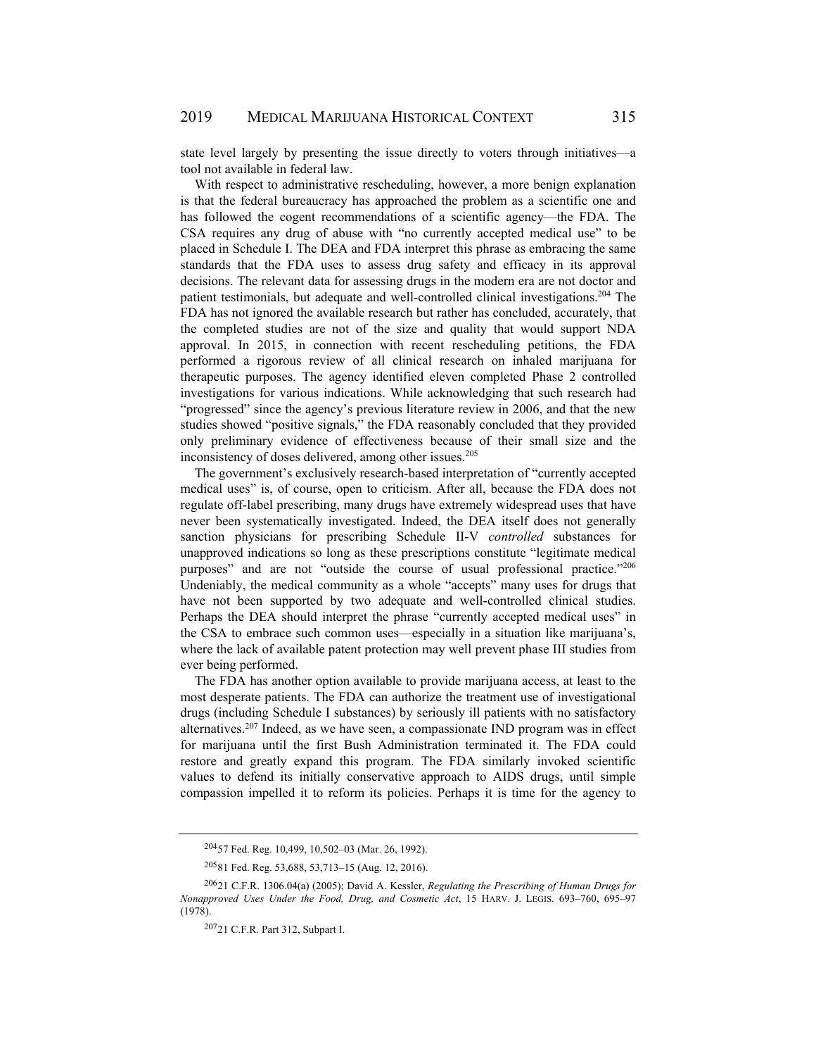state level largely by presenting the issue directly to voters through initiatives—a tool not available in federal law.

With respect to administrative rescheduling, however, a more benign explanation is that the federal bureaucracy has approached the problem as a scientific one and has followed the cogent recommendations of a scientific agency—the FDA. The CSA requires any drug of abuse with "no currently accepted medical use" to be placed in Schedule I. The DEA and FDA interpret this phrase as embracing the same standards that the FDA uses to assess drug safety and efficacy in its approval decisions. The relevant data for assessing drugs in the modern era are not doctor and patient testimonials, but adequate and well-controlled clinical investigations.[204] The FDA has not ignored the available research but rather has concluded, accurately, that the completed studies are not of the size and quality that would support NDA approval. In 2015, in connection with recent rescheduling petitions, the FDA performed a rigorous review of all clinical research on inhaled marijuana for therapeutic purposes. The agency identified eleven completed Phase 2 controlled investigations for various indications. While acknowledging that such research had "progressed" since the agency's previous literature review in 2006, and that the new studies showed "positive signals," the FDA reasonably concluded that they provided only preliminary evidence of effectiveness because of their small size and the inconsistency of doses delivered, among other issues.[205]

The government's exclusively research-based interpretation of "currently accepted medical uses" is, of course, open to criticism. After all, because the FDA does not regulate off-label prescribing, many drugs have extremely widespread uses that have never been systematically investigated. Indeed, the DEA itself does not generally sanction physicians for prescribing Schedule II-V *controlled* substances for unapproved indications so long as these prescriptions constitute "legitimate medical purposes" and are not "outside the course of usual professional practice."[206] Undeniably, the medical community as a whole "accepts" many uses for drugs that have not been supported by two adequate and well-controlled clinical studies. Perhaps the DEA should interpret the phrase "currently accepted medical uses" in the CSA to embrace such common uses—especially in a situation like marijuana's, where the lack of available patent protection may well prevent phase III studies from ever being performed.

The FDA has another option available to provide marijuana access, at least to the most desperate patients. The FDA can authorize the treatment use of investigational drugs (including Schedule I substances) by seriously ill patients with no satisfactory alternatives.[207] Indeed, as we have seen, a compassionate IND program was in effect for marijuana until the first Bush Administration terminated it. The FDA could restore and greatly expand this program. The FDA similarly invoked scientific values to defend its initially conservative approach to AIDS drugs, until simple compassion impelled it to reform its policies. Perhaps it is time for the agency to

---

[204] 57 Fed. Reg. 10,499, 10,502–03 (Mar. 26, 1992).

[205] 81 Fed. Reg. 53,688, 53,713–15 (Aug. 12, 2016).

[206] 21 C.F.R. 1306.04(a) (2005); David A. Kessler, *Regulating the Prescribing of Human Drugs for Nonapproved Uses Under the Food, Drug, and Cosmetic Act*, 15 HARV. J. LEGIS. 693–760, 695–97 (1978).

[207] 21 C.F.R. Part 312, Subpart I.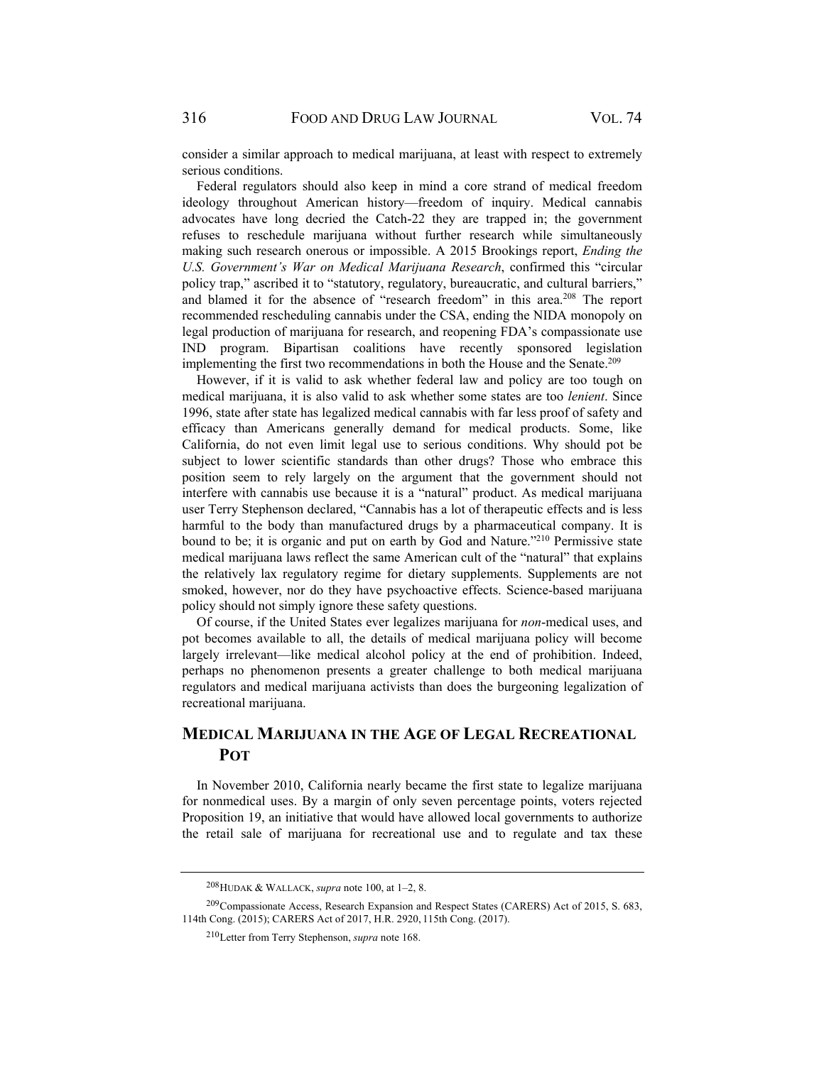consider a similar approach to medical marijuana, at least with respect to extremely serious conditions.

Federal regulators should also keep in mind a core strand of medical freedom ideology throughout American history—freedom of inquiry. Medical cannabis advocates have long decried the Catch-22 they are trapped in; the government refuses to reschedule marijuana without further research while simultaneously making such research onerous or impossible. A 2015 Brookings report, *Ending the U.S. Government's War on Medical Marijuana Research*, confirmed this "circular policy trap," ascribed it to "statutory, regulatory, bureaucratic, and cultural barriers," and blamed it for the absence of "research freedom" in this area.[208] The report recommended rescheduling cannabis under the CSA, ending the NIDA monopoly on legal production of marijuana for research, and reopening FDA's compassionate use IND program. Bipartisan coalitions have recently sponsored legislation implementing the first two recommendations in both the House and the Senate.[209]

However, if it is valid to ask whether federal law and policy are too tough on medical marijuana, it is also valid to ask whether some states are too *lenient*. Since 1996, state after state has legalized medical cannabis with far less proof of safety and efficacy than Americans generally demand for medical products. Some, like California, do not even limit legal use to serious conditions. Why should pot be subject to lower scientific standards than other drugs? Those who embrace this position seem to rely largely on the argument that the government should not interfere with cannabis use because it is a "natural" product. As medical marijuana user Terry Stephenson declared, "Cannabis has a lot of therapeutic effects and is less harmful to the body than manufactured drugs by a pharmaceutical company. It is bound to be; it is organic and put on earth by God and Nature."[210] Permissive state medical marijuana laws reflect the same American cult of the "natural" that explains the relatively lax regulatory regime for dietary supplements. Supplements are not smoked, however, nor do they have psychoactive effects. Science-based marijuana policy should not simply ignore these safety questions.

Of course, if the United States ever legalizes marijuana for *non*-medical uses, and pot becomes available to all, the details of medical marijuana policy will become largely irrelevant—like medical alcohol policy at the end of prohibition. Indeed, perhaps no phenomenon presents a greater challenge to both medical marijuana regulators and medical marijuana activists than does the burgeoning legalization of recreational marijuana.

## MEDICAL MARIJUANA IN THE AGE OF LEGAL RECREATIONAL POT

In November 2010, California nearly became the first state to legalize marijuana for nonmedical uses. By a margin of only seven percentage points, voters rejected Proposition 19, an initiative that would have allowed local governments to authorize the retail sale of marijuana for recreational use and to regulate and tax these

---

[208] HUDAK & WALLACK, *supra* note 100, at 1–2, 8.

[209] Compassionate Access, Research Expansion and Respect States (CARERS) Act of 2015, S. 683, 114th Cong. (2015); CARERS Act of 2017, H.R. 2920, 115th Cong. (2017).

[210] Letter from Terry Stephenson, *supra* note 168.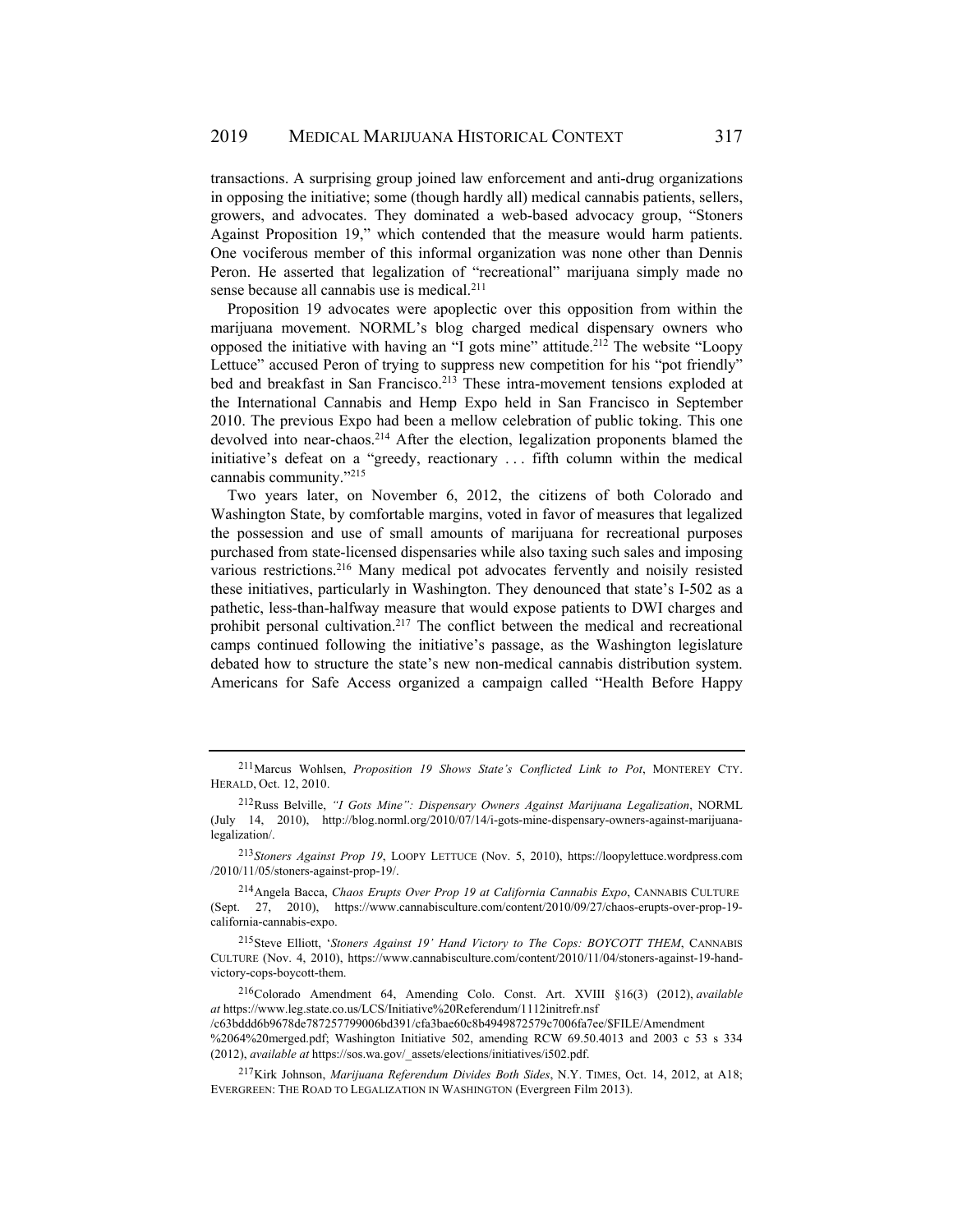transactions. A surprising group joined law enforcement and anti-drug organizations in opposing the initiative; some (though hardly all) medical cannabis patients, sellers, growers, and advocates. They dominated a web-based advocacy group, "Stoners Against Proposition 19," which contended that the measure would harm patients. One vociferous member of this informal organization was none other than Dennis Peron. He asserted that legalization of "recreational" marijuana simply made no sense because all cannabis use is medical.[211]

Proposition 19 advocates were apoplectic over this opposition from within the marijuana movement. NORML's blog charged medical dispensary owners who opposed the initiative with having an "I gots mine" attitude.[212] The website "Loopy Lettuce" accused Peron of trying to suppress new competition for his "pot friendly" bed and breakfast in San Francisco.[213] These intra-movement tensions exploded at the International Cannabis and Hemp Expo held in San Francisco in September 2010. The previous Expo had been a mellow celebration of public toking. This one devolved into near-chaos.[214] After the election, legalization proponents blamed the initiative's defeat on a "greedy, reactionary . . . fifth column within the medical cannabis community."[215]

Two years later, on November 6, 2012, the citizens of both Colorado and Washington State, by comfortable margins, voted in favor of measures that legalized the possession and use of small amounts of marijuana for recreational purposes purchased from state-licensed dispensaries while also taxing such sales and imposing various restrictions.[216] Many medical pot advocates fervently and noisily resisted these initiatives, particularly in Washington. They denounced that state's I-502 as a pathetic, less-than-halfway measure that would expose patients to DWI charges and prohibit personal cultivation.[217] The conflict between the medical and recreational camps continued following the initiative's passage, as the Washington legislature debated how to structure the state's new non-medical cannabis distribution system. Americans for Safe Access organized a campaign called "Health Before Happy

---

[211] Marcus Wohlsen, *Proposition 19 Shows State's Conflicted Link to Pot*, MONTEREY CTY. HERALD, Oct. 12, 2010.

[212] Russ Belville, *"I Gots Mine": Dispensary Owners Against Marijuana Legalization*, NORML (July 14, 2010), http://blog.norml.org/2010/07/14/i-gots-mine-dispensary-owners-against-marijuana-legalization/.

[213] *Stoners Against Prop 19*, LOOPY LETTUCE (Nov. 5, 2010), https://loopylettuce.wordpress.com/2010/11/05/stoners-against-prop-19/.

[214] Angela Bacca, *Chaos Erupts Over Prop 19 at California Cannabis Expo*, CANNABIS CULTURE (Sept. 27, 2010), https://www.cannabisculture.com/content/2010/09/27/chaos-erupts-over-prop-19-california-cannabis-expo.

[215] Steve Elliott, *'Stoners Against 19' Hand Victory to The Cops: BOYCOTT THEM*, CANNABIS CULTURE (Nov. 4, 2010), https://www.cannabisculture.com/content/2010/11/04/stoners-against-19-hand-victory-cops-boycott-them.

[216] Colorado Amendment 64, Amending Colo. Const. Art. XVIII §16(3) (2012), *available at* https://www.leg.state.co.us/LCS/Initiative%20Referendum/1112initrefr.nsf/c63bddd6b9678de787257799006bd391/cfa3bae60c8b4949872579c7006fa7ee/$FILE/Amendment%2064%20merged.pdf; Washington Initiative 502, amending RCW 69.50.4013 and 2003 c 53 s 334 (2012), *available at* https://sos.wa.gov/_assets/elections/initiatives/i502.pdf.

[217] Kirk Johnson, *Marijuana Referendum Divides Both Sides*, N.Y. TIMES, Oct. 14, 2012, at A18; EVERGREEN: THE ROAD TO LEGALIZATION IN WASHINGTON (Evergreen Film 2013).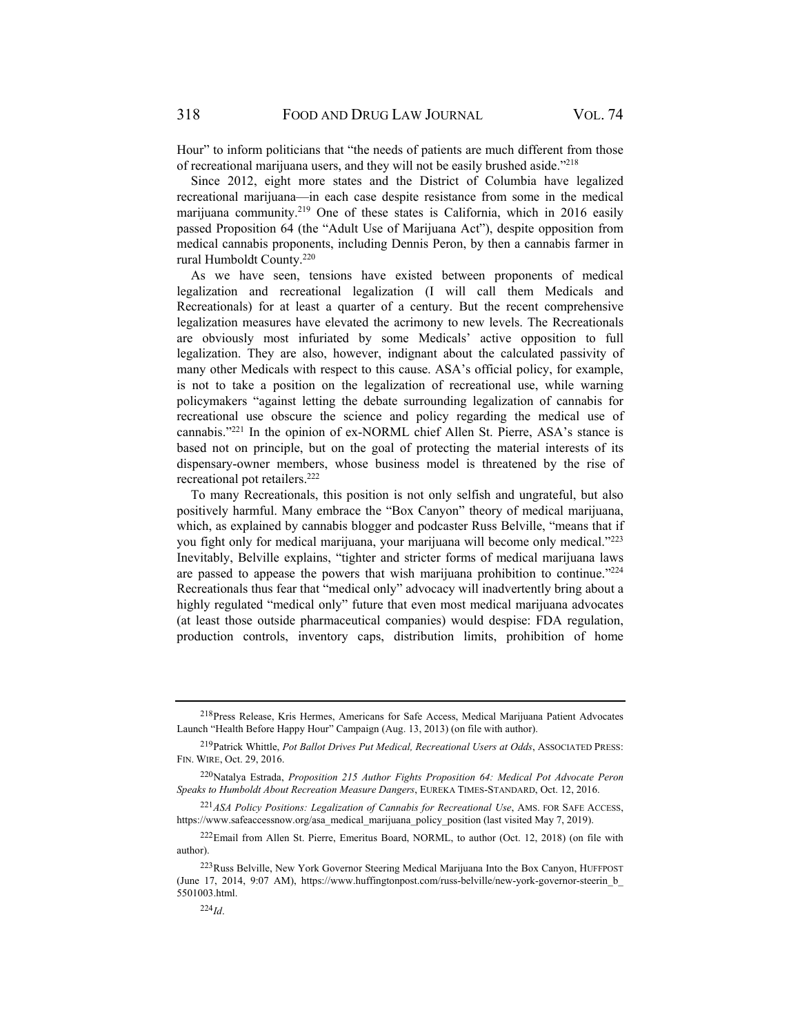Hour" to inform politicians that "the needs of patients are much different from those of recreational marijuana users, and they will not be easily brushed aside."[218]

Since 2012, eight more states and the District of Columbia have legalized recreational marijuana—in each case despite resistance from some in the medical marijuana community.[219] One of these states is California, which in 2016 easily passed Proposition 64 (the "Adult Use of Marijuana Act"), despite opposition from medical cannabis proponents, including Dennis Peron, by then a cannabis farmer in rural Humboldt County.[220]

As we have seen, tensions have existed between proponents of medical legalization and recreational legalization (I will call them Medicals and Recreationals) for at least a quarter of a century. But the recent comprehensive legalization measures have elevated the acrimony to new levels. The Recreationals are obviously most infuriated by some Medicals' active opposition to full legalization. They are also, however, indignant about the calculated passivity of many other Medicals with respect to this cause. ASA's official policy, for example, is not to take a position on the legalization of recreational use, while warning policymakers "against letting the debate surrounding legalization of cannabis for recreational use obscure the science and policy regarding the medical use of cannabis."[221] In the opinion of ex-NORML chief Allen St. Pierre, ASA's stance is based not on principle, but on the goal of protecting the material interests of its dispensary-owner members, whose business model is threatened by the rise of recreational pot retailers.[222]

To many Recreationals, this position is not only selfish and ungrateful, but also positively harmful. Many embrace the "Box Canyon" theory of medical marijuana, which, as explained by cannabis blogger and podcaster Russ Belville, "means that if you fight only for medical marijuana, your marijuana will become only medical."[223] Inevitably, Belville explains, "tighter and stricter forms of medical marijuana laws are passed to appease the powers that wish marijuana prohibition to continue."[224] Recreationals thus fear that "medical only" advocacy will inadvertently bring about a highly regulated "medical only" future that even most medical marijuana advocates (at least those outside pharmaceutical companies) would despise: FDA regulation, production controls, inventory caps, distribution limits, prohibition of home

---

[218] Press Release, Kris Hermes, Americans for Safe Access, Medical Marijuana Patient Advocates Launch "Health Before Happy Hour" Campaign (Aug. 13, 2013) (on file with author).

[219] Patrick Whittle, *Pot Ballot Drives Put Medical, Recreational Users at Odds*, ASSOCIATED PRESS: FIN. WIRE, Oct. 29, 2016.

[220] Natalya Estrada, *Proposition 215 Author Fights Proposition 64: Medical Pot Advocate Peron Speaks to Humboldt About Recreation Measure Dangers*, EUREKA TIMES-STANDARD, Oct. 12, 2016.

[221] *ASA Policy Positions: Legalization of Cannabis for Recreational Use*, AMS. FOR SAFE ACCESS, https://www.safeaccessnow.org/asa_medical_marijuana_policy_position (last visited May 7, 2019).

[222] Email from Allen St. Pierre, Emeritus Board, NORML, to author (Oct. 12, 2018) (on file with author).

[223] Russ Belville, New York Governor Steering Medical Marijuana Into the Box Canyon, HUFFPOST (June 17, 2014, 9:07 AM), https://www.huffingtonpost.com/russ-belville/new-york-governor-steerin_b_5501003.html.

[224] *Id*.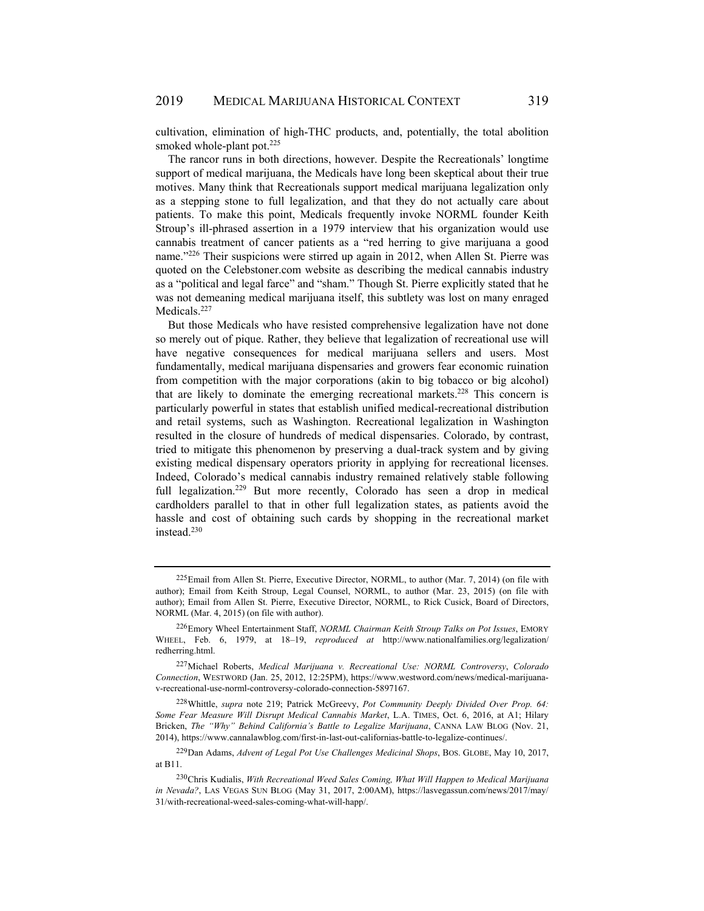cultivation, elimination of high-THC products, and, potentially, the total abolition smoked whole-plant pot.[225]

The rancor runs in both directions, however. Despite the Recreationals' longtime support of medical marijuana, the Medicals have long been skeptical about their true motives. Many think that Recreationals support medical marijuana legalization only as a stepping stone to full legalization, and that they do not actually care about patients. To make this point, Medicals frequently invoke NORML founder Keith Stroup's ill-phrased assertion in a 1979 interview that his organization would use cannabis treatment of cancer patients as a "red herring to give marijuana a good name."[226] Their suspicions were stirred up again in 2012, when Allen St. Pierre was quoted on the Celebstoner.com website as describing the medical cannabis industry as a "political and legal farce" and "sham." Though St. Pierre explicitly stated that he was not demeaning medical marijuana itself, this subtlety was lost on many enraged Medicals.[227]

But those Medicals who have resisted comprehensive legalization have not done so merely out of pique. Rather, they believe that legalization of recreational use will have negative consequences for medical marijuana sellers and users. Most fundamentally, medical marijuana dispensaries and growers fear economic ruination from competition with the major corporations (akin to big tobacco or big alcohol) that are likely to dominate the emerging recreational markets.[228] This concern is particularly powerful in states that establish unified medical-recreational distribution and retail systems, such as Washington. Recreational legalization in Washington resulted in the closure of hundreds of medical dispensaries. Colorado, by contrast, tried to mitigate this phenomenon by preserving a dual-track system and by giving existing medical dispensary operators priority in applying for recreational licenses. Indeed, Colorado's medical cannabis industry remained relatively stable following full legalization.[229] But more recently, Colorado has seen a drop in medical cardholders parallel to that in other full legalization states, as patients avoid the hassle and cost of obtaining such cards by shopping in the recreational market instead.[230]

---

[225] Email from Allen St. Pierre, Executive Director, NORML, to author (Mar. 7, 2014) (on file with author); Email from Keith Stroup, Legal Counsel, NORML, to author (Mar. 23, 2015) (on file with author); Email from Allen St. Pierre, Executive Director, NORML, to Rick Cusick, Board of Directors, NORML (Mar. 4, 2015) (on file with author).

[226] Emory Wheel Entertainment Staff, *NORML Chairman Keith Stroup Talks on Pot Issues*, EMORY WHEEL, Feb. 6, 1979, at 18–19, *reproduced at* http://www.nationalfamilies.org/legalization/redherring.html.

[227] Michael Roberts, *Medical Marijuana v. Recreational Use: NORML Controversy*, *Colorado Connection*, WESTWORD (Jan. 25, 2012, 12:25PM), https://www.westword.com/news/medical-marijuana-v-recreational-use-norml-controversy-colorado-connection-5897167.

[228] Whittle, *supra* note 219; Patrick McGreevy, *Pot Community Deeply Divided Over Prop. 64: Some Fear Measure Will Disrupt Medical Cannabis Market*, L.A. TIMES, Oct. 6, 2016, at A1; Hilary Bricken, *The "Why" Behind California's Battle to Legalize Marijuana*, CANNA LAW BLOG (Nov. 21, 2014), https://www.cannalawblog.com/first-in-last-out-californias-battle-to-legalize-continues/.

[229] Dan Adams, *Advent of Legal Pot Use Challenges Medicinal Shops*, BOS. GLOBE, May 10, 2017, at B11.

[230] Chris Kudialis, *With Recreational Weed Sales Coming, What Will Happen to Medical Marijuana in Nevada?*, LAS VEGAS SUN BLOG (May 31, 2017, 2:00AM), https://lasvegassun.com/news/2017/may/31/with-recreational-weed-sales-coming-what-will-happ/.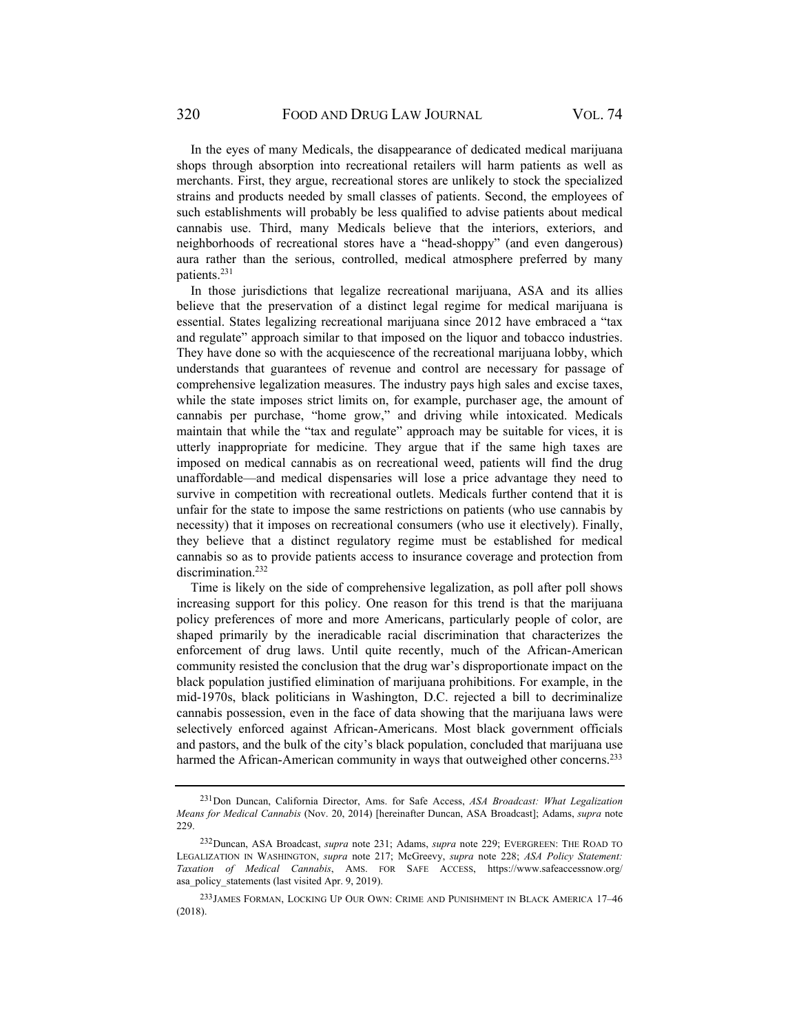In the eyes of many Medicals, the disappearance of dedicated medical marijuana shops through absorption into recreational retailers will harm patients as well as merchants. First, they argue, recreational stores are unlikely to stock the specialized strains and products needed by small classes of patients. Second, the employees of such establishments will probably be less qualified to advise patients about medical cannabis use. Third, many Medicals believe that the interiors, exteriors, and neighborhoods of recreational stores have a "head-shoppy" (and even dangerous) aura rather than the serious, controlled, medical atmosphere preferred by many patients.[231]

In those jurisdictions that legalize recreational marijuana, ASA and its allies believe that the preservation of a distinct legal regime for medical marijuana is essential. States legalizing recreational marijuana since 2012 have embraced a "tax and regulate" approach similar to that imposed on the liquor and tobacco industries. They have done so with the acquiescence of the recreational marijuana lobby, which understands that guarantees of revenue and control are necessary for passage of comprehensive legalization measures. The industry pays high sales and excise taxes, while the state imposes strict limits on, for example, purchaser age, the amount of cannabis per purchase, "home grow," and driving while intoxicated. Medicals maintain that while the "tax and regulate" approach may be suitable for vices, it is utterly inappropriate for medicine. They argue that if the same high taxes are imposed on medical cannabis as on recreational weed, patients will find the drug unaffordable—and medical dispensaries will lose a price advantage they need to survive in competition with recreational outlets. Medicals further contend that it is unfair for the state to impose the same restrictions on patients (who use cannabis by necessity) that it imposes on recreational consumers (who use it electively). Finally, they believe that a distinct regulatory regime must be established for medical cannabis so as to provide patients access to insurance coverage and protection from discrimination.[232]

Time is likely on the side of comprehensive legalization, as poll after poll shows increasing support for this policy. One reason for this trend is that the marijuana policy preferences of more and more Americans, particularly people of color, are shaped primarily by the ineradicable racial discrimination that characterizes the enforcement of drug laws. Until quite recently, much of the African-American community resisted the conclusion that the drug war's disproportionate impact on the black population justified elimination of marijuana prohibitions. For example, in the mid-1970s, black politicians in Washington, D.C. rejected a bill to decriminalize cannabis possession, even in the face of data showing that the marijuana laws were selectively enforced against African-Americans. Most black government officials and pastors, and the bulk of the city's black population, concluded that marijuana use harmed the African-American community in ways that outweighed other concerns.[233]

---

[231] Don Duncan, California Director, Ams. for Safe Access, *ASA Broadcast: What Legalization Means for Medical Cannabis* (Nov. 20, 2014) [hereinafter Duncan, ASA Broadcast]; Adams, *supra* note 229.

[232] Duncan, ASA Broadcast, *supra* note 231; Adams, *supra* note 229; EVERGREEN: THE ROAD TO LEGALIZATION IN WASHINGTON, *supra* note 217; McGreevy, *supra* note 228; *ASA Policy Statement: Taxation of Medical Cannabis*, AMS. FOR SAFE ACCESS, https://www.safeaccessnow.org/asa_policy_statements (last visited Apr. 9, 2019).

[233] JAMES FORMAN, LOCKING UP OUR OWN: CRIME AND PUNISHMENT IN BLACK AMERICA 17–46 (2018).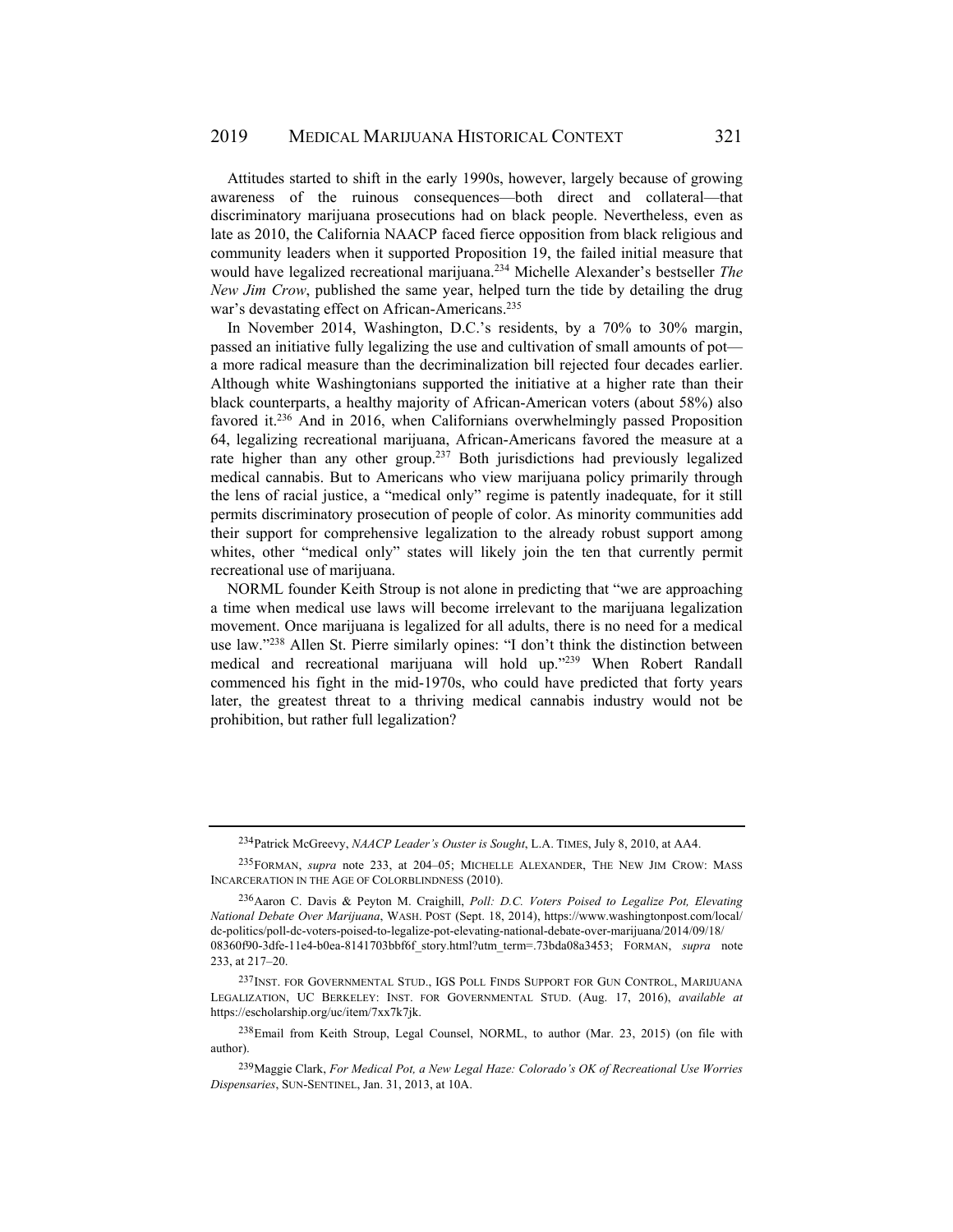Attitudes started to shift in the early 1990s, however, largely because of growing awareness of the ruinous consequences—both direct and collateral—that discriminatory marijuana prosecutions had on black people. Nevertheless, even as late as 2010, the California NAACP faced fierce opposition from black religious and community leaders when it supported Proposition 19, the failed initial measure that would have legalized recreational marijuana.[234] Michelle Alexander's bestseller *The New Jim Crow*, published the same year, helped turn the tide by detailing the drug war's devastating effect on African-Americans.[235]

In November 2014, Washington, D.C.'s residents, by a 70% to 30% margin, passed an initiative fully legalizing the use and cultivation of small amounts of pot—a more radical measure than the decriminalization bill rejected four decades earlier. Although white Washingtonians supported the initiative at a higher rate than their black counterparts, a healthy majority of African-American voters (about 58%) also favored it.[236] And in 2016, when Californians overwhelmingly passed Proposition 64, legalizing recreational marijuana, African-Americans favored the measure at a rate higher than any other group.[237] Both jurisdictions had previously legalized medical cannabis. But to Americans who view marijuana policy primarily through the lens of racial justice, a "medical only" regime is patently inadequate, for it still permits discriminatory prosecution of people of color. As minority communities add their support for comprehensive legalization to the already robust support among whites, other "medical only" states will likely join the ten that currently permit recreational use of marijuana.

NORML founder Keith Stroup is not alone in predicting that "we are approaching a time when medical use laws will become irrelevant to the marijuana legalization movement. Once marijuana is legalized for all adults, there is no need for a medical use law."[238] Allen St. Pierre similarly opines: "I don't think the distinction between medical and recreational marijuana will hold up."[239] When Robert Randall commenced his fight in the mid-1970s, who could have predicted that forty years later, the greatest threat to a thriving medical cannabis industry would not be prohibition, but rather full legalization?

---

[234] Patrick McGreevy, *NAACP Leader's Ouster is Sought*, L.A. TIMES, July 8, 2010, at AA4.

[235] FORMAN, *supra* note 233, at 204–05; MICHELLE ALEXANDER, THE NEW JIM CROW: MASS INCARCERATION IN THE AGE OF COLORBLINDNESS (2010).

[236] Aaron C. Davis & Peyton M. Craighill, *Poll: D.C. Voters Poised to Legalize Pot, Elevating National Debate Over Marijuana*, WASH. POST (Sept. 18, 2014), https://www.washingtonpost.com/local/dc-politics/poll-dc-voters-poised-to-legalize-pot-elevating-national-debate-over-marijuana/2014/09/18/08360f90-3dfe-11e4-b0ea-8141703bbf6f_story.html?utm_term=.73bda08a3453; FORMAN, *supra* note 233, at 217–20.

[237] INST. FOR GOVERNMENTAL STUD., IGS POLL FINDS SUPPORT FOR GUN CONTROL, MARIJUANA LEGALIZATION, UC BERKELEY: INST. FOR GOVERNMENTAL STUD. (Aug. 17, 2016), *available at* https://escholarship.org/uc/item/7xx7k7jk.

[238] Email from Keith Stroup, Legal Counsel, NORML, to author (Mar. 23, 2015) (on file with author).

[239] Maggie Clark, *For Medical Pot, a New Legal Haze: Colorado's OK of Recreational Use Worries Dispensaries*, SUN-SENTINEL, Jan. 31, 2013, at 10A.